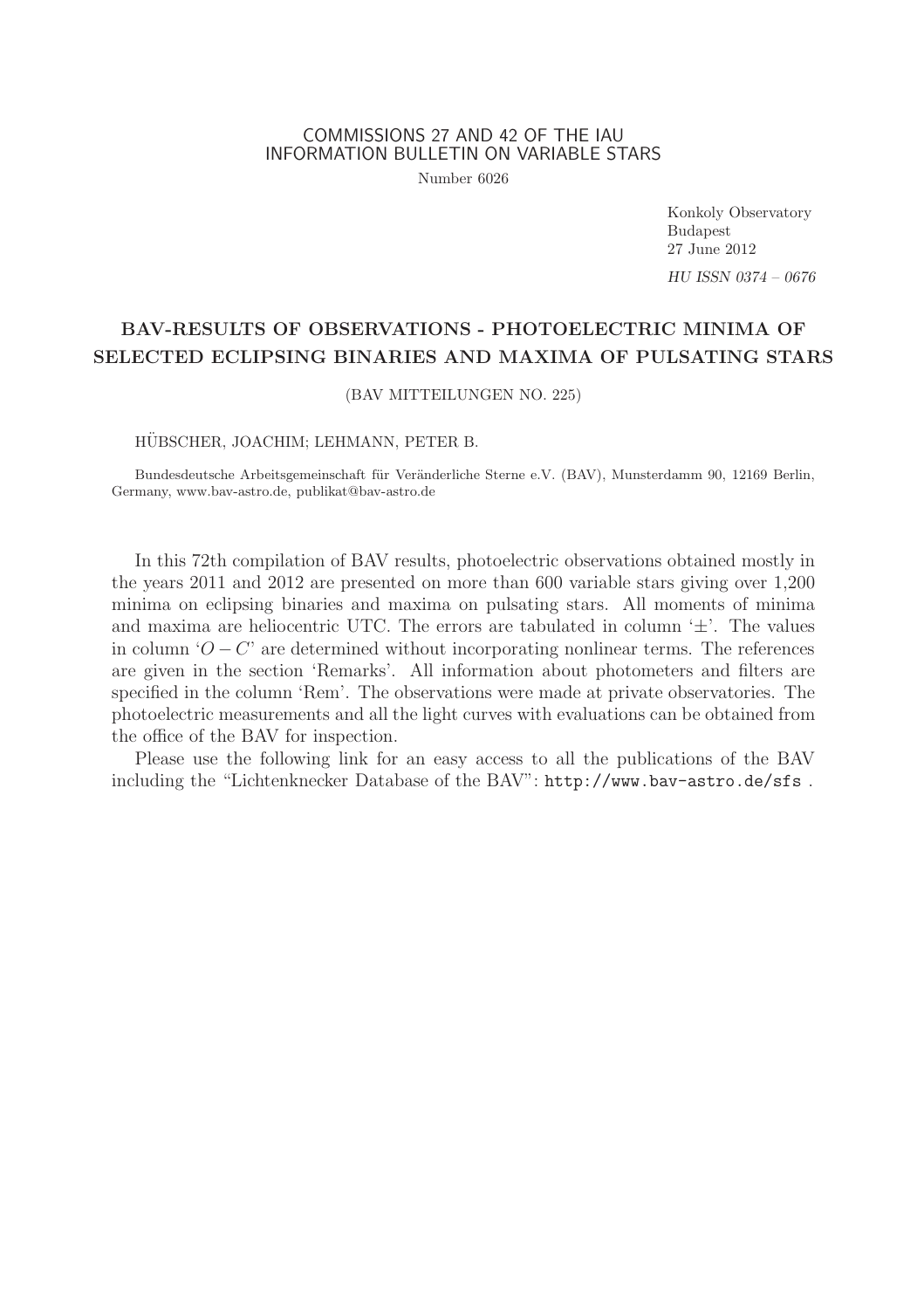COMMISSIONS 27 AND 42 OF THE IAU
INFORMATION BULLETIN ON VARIABLE STARS

Number 6026

Konkoly Observatory
Budapest
27 June 2012

*HU ISSN 0374 – 0676*

# BAV-RESULTS OF OBSERVATIONS - PHOTOELECTRIC MINIMA OF SELECTED ECLIPSING BINARIES AND MAXIMA OF PULSATING STARS

(BAV MITTEILUNGEN NO. 225)

HÜBSCHER, JOACHIM; LEHMANN, PETER B.

Bundesdeutsche Arbeitsgemeinschaft für Veränderliche Sterne e.V. (BAV), Munsterdamm 90, 12169 Berlin, Germany, www.bav-astro.de, publikat@bav-astro.de

In this 72th compilation of BAV results, photoelectric observations obtained mostly in the years 2011 and 2012 are presented on more than 600 variable stars giving over 1,200 minima on eclipsing binaries and maxima on pulsating stars. All moments of minima and maxima are heliocentric UTC. The errors are tabulated in column '$\pm$'. The values in column '$O-C$' are determined without incorporating nonlinear terms. The references are given in the section 'Remarks'. All information about photometers and filters are specified in the column 'Rem'. The observations were made at private observatories. The photoelectric measurements and all the light curves with evaluations can be obtained from the office of the BAV for inspection.

Please use the following link for an easy access to all the publications of the BAV including the "Lichtenknecker Database of the BAV": `http://www.bav-astro.de/sfs` .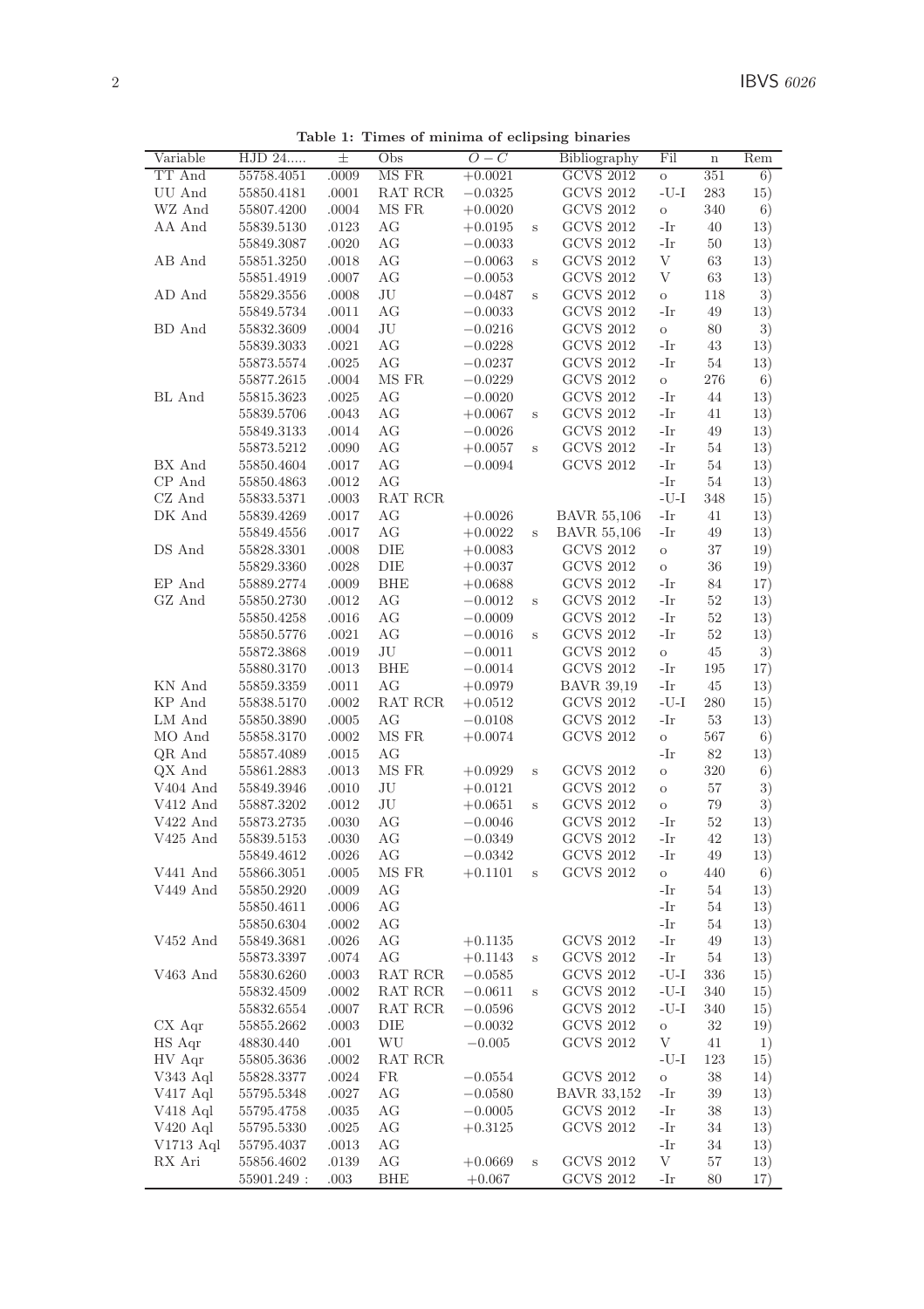**Table 1: Times of minima of eclipsing binaries**

| Variable | HJD 24..... | ± | Obs | $O-C$ | | Bibliography | Fil | n | Rem |
|---|---|---|---|---|---|---|---|---|---|
| TT And | 55758.4051 | .0009 | MS FR | +0.0021 | | GCVS 2012 | o | 351 | 6) |
| UU And | 55850.4181 | .0001 | RAT RCR | −0.0325 | | GCVS 2012 | -U-I | 283 | 15) |
| WZ And | 55807.4200 | .0004 | MS FR | +0.0020 | | GCVS 2012 | o | 340 | 6) |
| AA And | 55839.5130 | .0123 | AG | +0.0195 | s | GCVS 2012 | -Ir | 40 | 13) |
| | 55849.3087 | .0020 | AG | −0.0033 | | GCVS 2012 | -Ir | 50 | 13) |
| AB And | 55851.3250 | .0018 | AG | −0.0063 | s | GCVS 2012 | V | 63 | 13) |
| | 55851.4919 | .0007 | AG | −0.0053 | | GCVS 2012 | V | 63 | 13) |
| AD And | 55829.3556 | .0008 | JU | −0.0487 | s | GCVS 2012 | o | 118 | 3) |
| | 55849.5734 | .0011 | AG | −0.0033 | | GCVS 2012 | -Ir | 49 | 13) |
| BD And | 55832.3609 | .0004 | JU | −0.0216 | | GCVS 2012 | o | 80 | 3) |
| | 55839.3033 | .0021 | AG | −0.0228 | | GCVS 2012 | -Ir | 43 | 13) |
| | 55873.5574 | .0025 | AG | −0.0237 | | GCVS 2012 | -Ir | 54 | 13) |
| | 55877.2615 | .0004 | MS FR | −0.0229 | | GCVS 2012 | o | 276 | 6) |
| BL And | 55815.3623 | .0025 | AG | −0.0020 | | GCVS 2012 | -Ir | 44 | 13) |
| | 55839.5706 | .0043 | AG | +0.0067 | s | GCVS 2012 | -Ir | 41 | 13) |
| | 55849.3133 | .0014 | AG | −0.0026 | | GCVS 2012 | -Ir | 49 | 13) |
| | 55873.5212 | .0090 | AG | +0.0057 | s | GCVS 2012 | -Ir | 54 | 13) |
| BX And | 55850.4604 | .0017 | AG | −0.0094 | | GCVS 2012 | -Ir | 54 | 13) |
| CP And | 55850.4863 | .0012 | AG | | | | -Ir | 54 | 13) |
| CZ And | 55833.5371 | .0003 | RAT RCR | | | | -U-I | 348 | 15) |
| DK And | 55839.4269 | .0017 | AG | +0.0026 | | BAVR 55,106 | -Ir | 41 | 13) |
| | 55849.4556 | .0017 | AG | +0.0022 | s | BAVR 55,106 | -Ir | 49 | 13) |
| DS And | 55828.3301 | .0008 | DIE | +0.0083 | | GCVS 2012 | o | 37 | 19) |
| | 55829.3360 | .0028 | DIE | +0.0037 | | GCVS 2012 | o | 36 | 19) |
| EP And | 55889.2774 | .0009 | BHE | +0.0688 | | GCVS 2012 | -Ir | 84 | 17) |
| GZ And | 55850.2730 | .0012 | AG | −0.0012 | s | GCVS 2012 | -Ir | 52 | 13) |
| | 55850.4258 | .0016 | AG | −0.0009 | | GCVS 2012 | -Ir | 52 | 13) |
| | 55850.5776 | .0021 | AG | −0.0016 | s | GCVS 2012 | -Ir | 52 | 13) |
| | 55872.3868 | .0019 | JU | −0.0011 | | GCVS 2012 | o | 45 | 3) |
| | 55880.3170 | .0013 | BHE | −0.0014 | | GCVS 2012 | -Ir | 195 | 17) |
| KN And | 55859.3359 | .0011 | AG | +0.0979 | | BAVR 39,19 | -Ir | 45 | 13) |
| KP And | 55838.5170 | .0002 | RAT RCR | +0.0512 | | GCVS 2012 | -U-I | 280 | 15) |
| LM And | 55850.3890 | .0005 | AG | −0.0108 | | GCVS 2012 | -Ir | 53 | 13) |
| MO And | 55858.3170 | .0002 | MS FR | +0.0074 | | GCVS 2012 | o | 567 | 6) |
| QR And | 55857.4089 | .0015 | AG | | | | -Ir | 82 | 13) |
| QX And | 55861.2883 | .0013 | MS FR | +0.0929 | s | GCVS 2012 | o | 320 | 6) |
| V404 And | 55849.3946 | .0010 | JU | +0.0121 | | GCVS 2012 | o | 57 | 3) |
| V412 And | 55887.3202 | .0012 | JU | +0.0651 | s | GCVS 2012 | o | 79 | 3) |
| V422 And | 55873.2735 | .0030 | AG | −0.0046 | | GCVS 2012 | -Ir | 52 | 13) |
| V425 And | 55839.5153 | .0030 | AG | −0.0349 | | GCVS 2012 | -Ir | 42 | 13) |
| | 55849.4612 | .0026 | AG | −0.0342 | | GCVS 2012 | -Ir | 49 | 13) |
| V441 And | 55866.3051 | .0005 | MS FR | +0.1101 | s | GCVS 2012 | o | 440 | 6) |
| V449 And | 55850.2920 | .0009 | AG | | | | -Ir | 54 | 13) |
| | 55850.4611 | .0006 | AG | | | | -Ir | 54 | 13) |
| | 55850.6304 | .0002 | AG | | | | -Ir | 54 | 13) |
| V452 And | 55849.3681 | .0026 | AG | +0.1135 | | GCVS 2012 | -Ir | 49 | 13) |
| | 55873.3397 | .0074 | AG | +0.1143 | s | GCVS 2012 | -Ir | 54 | 13) |
| V463 And | 55830.6260 | .0003 | RAT RCR | −0.0585 | | GCVS 2012 | -U-I | 336 | 15) |
| | 55832.4509 | .0002 | RAT RCR | −0.0611 | s | GCVS 2012 | -U-I | 340 | 15) |
| | 55832.6554 | .0007 | RAT RCR | −0.0596 | | GCVS 2012 | -U-I | 340 | 15) |
| CX Aqr | 55855.2662 | .0003 | DIE | −0.0032 | | GCVS 2012 | o | 32 | 19) |
| HS Aqr | 48830.440 | .001 | WU | −0.005 | | GCVS 2012 | V | 41 | 1) |
| HV Aqr | 55805.3636 | .0002 | RAT RCR | | | | -U-I | 123 | 15) |
| V343 Aql | 55828.3377 | .0024 | FR | −0.0554 | | GCVS 2012 | o | 38 | 14) |
| V417 Aql | 55795.5348 | .0027 | AG | −0.0580 | | BAVR 33,152 | -Ir | 39 | 13) |
| V418 Aql | 55795.4758 | .0035 | AG | −0.0005 | | GCVS 2012 | -Ir | 38 | 13) |
| V420 Aql | 55795.5330 | .0025 | AG | +0.3125 | | GCVS 2012 | -Ir | 34 | 13) |
| V1713 Aql | 55795.4037 | .0013 | AG | | | | -Ir | 34 | 13) |
| RX Ari | 55856.4602 | .0139 | AG | +0.0669 | s | GCVS 2012 | V | 57 | 13) |
| | 55901.249 : | .003 | BHE | +0.067 | | GCVS 2012 | -Ir | 80 | 17) |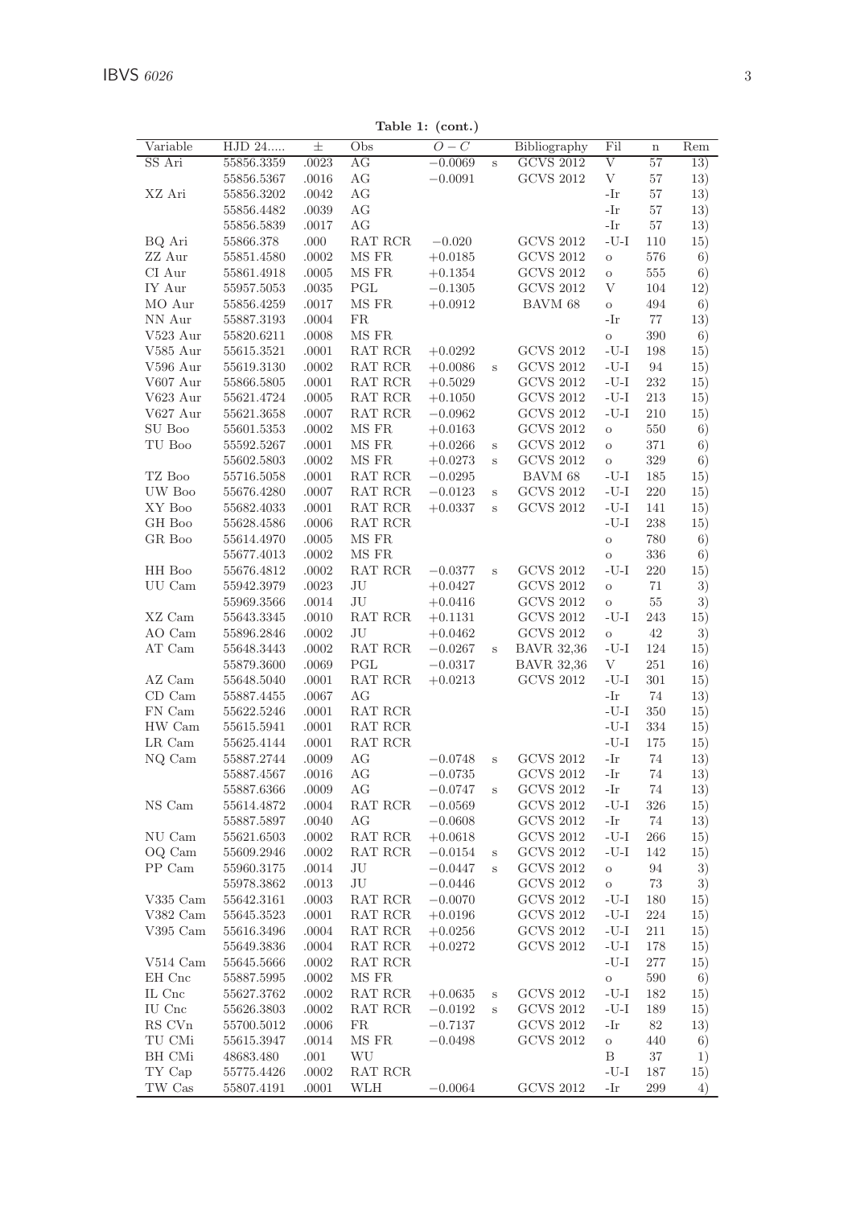**Table 1: (cont.)**

| Variable | HJD 24..... | ± | Obs | $O-C$ | | Bibliography | Fil | n | Rem |
|---|---|---|---|---|---|---|---|---|---|
| SS Ari | 55856.3359 | .0023 | AG | −0.0069 | s | GCVS 2012 | V | 57 | 13) |
| | 55856.5367 | .0016 | AG | −0.0091 | | GCVS 2012 | V | 57 | 13) |
| XZ Ari | 55856.3202 | .0042 | AG | | | | -Ir | 57 | 13) |
| | 55856.4482 | .0039 | AG | | | | -Ir | 57 | 13) |
| | 55856.5839 | .0017 | AG | | | | -Ir | 57 | 13) |
| BQ Ari | 55866.378 | .000 | RAT RCR | −0.020 | | GCVS 2012 | -U-I | 110 | 15) |
| ZZ Aur | 55851.4580 | .0002 | MS FR | +0.0185 | | GCVS 2012 | o | 576 | 6) |
| CI Aur | 55861.4918 | .0005 | MS FR | +0.1354 | | GCVS 2012 | o | 555 | 6) |
| IY Aur | 55957.5053 | .0035 | PGL | −0.1305 | | GCVS 2012 | V | 104 | 12) |
| MO Aur | 55856.4259 | .0017 | MS FR | +0.0912 | | BAVM 68 | o | 494 | 6) |
| NN Aur | 55887.3193 | .0004 | FR | | | | -Ir | 77 | 13) |
| V523 Aur | 55820.6211 | .0008 | MS FR | | | | o | 390 | 6) |
| V585 Aur | 55615.3521 | .0001 | RAT RCR | +0.0292 | | GCVS 2012 | -U-I | 198 | 15) |
| V596 Aur | 55619.3130 | .0002 | RAT RCR | +0.0086 | s | GCVS 2012 | -U-I | 94 | 15) |
| V607 Aur | 55866.5805 | .0001 | RAT RCR | +0.5029 | | GCVS 2012 | -U-I | 232 | 15) |
| V623 Aur | 55621.4724 | .0005 | RAT RCR | +0.1050 | | GCVS 2012 | -U-I | 213 | 15) |
| V627 Aur | 55621.3658 | .0007 | RAT RCR | −0.0962 | | GCVS 2012 | -U-I | 210 | 15) |
| SU Boo | 55601.5353 | .0002 | MS FR | +0.0163 | | GCVS 2012 | o | 550 | 6) |
| TU Boo | 55592.5267 | .0001 | MS FR | +0.0266 | s | GCVS 2012 | o | 371 | 6) |
| | 55602.5803 | .0002 | MS FR | +0.0273 | s | GCVS 2012 | o | 329 | 6) |
| TZ Boo | 55716.5058 | .0001 | RAT RCR | −0.0295 | | BAVM 68 | -U-I | 185 | 15) |
| UW Boo | 55676.4280 | .0007 | RAT RCR | −0.0123 | s | GCVS 2012 | -U-I | 220 | 15) |
| XY Boo | 55682.4033 | .0001 | RAT RCR | +0.0337 | s | GCVS 2012 | -U-I | 141 | 15) |
| GH Boo | 55628.4586 | .0006 | RAT RCR | | | | -U-I | 238 | 15) |
| GR Boo | 55614.4970 | .0005 | MS FR | | | | o | 780 | 6) |
| | 55677.4013 | .0002 | MS FR | | | | o | 336 | 6) |
| HH Boo | 55676.4812 | .0002 | RAT RCR | −0.0377 | s | GCVS 2012 | -U-I | 220 | 15) |
| UU Cam | 55942.3979 | .0023 | JU | +0.0427 | | GCVS 2012 | o | 71 | 3) |
| | 55969.3566 | .0014 | JU | +0.0416 | | GCVS 2012 | o | 55 | 3) |
| XZ Cam | 55643.3345 | .0010 | RAT RCR | +0.1131 | | GCVS 2012 | -U-I | 243 | 15) |
| AO Cam | 55896.2846 | .0002 | JU | +0.0462 | | GCVS 2012 | o | 42 | 3) |
| AT Cam | 55648.3443 | .0002 | RAT RCR | −0.0267 | s | BAVR 32,36 | -U-I | 124 | 15) |
| | 55879.3600 | .0069 | PGL | −0.0317 | | BAVR 32,36 | V | 251 | 16) |
| AZ Cam | 55648.5040 | .0001 | RAT RCR | +0.0213 | | GCVS 2012 | -U-I | 301 | 15) |
| CD Cam | 55887.4455 | .0067 | AG | | | | -Ir | 74 | 13) |
| FN Cam | 55622.5246 | .0001 | RAT RCR | | | | -U-I | 350 | 15) |
| HW Cam | 55615.5941 | .0001 | RAT RCR | | | | -U-I | 334 | 15) |
| LR Cam | 55625.4144 | .0001 | RAT RCR | | | | -U-I | 175 | 15) |
| NQ Cam | 55887.2744 | .0009 | AG | −0.0748 | s | GCVS 2012 | -Ir | 74 | 13) |
| | 55887.4567 | .0016 | AG | −0.0735 | | GCVS 2012 | -Ir | 74 | 13) |
| | 55887.6366 | .0009 | AG | −0.0747 | s | GCVS 2012 | -Ir | 74 | 13) |
| NS Cam | 55614.4872 | .0004 | RAT RCR | −0.0569 | | GCVS 2012 | -U-I | 326 | 15) |
| | 55887.5897 | .0040 | AG | −0.0608 | | GCVS 2012 | -Ir | 74 | 13) |
| NU Cam | 55621.6503 | .0002 | RAT RCR | +0.0618 | | GCVS 2012 | -U-I | 266 | 15) |
| OQ Cam | 55609.2946 | .0002 | RAT RCR | −0.0154 | s | GCVS 2012 | -U-I | 142 | 15) |
| PP Cam | 55960.3175 | .0014 | JU | −0.0447 | s | GCVS 2012 | o | 94 | 3) |
| | 55978.3862 | .0013 | JU | −0.0446 | | GCVS 2012 | o | 73 | 3) |
| V335 Cam | 55642.3161 | .0003 | RAT RCR | −0.0070 | | GCVS 2012 | -U-I | 180 | 15) |
| V382 Cam | 55645.3523 | .0001 | RAT RCR | +0.0196 | | GCVS 2012 | -U-I | 224 | 15) |
| V395 Cam | 55616.3496 | .0004 | RAT RCR | +0.0256 | | GCVS 2012 | -U-I | 211 | 15) |
| | 55649.3836 | .0004 | RAT RCR | +0.0272 | | GCVS 2012 | -U-I | 178 | 15) |
| V514 Cam | 55645.5666 | .0002 | RAT RCR | | | | -U-I | 277 | 15) |
| EH Cnc | 55887.5995 | .0002 | MS FR | | | | o | 590 | 6) |
| IL Cnc | 55627.3762 | .0002 | RAT RCR | +0.0635 | s | GCVS 2012 | -U-I | 182 | 15) |
| IU Cnc | 55626.3803 | .0002 | RAT RCR | −0.0192 | s | GCVS 2012 | -U-I | 189 | 15) |
| RS CVn | 55700.5012 | .0006 | FR | −0.7137 | | GCVS 2012 | -Ir | 82 | 13) |
| TU CMi | 55615.3947 | .0014 | MS FR | −0.0498 | | GCVS 2012 | o | 440 | 6) |
| BH CMi | 48683.480 | .001 | WU | | | | B | 37 | 1) |
| TY Cap | 55775.4426 | .0002 | RAT RCR | | | | -U-I | 187 | 15) |
| TW Cas | 55807.4191 | .0001 | WLH | −0.0064 | | GCVS 2012 | -Ir | 299 | 4) |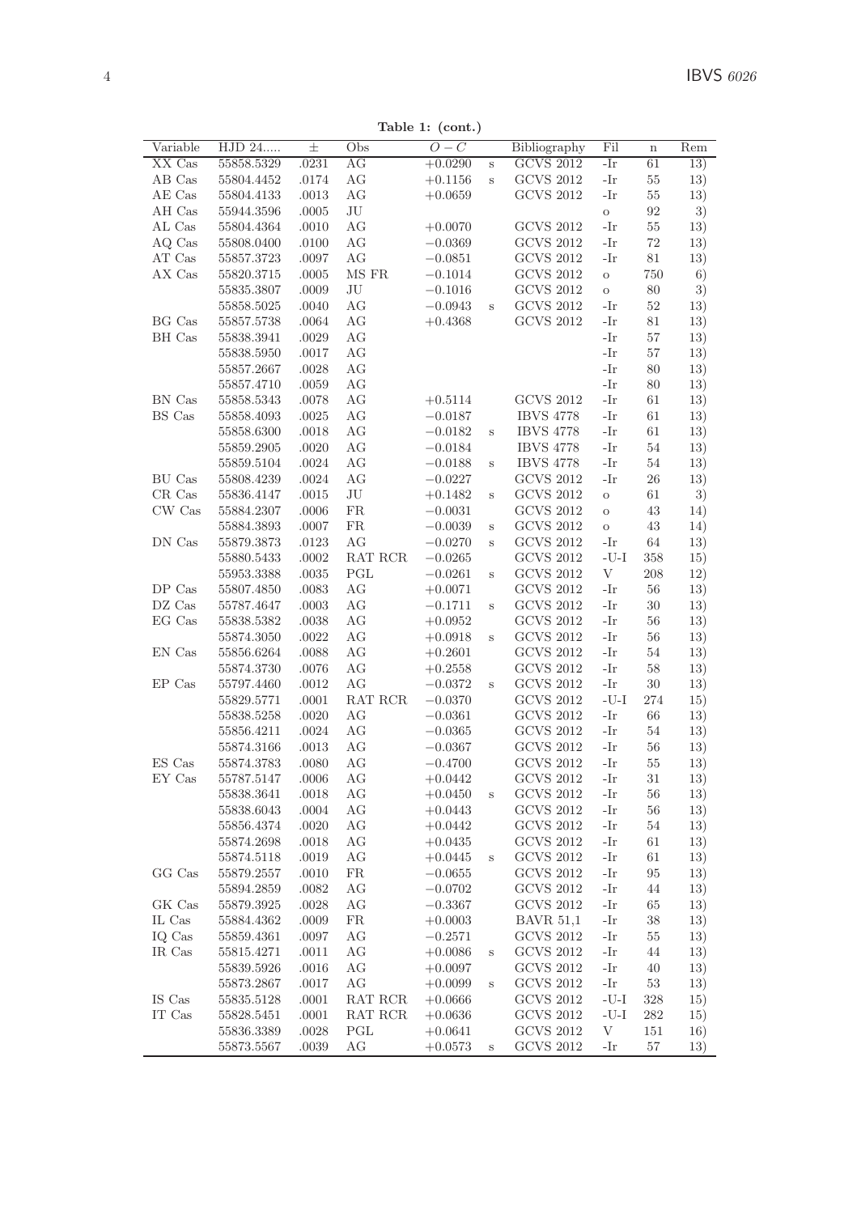**Table 1: (cont.)**

| Variable | HJD 24..... | ± | Obs | $O-C$ | | Bibliography | Fil | n | Rem |
|---|---|---|---|---|---|---|---|---|---|
| XX Cas | 55858.5329 | .0231 | AG | +0.0290 | s | GCVS 2012 | -Ir | 61 | 13) |
| AB Cas | 55804.4452 | .0174 | AG | +0.1156 | s | GCVS 2012 | -Ir | 55 | 13) |
| AE Cas | 55804.4133 | .0013 | AG | +0.0659 | | GCVS 2012 | -Ir | 55 | 13) |
| AH Cas | 55944.3596 | .0005 | JU | | | | o | 92 | 3) |
| AL Cas | 55804.4364 | .0010 | AG | +0.0070 | | GCVS 2012 | -Ir | 55 | 13) |
| AQ Cas | 55808.0400 | .0100 | AG | −0.0369 | | GCVS 2012 | -Ir | 72 | 13) |
| AT Cas | 55857.3723 | .0097 | AG | −0.0851 | | GCVS 2012 | -Ir | 81 | 13) |
| AX Cas | 55820.3715 | .0005 | MS FR | −0.1014 | | GCVS 2012 | o | 750 | 6) |
| | 55835.3807 | .0009 | JU | −0.1016 | | GCVS 2012 | o | 80 | 3) |
| | 55858.5025 | .0040 | AG | −0.0943 | s | GCVS 2012 | -Ir | 52 | 13) |
| BG Cas | 55857.5738 | .0064 | AG | +0.4368 | | GCVS 2012 | -Ir | 81 | 13) |
| BH Cas | 55838.3941 | .0029 | AG | | | | -Ir | 57 | 13) |
| | 55838.5950 | .0017 | AG | | | | -Ir | 57 | 13) |
| | 55857.2667 | .0028 | AG | | | | -Ir | 80 | 13) |
| | 55857.4710 | .0059 | AG | | | | -Ir | 80 | 13) |
| BN Cas | 55858.5343 | .0078 | AG | +0.5114 | | GCVS 2012 | -Ir | 61 | 13) |
| BS Cas | 55858.4093 | .0025 | AG | −0.0187 | | IBVS 4778 | -Ir | 61 | 13) |
| | 55858.6300 | .0018 | AG | −0.0182 | s | IBVS 4778 | -Ir | 61 | 13) |
| | 55859.2905 | .0020 | AG | −0.0184 | | IBVS 4778 | -Ir | 54 | 13) |
| | 55859.5104 | .0024 | AG | −0.0188 | s | IBVS 4778 | -Ir | 54 | 13) |
| BU Cas | 55808.4239 | .0024 | AG | −0.0227 | | GCVS 2012 | -Ir | 26 | 13) |
| CR Cas | 55836.4147 | .0015 | JU | +0.1482 | s | GCVS 2012 | o | 61 | 3) |
| CW Cas | 55884.2307 | .0006 | FR | −0.0031 | | GCVS 2012 | o | 43 | 14) |
| | 55884.3893 | .0007 | FR | −0.0039 | s | GCVS 2012 | o | 43 | 14) |
| DN Cas | 55879.3873 | .0123 | AG | −0.0270 | s | GCVS 2012 | -Ir | 64 | 13) |
| | 55880.5433 | .0002 | RAT RCR | −0.0265 | | GCVS 2012 | -U-I | 358 | 15) |
| | 55953.3388 | .0035 | PGL | −0.0261 | s | GCVS 2012 | V | 208 | 12) |
| DP Cas | 55807.4850 | .0083 | AG | +0.0071 | | GCVS 2012 | -Ir | 56 | 13) |
| DZ Cas | 55787.4647 | .0003 | AG | −0.1711 | s | GCVS 2012 | -Ir | 30 | 13) |
| EG Cas | 55838.5382 | .0038 | AG | +0.0952 | | GCVS 2012 | -Ir | 56 | 13) |
| | 55874.3050 | .0022 | AG | +0.0918 | s | GCVS 2012 | -Ir | 56 | 13) |
| EN Cas | 55856.6264 | .0088 | AG | +0.2601 | | GCVS 2012 | -Ir | 54 | 13) |
| | 55874.3730 | .0076 | AG | +0.2558 | | GCVS 2012 | -Ir | 58 | 13) |
| EP Cas | 55797.4460 | .0012 | AG | −0.0372 | s | GCVS 2012 | -Ir | 30 | 13) |
| | 55829.5771 | .0001 | RAT RCR | −0.0370 | | GCVS 2012 | -U-I | 274 | 15) |
| | 55838.5258 | .0020 | AG | −0.0361 | | GCVS 2012 | -Ir | 66 | 13) |
| | 55856.4211 | .0024 | AG | −0.0365 | | GCVS 2012 | -Ir | 54 | 13) |
| | 55874.3166 | .0013 | AG | −0.0367 | | GCVS 2012 | -Ir | 56 | 13) |
| ES Cas | 55874.3783 | .0080 | AG | −0.4700 | | GCVS 2012 | -Ir | 55 | 13) |
| EY Cas | 55787.5147 | .0006 | AG | +0.0442 | | GCVS 2012 | -Ir | 31 | 13) |
| | 55838.3641 | .0018 | AG | +0.0450 | s | GCVS 2012 | -Ir | 56 | 13) |
| | 55838.6043 | .0004 | AG | +0.0443 | | GCVS 2012 | -Ir | 56 | 13) |
| | 55856.4374 | .0020 | AG | +0.0442 | | GCVS 2012 | -Ir | 54 | 13) |
| | 55874.2698 | .0018 | AG | +0.0435 | | GCVS 2012 | -Ir | 61 | 13) |
| | 55874.5118 | .0019 | AG | +0.0445 | s | GCVS 2012 | -Ir | 61 | 13) |
| GG Cas | 55879.2557 | .0010 | FR | −0.0655 | | GCVS 2012 | -Ir | 95 | 13) |
| | 55894.2859 | .0082 | AG | −0.0702 | | GCVS 2012 | -Ir | 44 | 13) |
| GK Cas | 55879.3925 | .0028 | AG | −0.3367 | | GCVS 2012 | -Ir | 65 | 13) |
| IL Cas | 55884.4362 | .0009 | FR | +0.0003 | | BAVR 51,1 | -Ir | 38 | 13) |
| IQ Cas | 55859.4361 | .0097 | AG | −0.2571 | | GCVS 2012 | -Ir | 55 | 13) |
| IR Cas | 55815.4271 | .0011 | AG | +0.0086 | s | GCVS 2012 | -Ir | 44 | 13) |
| | 55839.5926 | .0016 | AG | +0.0097 | | GCVS 2012 | -Ir | 40 | 13) |
| | 55873.2867 | .0017 | AG | +0.0099 | s | GCVS 2012 | -Ir | 53 | 13) |
| IS Cas | 55835.5128 | .0001 | RAT RCR | +0.0666 | | GCVS 2012 | -U-I | 328 | 15) |
| IT Cas | 55828.5451 | .0001 | RAT RCR | +0.0636 | | GCVS 2012 | -U-I | 282 | 15) |
| | 55836.3389 | .0028 | PGL | +0.0641 | | GCVS 2012 | V | 151 | 16) |
| | 55873.5567 | .0039 | AG | +0.0573 | s | GCVS 2012 | -Ir | 57 | 13) |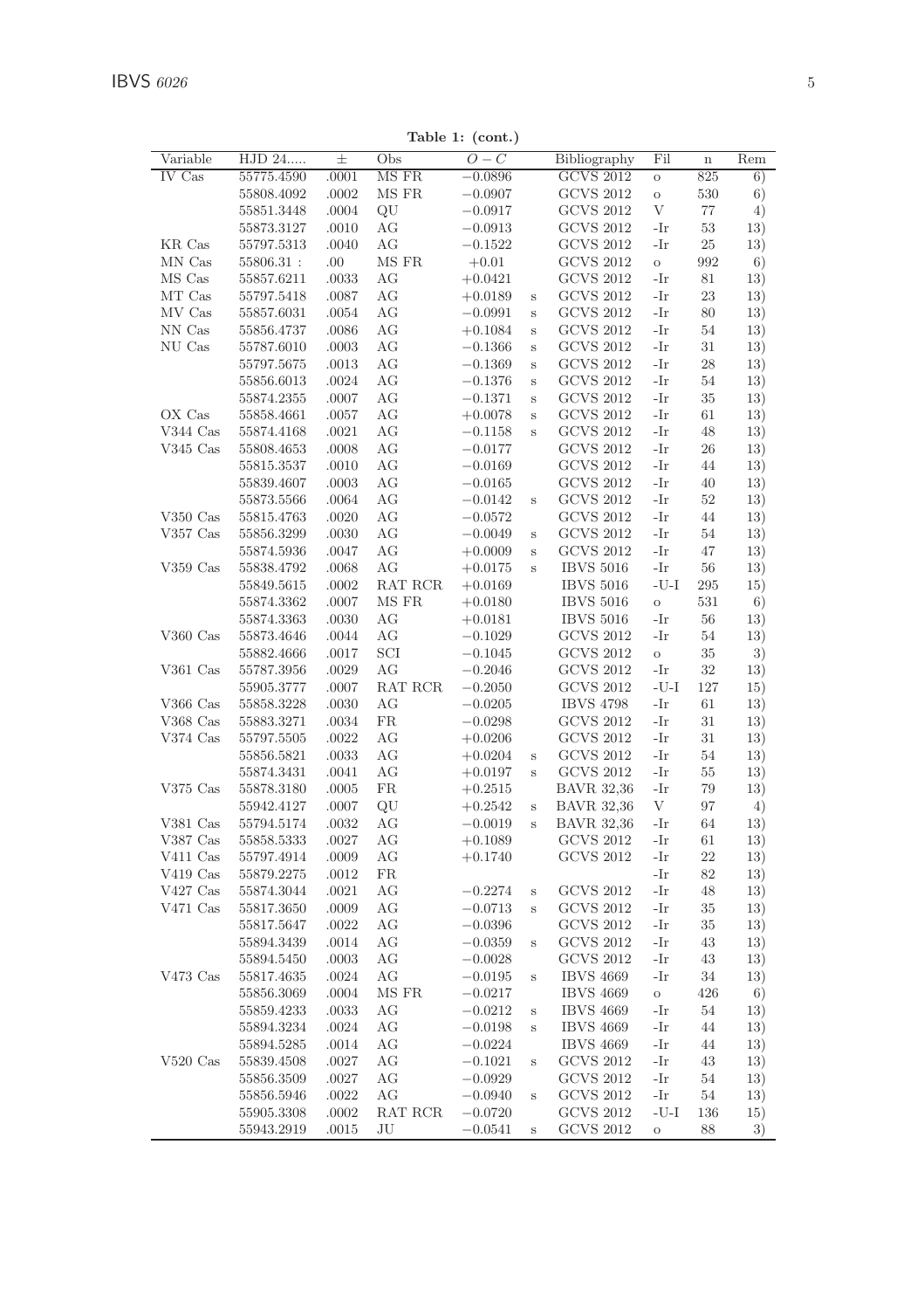**Table 1: (cont.)**

| Variable | HJD 24..... | ± | Obs | $O-C$ | | Bibliography | Fil | n | Rem |
|---|---|---|---|---|---|---|---|---|---|
| IV Cas | 55775.4590 | .0001 | MS FR | −0.0896 | | GCVS 2012 | o | 825 | 6) |
| | 55808.4092 | .0002 | MS FR | −0.0907 | | GCVS 2012 | o | 530 | 6) |
| | 55851.3448 | .0004 | QU | −0.0917 | | GCVS 2012 | V | 77 | 4) |
| | 55873.3127 | .0010 | AG | −0.0913 | | GCVS 2012 | -Ir | 53 | 13) |
| KR Cas | 55797.5313 | .0040 | AG | −0.1522 | | GCVS 2012 | -Ir | 25 | 13) |
| MN Cas | 55806.31 : | .00 | MS FR | +0.01 | | GCVS 2012 | o | 992 | 6) |
| MS Cas | 55857.6211 | .0033 | AG | +0.0421 | | GCVS 2012 | -Ir | 81 | 13) |
| MT Cas | 55797.5418 | .0087 | AG | +0.0189 | s | GCVS 2012 | -Ir | 23 | 13) |
| MV Cas | 55857.6031 | .0054 | AG | −0.0991 | s | GCVS 2012 | -Ir | 80 | 13) |
| NN Cas | 55856.4737 | .0086 | AG | +0.1084 | s | GCVS 2012 | -Ir | 54 | 13) |
| NU Cas | 55787.6010 | .0003 | AG | −0.1366 | s | GCVS 2012 | -Ir | 31 | 13) |
| | 55797.5675 | .0013 | AG | −0.1369 | s | GCVS 2012 | -Ir | 28 | 13) |
| | 55856.6013 | .0024 | AG | −0.1376 | s | GCVS 2012 | -Ir | 54 | 13) |
| | 55874.2355 | .0007 | AG | −0.1371 | s | GCVS 2012 | -Ir | 35 | 13) |
| OX Cas | 55858.4661 | .0057 | AG | +0.0078 | s | GCVS 2012 | -Ir | 61 | 13) |
| V344 Cas | 55874.4168 | .0021 | AG | −0.1158 | s | GCVS 2012 | -Ir | 48 | 13) |
| V345 Cas | 55808.4653 | .0008 | AG | −0.0177 | | GCVS 2012 | -Ir | 26 | 13) |
| | 55815.3537 | .0010 | AG | −0.0169 | | GCVS 2012 | -Ir | 44 | 13) |
| | 55839.4607 | .0003 | AG | −0.0165 | | GCVS 2012 | -Ir | 40 | 13) |
| | 55873.5566 | .0064 | AG | −0.0142 | s | GCVS 2012 | -Ir | 52 | 13) |
| V350 Cas | 55815.4763 | .0020 | AG | −0.0572 | | GCVS 2012 | -Ir | 44 | 13) |
| V357 Cas | 55856.3299 | .0030 | AG | −0.0049 | s | GCVS 2012 | -Ir | 54 | 13) |
| | 55874.5936 | .0047 | AG | +0.0009 | s | GCVS 2012 | -Ir | 47 | 13) |
| V359 Cas | 55838.4792 | .0068 | AG | +0.0175 | s | IBVS 5016 | -Ir | 56 | 13) |
| | 55849.5615 | .0002 | RAT RCR | +0.0169 | | IBVS 5016 | -U-I | 295 | 15) |
| | 55874.3362 | .0007 | MS FR | +0.0180 | | IBVS 5016 | o | 531 | 6) |
| | 55874.3363 | .0030 | AG | +0.0181 | | IBVS 5016 | -Ir | 56 | 13) |
| V360 Cas | 55873.4646 | .0044 | AG | −0.1029 | | GCVS 2012 | -Ir | 54 | 13) |
| | 55882.4666 | .0017 | SCI | −0.1045 | | GCVS 2012 | o | 35 | 3) |
| V361 Cas | 55787.3956 | .0029 | AG | −0.2046 | | GCVS 2012 | -Ir | 32 | 13) |
| | 55905.3777 | .0007 | RAT RCR | −0.2050 | | GCVS 2012 | -U-I | 127 | 15) |
| V366 Cas | 55858.3228 | .0030 | AG | −0.0205 | | IBVS 4798 | -Ir | 61 | 13) |
| V368 Cas | 55883.3271 | .0034 | FR | −0.0298 | | GCVS 2012 | -Ir | 31 | 13) |
| V374 Cas | 55797.5505 | .0022 | AG | +0.0206 | | GCVS 2012 | -Ir | 31 | 13) |
| | 55856.5821 | .0033 | AG | +0.0204 | s | GCVS 2012 | -Ir | 54 | 13) |
| | 55874.3431 | .0041 | AG | +0.0197 | s | GCVS 2012 | -Ir | 55 | 13) |
| V375 Cas | 55878.3180 | .0005 | FR | +0.2515 | | BAVR 32,36 | -Ir | 79 | 13) |
| | 55942.4127 | .0007 | QU | +0.2542 | s | BAVR 32,36 | V | 97 | 4) |
| V381 Cas | 55794.5174 | .0032 | AG | −0.0019 | s | BAVR 32,36 | -Ir | 64 | 13) |
| V387 Cas | 55858.5333 | .0027 | AG | +0.1089 | | GCVS 2012 | -Ir | 61 | 13) |
| V411 Cas | 55797.4914 | .0009 | AG | +0.1740 | | GCVS 2012 | -Ir | 22 | 13) |
| V419 Cas | 55879.2275 | .0012 | FR | | | | -Ir | 82 | 13) |
| V427 Cas | 55874.3044 | .0021 | AG | −0.2274 | s | GCVS 2012 | -Ir | 48 | 13) |
| V471 Cas | 55817.3650 | .0009 | AG | −0.0713 | s | GCVS 2012 | -Ir | 35 | 13) |
| | 55817.5647 | .0022 | AG | −0.0396 | | GCVS 2012 | -Ir | 35 | 13) |
| | 55894.3439 | .0014 | AG | −0.0359 | s | GCVS 2012 | -Ir | 43 | 13) |
| | 55894.5450 | .0003 | AG | −0.0028 | | GCVS 2012 | -Ir | 43 | 13) |
| V473 Cas | 55817.4635 | .0024 | AG | −0.0195 | s | IBVS 4669 | -Ir | 34 | 13) |
| | 55856.3069 | .0004 | MS FR | −0.0217 | | IBVS 4669 | o | 426 | 6) |
| | 55859.4233 | .0033 | AG | −0.0212 | s | IBVS 4669 | -Ir | 54 | 13) |
| | 55894.3234 | .0024 | AG | −0.0198 | s | IBVS 4669 | -Ir | 44 | 13) |
| | 55894.5285 | .0014 | AG | −0.0224 | | IBVS 4669 | -Ir | 44 | 13) |
| V520 Cas | 55839.4508 | .0027 | AG | −0.1021 | s | GCVS 2012 | -Ir | 43 | 13) |
| | 55856.3509 | .0027 | AG | −0.0929 | | GCVS 2012 | -Ir | 54 | 13) |
| | 55856.5946 | .0022 | AG | −0.0940 | s | GCVS 2012 | -Ir | 54 | 13) |
| | 55905.3308 | .0002 | RAT RCR | −0.0720 | | GCVS 2012 | -U-I | 136 | 15) |
| | 55943.2919 | .0015 | JU | −0.0541 | s | GCVS 2012 | o | 88 | 3) |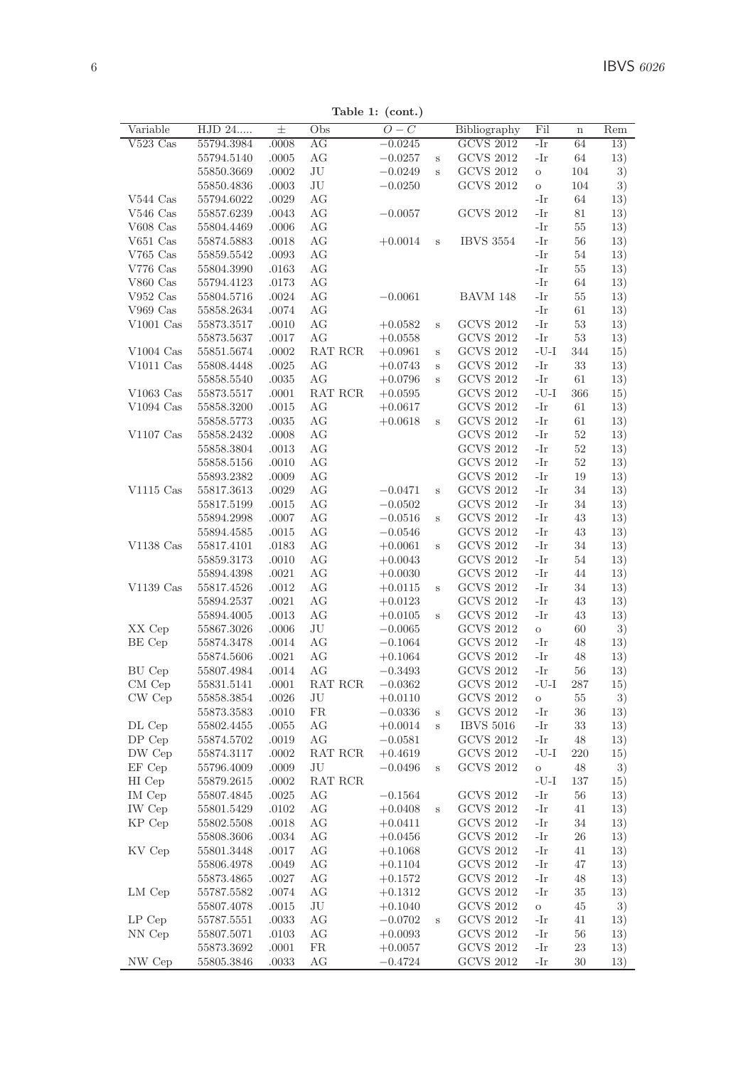**Table 1: (cont.)**

| Variable | HJD 24..... | ± | Obs | $O-C$ | | Bibliography | Fil | n | Rem |
|---|---|---|---|---|---|---|---|---|---|
| V523 Cas | 55794.3984 | .0008 | AG | −0.0245 | | GCVS 2012 | -Ir | 64 | 13) |
| | 55794.5140 | .0005 | AG | −0.0257 | s | GCVS 2012 | -Ir | 64 | 13) |
| | 55850.3669 | .0002 | JU | −0.0249 | s | GCVS 2012 | o | 104 | 3) |
| | 55850.4836 | .0003 | JU | −0.0250 | | GCVS 2012 | o | 104 | 3) |
| V544 Cas | 55794.6022 | .0029 | AG | | | | -Ir | 64 | 13) |
| V546 Cas | 55857.6239 | .0043 | AG | −0.0057 | | GCVS 2012 | -Ir | 81 | 13) |
| V608 Cas | 55804.4469 | .0006 | AG | | | | -Ir | 55 | 13) |
| V651 Cas | 55874.5883 | .0018 | AG | +0.0014 | s | IBVS 3554 | -Ir | 56 | 13) |
| V765 Cas | 55859.5542 | .0093 | AG | | | | -Ir | 54 | 13) |
| V776 Cas | 55804.3990 | .0163 | AG | | | | -Ir | 55 | 13) |
| V860 Cas | 55794.4123 | .0173 | AG | | | | -Ir | 64 | 13) |
| V952 Cas | 55804.5716 | .0024 | AG | −0.0061 | | BAVM 148 | -Ir | 55 | 13) |
| V969 Cas | 55858.2634 | .0074 | AG | | | | -Ir | 61 | 13) |
| V1001 Cas | 55873.3517 | .0010 | AG | +0.0582 | s | GCVS 2012 | -Ir | 53 | 13) |
| | 55873.5637 | .0017 | AG | +0.0558 | | GCVS 2012 | -Ir | 53 | 13) |
| V1004 Cas | 55851.5674 | .0002 | RAT RCR | +0.0961 | s | GCVS 2012 | -U-I | 344 | 15) |
| V1011 Cas | 55808.4448 | .0025 | AG | +0.0743 | s | GCVS 2012 | -Ir | 33 | 13) |
| | 55858.5540 | .0035 | AG | +0.0796 | s | GCVS 2012 | -Ir | 61 | 13) |
| V1063 Cas | 55873.5517 | .0001 | RAT RCR | +0.0595 | | GCVS 2012 | -U-I | 366 | 15) |
| V1094 Cas | 55858.3200 | .0015 | AG | +0.0617 | | GCVS 2012 | -Ir | 61 | 13) |
| | 55858.5773 | .0035 | AG | +0.0618 | s | GCVS 2012 | -Ir | 61 | 13) |
| V1107 Cas | 55858.2432 | .0008 | AG | | | GCVS 2012 | -Ir | 52 | 13) |
| | 55858.3804 | .0013 | AG | | | GCVS 2012 | -Ir | 52 | 13) |
| | 55858.5156 | .0010 | AG | | | GCVS 2012 | -Ir | 52 | 13) |
| | 55893.2382 | .0009 | AG | | | GCVS 2012 | -Ir | 19 | 13) |
| V1115 Cas | 55817.3613 | .0029 | AG | −0.0471 | s | GCVS 2012 | -Ir | 34 | 13) |
| | 55817.5199 | .0015 | AG | −0.0502 | | GCVS 2012 | -Ir | 34 | 13) |
| | 55894.2998 | .0007 | AG | −0.0516 | s | GCVS 2012 | -Ir | 43 | 13) |
| | 55894.4585 | .0015 | AG | −0.0546 | | GCVS 2012 | -Ir | 43 | 13) |
| V1138 Cas | 55817.4101 | .0183 | AG | +0.0061 | s | GCVS 2012 | -Ir | 34 | 13) |
| | 55859.3173 | .0010 | AG | +0.0043 | | GCVS 2012 | -Ir | 54 | 13) |
| | 55894.4398 | .0021 | AG | +0.0030 | | GCVS 2012 | -Ir | 44 | 13) |
| V1139 Cas | 55817.4526 | .0012 | AG | +0.0115 | s | GCVS 2012 | -Ir | 34 | 13) |
| | 55894.2537 | .0021 | AG | +0.0123 | | GCVS 2012 | -Ir | 43 | 13) |
| | 55894.4005 | .0013 | AG | +0.0105 | s | GCVS 2012 | -Ir | 43 | 13) |
| XX Cep | 55867.3026 | .0006 | JU | −0.0065 | | GCVS 2012 | o | 60 | 3) |
| BE Cep | 55874.3478 | .0014 | AG | −0.1064 | | GCVS 2012 | -Ir | 48 | 13) |
| | 55874.5606 | .0021 | AG | +0.1064 | | GCVS 2012 | -Ir | 48 | 13) |
| BU Cep | 55807.4984 | .0014 | AG | −0.3493 | | GCVS 2012 | -Ir | 56 | 13) |
| CM Cep | 55831.5141 | .0001 | RAT RCR | −0.0362 | | GCVS 2012 | -U-I | 287 | 15) |
| CW Cep | 55858.3854 | .0026 | JU | +0.0110 | | GCVS 2012 | o | 55 | 3) |
| | 55873.3583 | .0010 | FR | −0.0336 | s | GCVS 2012 | -Ir | 36 | 13) |
| DL Cep | 55802.4455 | .0055 | AG | +0.0014 | s | IBVS 5016 | -Ir | 33 | 13) |
| DP Cep | 55874.5702 | .0019 | AG | −0.0581 | | GCVS 2012 | -Ir | 48 | 13) |
| DW Cep | 55874.3117 | .0002 | RAT RCR | +0.4619 | | GCVS 2012 | -U-I | 220 | 15) |
| EF Cep | 55796.4009 | .0009 | JU | −0.0496 | s | GCVS 2012 | o | 48 | 3) |
| HI Cep | 55879.2615 | .0002 | RAT RCR | | | | -U-I | 137 | 15) |
| IM Cep | 55807.4845 | .0025 | AG | −0.1564 | | GCVS 2012 | -Ir | 56 | 13) |
| IW Cep | 55801.5429 | .0102 | AG | +0.0408 | s | GCVS 2012 | -Ir | 41 | 13) |
| KP Cep | 55802.5508 | .0018 | AG | +0.0411 | | GCVS 2012 | -Ir | 34 | 13) |
| | 55808.3606 | .0034 | AG | +0.0456 | | GCVS 2012 | -Ir | 26 | 13) |
| KV Cep | 55801.3448 | .0017 | AG | +0.1068 | | GCVS 2012 | -Ir | 41 | 13) |
| | 55806.4978 | .0049 | AG | +0.1104 | | GCVS 2012 | -Ir | 47 | 13) |
| | 55873.4865 | .0027 | AG | +0.1572 | | GCVS 2012 | -Ir | 48 | 13) |
| LM Cep | 55787.5582 | .0074 | AG | +0.1312 | | GCVS 2012 | -Ir | 35 | 13) |
| | 55807.4078 | .0015 | JU | +0.1040 | | GCVS 2012 | o | 45 | 3) |
| LP Cep | 55787.5551 | .0033 | AG | −0.0702 | s | GCVS 2012 | -Ir | 41 | 13) |
| NN Cep | 55807.5071 | .0103 | AG | +0.0093 | | GCVS 2012 | -Ir | 56 | 13) |
| | 55873.3692 | .0001 | FR | +0.0057 | | GCVS 2012 | -Ir | 23 | 13) |
| NW Cep | 55805.3846 | .0033 | AG | −0.4724 | | GCVS 2012 | -Ir | 30 | 13) |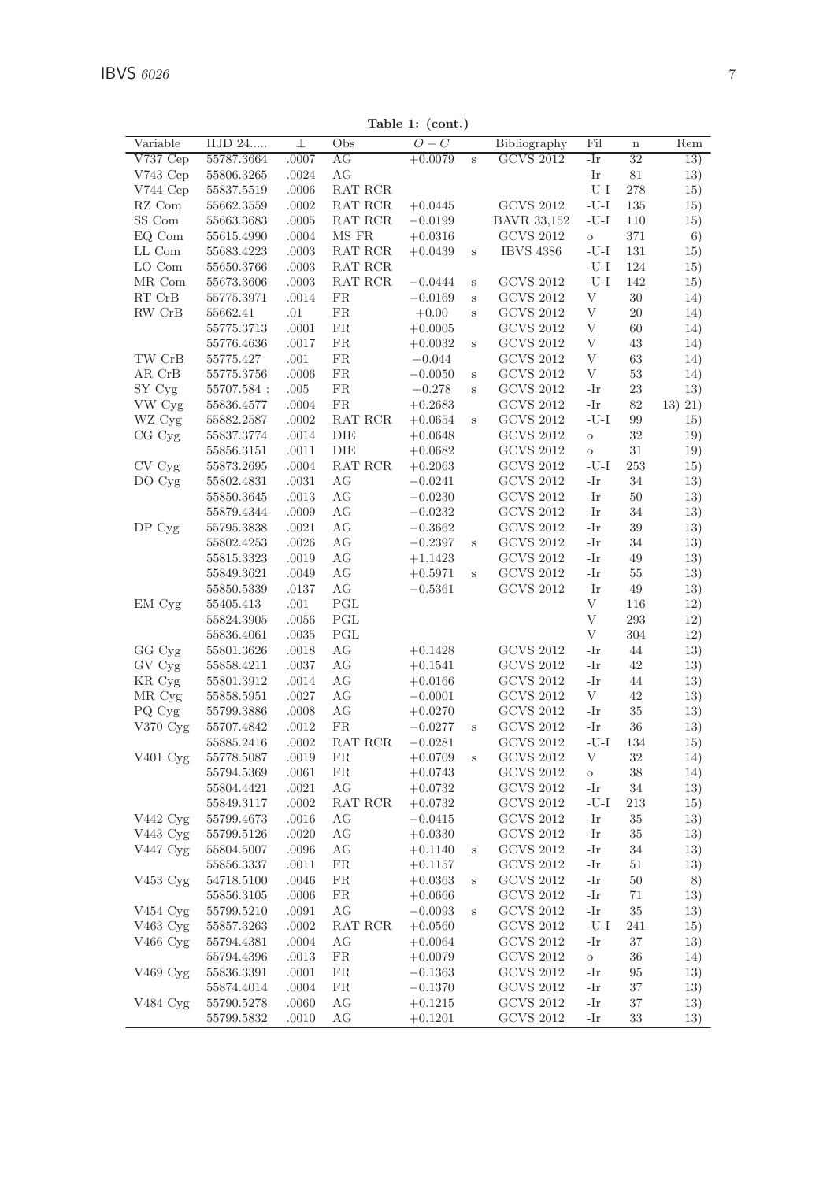**Table 1: (cont.)**

| Variable | HJD 24..... | ± | Obs | $O-C$ | | Bibliography | Fil | n | Rem |
|---|---|---|---|---|---|---|---|---|---|
| V737 Cep | 55787.3664 | .0007 | AG | +0.0079 | s | GCVS 2012 | -Ir | 32 | 13) |
| V743 Cep | 55806.3265 | .0024 | AG | | | | -Ir | 81 | 13) |
| V744 Cep | 55837.5519 | .0006 | RAT RCR | | | | -U-I | 278 | 15) |
| RZ Com | 55662.3559 | .0002 | RAT RCR | +0.0445 | | GCVS 2012 | -U-I | 135 | 15) |
| SS Com | 55663.3683 | .0005 | RAT RCR | −0.0199 | | BAVR 33,152 | -U-I | 110 | 15) |
| EQ Com | 55615.4990 | .0004 | MS FR | +0.0316 | | GCVS 2012 | o | 371 | 6) |
| LL Com | 55683.4223 | .0003 | RAT RCR | +0.0439 | s | IBVS 4386 | -U-I | 131 | 15) |
| LO Com | 55650.3766 | .0003 | RAT RCR | | | | -U-I | 124 | 15) |
| MR Com | 55673.3606 | .0003 | RAT RCR | −0.0444 | s | GCVS 2012 | -U-I | 142 | 15) |
| RT CrB | 55775.3971 | .0014 | FR | −0.0169 | s | GCVS 2012 | V | 30 | 14) |
| RW CrB | 55662.41 | .01 | FR | +0.00 | s | GCVS 2012 | V | 20 | 14) |
| | 55775.3713 | .0001 | FR | +0.0005 | | GCVS 2012 | V | 60 | 14) |
| | 55776.4636 | .0017 | FR | +0.0032 | s | GCVS 2012 | V | 43 | 14) |
| TW CrB | 55775.427 | .001 | FR | +0.044 | | GCVS 2012 | V | 63 | 14) |
| AR CrB | 55775.3756 | .0006 | FR | −0.0050 | s | GCVS 2012 | V | 53 | 14) |
| SY Cyg | 55707.584 : | .005 | FR | +0.278 | s | GCVS 2012 | -Ir | 23 | 13) |
| VW Cyg | 55836.4577 | .0004 | FR | +0.2683 | | GCVS 2012 | -Ir | 82 | 13) 21) |
| WZ Cyg | 55882.2587 | .0002 | RAT RCR | +0.0654 | s | GCVS 2012 | -U-I | 99 | 15) |
| CG Cyg | 55837.3774 | .0014 | DIE | +0.0648 | | GCVS 2012 | o | 32 | 19) |
| | 55856.3151 | .0011 | DIE | +0.0682 | | GCVS 2012 | o | 31 | 19) |
| CV Cyg | 55873.2695 | .0004 | RAT RCR | +0.2063 | | GCVS 2012 | -U-I | 253 | 15) |
| DO Cyg | 55802.4831 | .0031 | AG | −0.0241 | | GCVS 2012 | -Ir | 34 | 13) |
| | 55850.3645 | .0013 | AG | −0.0230 | | GCVS 2012 | -Ir | 50 | 13) |
| | 55879.4344 | .0009 | AG | −0.0232 | | GCVS 2012 | -Ir | 34 | 13) |
| DP Cyg | 55795.3838 | .0021 | AG | −0.3662 | | GCVS 2012 | -Ir | 39 | 13) |
| | 55802.4253 | .0026 | AG | −0.2397 | s | GCVS 2012 | -Ir | 34 | 13) |
| | 55815.3323 | .0019 | AG | +1.1423 | | GCVS 2012 | -Ir | 49 | 13) |
| | 55849.3621 | .0049 | AG | +0.5971 | s | GCVS 2012 | -Ir | 55 | 13) |
| | 55850.5339 | .0137 | AG | −0.5361 | | GCVS 2012 | -Ir | 49 | 13) |
| EM Cyg | 55405.413 | .001 | PGL | | | | V | 116 | 12) |
| | 55824.3905 | .0056 | PGL | | | | V | 293 | 12) |
| | 55836.4061 | .0035 | PGL | | | | V | 304 | 12) |
| GG Cyg | 55801.3626 | .0018 | AG | +0.1428 | | GCVS 2012 | -Ir | 44 | 13) |
| GV Cyg | 55858.4211 | .0037 | AG | +0.1541 | | GCVS 2012 | -Ir | 42 | 13) |
| KR Cyg | 55801.3912 | .0014 | AG | +0.0166 | | GCVS 2012 | -Ir | 44 | 13) |
| MR Cyg | 55858.5951 | .0027 | AG | −0.0001 | | GCVS 2012 | V | 42 | 13) |
| PQ Cyg | 55799.3886 | .0008 | AG | +0.0270 | | GCVS 2012 | -Ir | 35 | 13) |
| V370 Cyg | 55707.4842 | .0012 | FR | −0.0277 | s | GCVS 2012 | -Ir | 36 | 13) |
| | 55885.2416 | .0002 | RAT RCR | −0.0281 | | GCVS 2012 | -U-I | 134 | 15) |
| V401 Cyg | 55778.5087 | .0019 | FR | +0.0709 | s | GCVS 2012 | V | 32 | 14) |
| | 55794.5369 | .0061 | FR | +0.0743 | | GCVS 2012 | o | 38 | 14) |
| | 55804.4421 | .0021 | AG | +0.0732 | | GCVS 2012 | -Ir | 34 | 13) |
| | 55849.3117 | .0002 | RAT RCR | +0.0732 | | GCVS 2012 | -U-I | 213 | 15) |
| V442 Cyg | 55799.4673 | .0016 | AG | −0.0415 | | GCVS 2012 | -Ir | 35 | 13) |
| V443 Cyg | 55799.5126 | .0020 | AG | +0.0330 | | GCVS 2012 | -Ir | 35 | 13) |
| V447 Cyg | 55804.5007 | .0096 | AG | +0.1140 | s | GCVS 2012 | -Ir | 34 | 13) |
| | 55856.3337 | .0011 | FR | +0.1157 | | GCVS 2012 | -Ir | 51 | 13) |
| V453 Cyg | 54718.5100 | .0046 | FR | +0.0363 | s | GCVS 2012 | -Ir | 50 | 8) |
| | 55856.3105 | .0006 | FR | +0.0666 | | GCVS 2012 | -Ir | 71 | 13) |
| V454 Cyg | 55799.5210 | .0091 | AG | −0.0093 | s | GCVS 2012 | -Ir | 35 | 13) |
| V463 Cyg | 55857.3263 | .0002 | RAT RCR | +0.0560 | | GCVS 2012 | -U-I | 241 | 15) |
| V466 Cyg | 55794.4381 | .0004 | AG | +0.0064 | | GCVS 2012 | -Ir | 37 | 13) |
| | 55794.4396 | .0013 | FR | +0.0079 | | GCVS 2012 | o | 36 | 14) |
| V469 Cyg | 55836.3391 | .0001 | FR | −0.1363 | | GCVS 2012 | -Ir | 95 | 13) |
| | 55874.4014 | .0004 | FR | −0.1370 | | GCVS 2012 | -Ir | 37 | 13) |
| V484 Cyg | 55790.5278 | .0060 | AG | +0.1215 | | GCVS 2012 | -Ir | 37 | 13) |
| | 55799.5832 | .0010 | AG | +0.1201 | | GCVS 2012 | -Ir | 33 | 13) |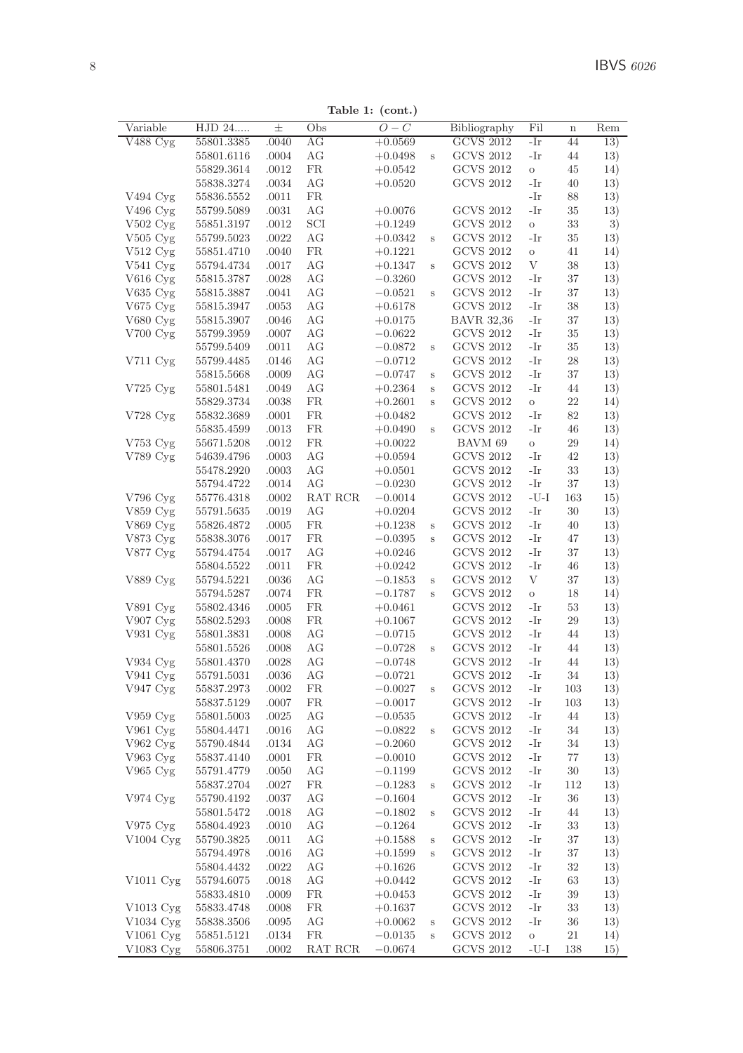**Table 1: (cont.)**

| Variable | HJD 24..... | ± | Obs | $O-C$ | | Bibliography | Fil | n | Rem |
|---|---|---|---|---|---|---|---|---|---|
| V488 Cyg | 55801.3385 | .0040 | AG | +0.0569 | | GCVS 2012 | -Ir | 44 | 13) |
| | 55801.6116 | .0004 | AG | +0.0498 | s | GCVS 2012 | -Ir | 44 | 13) |
| | 55829.3614 | .0012 | FR | +0.0542 | | GCVS 2012 | o | 45 | 14) |
| | 55838.3274 | .0034 | AG | +0.0520 | | GCVS 2012 | -Ir | 40 | 13) |
| V494 Cyg | 55836.5552 | .0011 | FR | | | | -Ir | 88 | 13) |
| V496 Cyg | 55799.5089 | .0031 | AG | +0.0076 | | GCVS 2012 | -Ir | 35 | 13) |
| V502 Cyg | 55851.3197 | .0012 | SCI | +0.1249 | | GCVS 2012 | o | 33 | 3) |
| V505 Cyg | 55799.5023 | .0022 | AG | +0.0342 | s | GCVS 2012 | -Ir | 35 | 13) |
| V512 Cyg | 55851.4710 | .0040 | FR | +0.1221 | | GCVS 2012 | o | 41 | 14) |
| V541 Cyg | 55794.4734 | .0017 | AG | +0.1347 | s | GCVS 2012 | V | 38 | 13) |
| V616 Cyg | 55815.3787 | .0028 | AG | −0.3260 | | GCVS 2012 | -Ir | 37 | 13) |
| V635 Cyg | 55815.3887 | .0041 | AG | −0.0521 | s | GCVS 2012 | -Ir | 37 | 13) |
| V675 Cyg | 55815.3947 | .0053 | AG | +0.6178 | | GCVS 2012 | -Ir | 38 | 13) |
| V680 Cyg | 55815.3907 | .0046 | AG | +0.0175 | | BAVR 32,36 | -Ir | 37 | 13) |
| V700 Cyg | 55799.3959 | .0007 | AG | −0.0622 | | GCVS 2012 | -Ir | 35 | 13) |
| | 55799.5409 | .0011 | AG | −0.0872 | s | GCVS 2012 | -Ir | 35 | 13) |
| V711 Cyg | 55799.4485 | .0146 | AG | −0.0712 | | GCVS 2012 | -Ir | 28 | 13) |
| | 55815.5668 | .0009 | AG | −0.0747 | s | GCVS 2012 | -Ir | 37 | 13) |
| V725 Cyg | 55801.5481 | .0049 | AG | +0.2364 | s | GCVS 2012 | -Ir | 44 | 13) |
| | 55829.3734 | .0038 | FR | +0.2601 | s | GCVS 2012 | o | 22 | 14) |
| V728 Cyg | 55832.3689 | .0001 | FR | +0.0482 | | GCVS 2012 | -Ir | 82 | 13) |
| | 55835.4599 | .0013 | FR | +0.0490 | s | GCVS 2012 | -Ir | 46 | 13) |
| V753 Cyg | 55671.5208 | .0012 | FR | +0.0022 | | BAVM 69 | o | 29 | 14) |
| V789 Cyg | 54639.4796 | .0003 | AG | +0.0594 | | GCVS 2012 | -Ir | 42 | 13) |
| | 55478.2920 | .0003 | AG | +0.0501 | | GCVS 2012 | -Ir | 33 | 13) |
| | 55794.4722 | .0014 | AG | −0.0230 | | GCVS 2012 | -Ir | 37 | 13) |
| V796 Cyg | 55776.4318 | .0002 | RAT RCR | −0.0014 | | GCVS 2012 | -U-I | 163 | 15) |
| V859 Cyg | 55791.5635 | .0019 | AG | +0.0204 | | GCVS 2012 | -Ir | 30 | 13) |
| V869 Cyg | 55826.4872 | .0005 | FR | +0.1238 | s | GCVS 2012 | -Ir | 40 | 13) |
| V873 Cyg | 55838.3076 | .0017 | FR | −0.0395 | s | GCVS 2012 | -Ir | 47 | 13) |
| V877 Cyg | 55794.4754 | .0017 | AG | +0.0246 | | GCVS 2012 | -Ir | 37 | 13) |
| | 55804.5522 | .0011 | FR | +0.0242 | | GCVS 2012 | -Ir | 46 | 13) |
| V889 Cyg | 55794.5221 | .0036 | AG | −0.1853 | s | GCVS 2012 | V | 37 | 13) |
| | 55794.5287 | .0074 | FR | −0.1787 | s | GCVS 2012 | o | 18 | 14) |
| V891 Cyg | 55802.4346 | .0005 | FR | +0.0461 | | GCVS 2012 | -Ir | 53 | 13) |
| V907 Cyg | 55802.5293 | .0008 | FR | +0.1067 | | GCVS 2012 | -Ir | 29 | 13) |
| V931 Cyg | 55801.3831 | .0008 | AG | −0.0715 | | GCVS 2012 | -Ir | 44 | 13) |
| | 55801.5526 | .0008 | AG | −0.0728 | s | GCVS 2012 | -Ir | 44 | 13) |
| V934 Cyg | 55801.4370 | .0028 | AG | −0.0748 | | GCVS 2012 | -Ir | 44 | 13) |
| V941 Cyg | 55791.5031 | .0036 | AG | −0.0721 | | GCVS 2012 | -Ir | 34 | 13) |
| V947 Cyg | 55837.2973 | .0002 | FR | −0.0027 | s | GCVS 2012 | -Ir | 103 | 13) |
| | 55837.5129 | .0007 | FR | −0.0017 | | GCVS 2012 | -Ir | 103 | 13) |
| V959 Cyg | 55801.5003 | .0025 | AG | −0.0535 | | GCVS 2012 | -Ir | 44 | 13) |
| V961 Cyg | 55804.4471 | .0016 | AG | −0.0822 | s | GCVS 2012 | -Ir | 34 | 13) |
| V962 Cyg | 55790.4844 | .0134 | AG | −0.2060 | | GCVS 2012 | -Ir | 34 | 13) |
| V963 Cyg | 55837.4140 | .0001 | FR | −0.0010 | | GCVS 2012 | -Ir | 77 | 13) |
| V965 Cyg | 55791.4779 | .0050 | AG | −0.1199 | | GCVS 2012 | -Ir | 30 | 13) |
| | 55837.2704 | .0027 | FR | −0.1283 | s | GCVS 2012 | -Ir | 112 | 13) |
| V974 Cyg | 55790.4192 | .0037 | AG | −0.1604 | | GCVS 2012 | -Ir | 36 | 13) |
| | 55801.5472 | .0018 | AG | −0.1802 | s | GCVS 2012 | -Ir | 44 | 13) |
| V975 Cyg | 55804.4923 | .0010 | AG | −0.1264 | | GCVS 2012 | -Ir | 33 | 13) |
| V1004 Cyg | 55790.3825 | .0011 | AG | +0.1588 | s | GCVS 2012 | -Ir | 37 | 13) |
| | 55794.4978 | .0016 | AG | +0.1599 | s | GCVS 2012 | -Ir | 37 | 13) |
| | 55804.4432 | .0022 | AG | +0.1626 | | GCVS 2012 | -Ir | 32 | 13) |
| V1011 Cyg | 55794.6075 | .0018 | AG | +0.0442 | | GCVS 2012 | -Ir | 63 | 13) |
| | 55833.4810 | .0009 | FR | +0.0453 | | GCVS 2012 | -Ir | 39 | 13) |
| V1013 Cyg | 55833.4748 | .0008 | FR | +0.1637 | | GCVS 2012 | -Ir | 33 | 13) |
| V1034 Cyg | 55838.3506 | .0095 | AG | +0.0062 | s | GCVS 2012 | -Ir | 36 | 13) |
| V1061 Cyg | 55851.5121 | .0134 | FR | −0.0135 | s | GCVS 2012 | o | 21 | 14) |
| V1083 Cyg | 55806.3751 | .0002 | RAT RCR | −0.0674 | | GCVS 2012 | -U-I | 138 | 15) |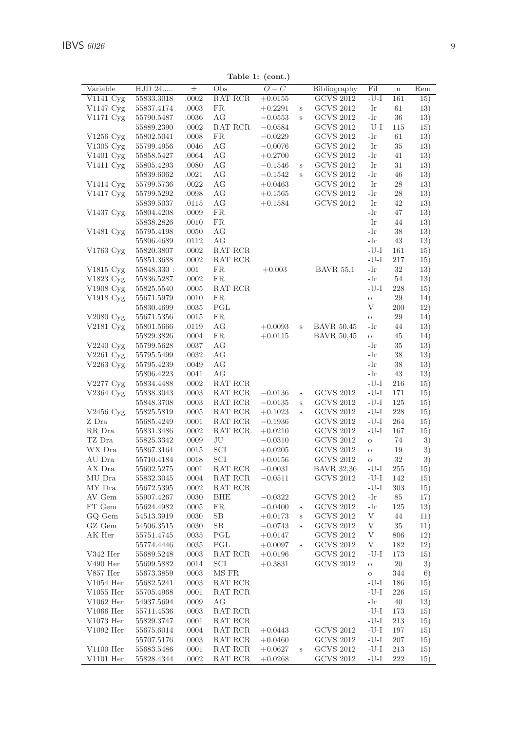**Table 1: (cont.)**

| Variable | HJD 24..... | ± | Obs | $O-C$ | | Bibliography | Fil | n | Rem |
|---|---|---|---|---|---|---|---|---|---|
| V1141 Cyg | 55833.3018 | .0002 | RAT RCR | +0.0155 | | GCVS 2012 | -U-I | 161 | 15) |
| V1147 Cyg | 55837.4174 | .0003 | FR | +0.2291 | s | GCVS 2012 | -Ir | 61 | 13) |
| V1171 Cyg | 55790.5487 | .0036 | AG | −0.0553 | s | GCVS 2012 | -Ir | 36 | 13) |
| | 55889.2390 | .0002 | RAT RCR | −0.0584 | | GCVS 2012 | -U-I | 115 | 15) |
| V1256 Cyg | 55802.5041 | .0008 | FR | −0.0229 | | GCVS 2012 | -Ir | 61 | 13) |
| V1305 Cyg | 55799.4956 | .0046 | AG | −0.0076 | | GCVS 2012 | -Ir | 35 | 13) |
| V1401 Cyg | 55858.5427 | .0064 | AG | +0.2700 | | GCVS 2012 | -Ir | 41 | 13) |
| V1411 Cyg | 55805.4293 | .0080 | AG | −0.1546 | s | GCVS 2012 | -Ir | 31 | 13) |
| | 55839.6062 | .0021 | AG | −0.1542 | s | GCVS 2012 | -Ir | 46 | 13) |
| V1414 Cyg | 55799.5736 | .0022 | AG | +0.0463 | | GCVS 2012 | -Ir | 28 | 13) |
| V1417 Cyg | 55799.5292 | .0098 | AG | +0.1565 | | GCVS 2012 | -Ir | 28 | 13) |
| | 55839.5037 | .0115 | AG | +0.1584 | | GCVS 2012 | -Ir | 42 | 13) |
| V1437 Cyg | 55804.4208 | .0009 | FR | | | | -Ir | 47 | 13) |
| | 55838.2826 | .0010 | FR | | | | -Ir | 44 | 13) |
| V1481 Cyg | 55795.4198 | .0050 | AG | | | | -Ir | 38 | 13) |
| | 55806.4689 | .0112 | AG | | | | -Ir | 43 | 13) |
| V1763 Cyg | 55820.3807 | .0002 | RAT RCR | | | | -U-I | 161 | 15) |
| | 55851.3688 | .0002 | RAT RCR | | | | -U-I | 217 | 15) |
| V1815 Cyg | 55848.330 : | .001 | FR | +0.003 | | BAVR 55,1 | -Ir | 32 | 13) |
| V1823 Cyg | 55836.5287 | .0002 | FR | | | | -Ir | 54 | 13) |
| V1908 Cyg | 55825.5540 | .0005 | RAT RCR | | | | -U-I | 228 | 15) |
| V1918 Cyg | 55671.5979 | .0010 | FR | | | | o | 29 | 14) |
| | 55830.4699 | .0035 | PGL | | | | V | 200 | 12) |
| V2080 Cyg | 55671.5356 | .0015 | FR | | | | o | 29 | 14) |
| V2181 Cyg | 55801.5666 | .0119 | AG | +0.0093 | s | BAVR 50,45 | -Ir | 44 | 13) |
| | 55829.3826 | .0004 | FR | +0.0115 | | BAVR 50,45 | o | 45 | 14) |
| V2240 Cyg | 55799.5628 | .0037 | AG | | | | -Ir | 35 | 13) |
| V2261 Cyg | 55795.5499 | .0032 | AG | | | | -Ir | 38 | 13) |
| V2263 Cyg | 55795.4239 | .0049 | AG | | | | -Ir | 38 | 13) |
| | 55806.4223 | .0041 | AG | | | | -Ir | 43 | 13) |
| V2277 Cyg | 55834.4488 | .0002 | RAT RCR | | | | -U-I | 216 | 15) |
| V2364 Cyg | 55838.3043 | .0003 | RAT RCR | −0.0136 | s | GCVS 2012 | -U-I | 171 | 15) |
| | 55848.3708 | .0003 | RAT RCR | −0.0135 | s | GCVS 2012 | -U-I | 125 | 15) |
| V2456 Cyg | 55825.5819 | .0005 | RAT RCR | +0.1023 | s | GCVS 2012 | -U-I | 228 | 15) |
| Z Dra | 55685.4249 | .0001 | RAT RCR | −0.1936 | | GCVS 2012 | -U-I | 264 | 15) |
| RR Dra | 55831.3486 | .0002 | RAT RCR | +0.0210 | | GCVS 2012 | -U-I | 167 | 15) |
| TZ Dra | 55825.3342 | .0009 | JU | −0.0310 | | GCVS 2012 | o | 74 | 3) |
| WX Dra | 55867.3164 | .0015 | SCI | +0.0205 | | GCVS 2012 | o | 19 | 3) |
| AU Dra | 55710.4184 | .0018 | SCI | +0.0156 | | GCVS 2012 | o | 32 | 3) |
| AX Dra | 55602.5275 | .0001 | RAT RCR | −0.0031 | | BAVR 32,36 | -U-I | 255 | 15) |
| MU Dra | 55832.3045 | .0004 | RAT RCR | −0.0511 | | GCVS 2012 | -U-I | 142 | 15) |
| MY Dra | 55672.5395 | .0002 | RAT RCR | | | | -U-I | 303 | 15) |
| AV Gem | 55907.4267 | .0030 | BHE | −0.0322 | | GCVS 2012 | -Ir | 85 | 17) |
| FT Gem | 55624.4982 | .0005 | FR | −0.0400 | s | GCVS 2012 | -Ir | 125 | 13) |
| GQ Gem | 54513.3919 | .0030 | SB | +0.0173 | s | GCVS 2012 | V | 44 | 11) |
| GZ Gem | 54506.3515 | .0030 | SB | −0.0743 | s | GCVS 2012 | V | 35 | 11) |
| AK Her | 55751.4745 | .0035 | PGL | +0.0147 | | GCVS 2012 | V | 806 | 12) |
| | 55774.4446 | .0035 | PGL | +0.0097 | s | GCVS 2012 | V | 182 | 12) |
| V342 Her | 55689.5248 | .0003 | RAT RCR | +0.0196 | | GCVS 2012 | -U-I | 173 | 15) |
| V490 Her | 55699.5882 | .0014 | SCI | +0.3831 | | GCVS 2012 | o | 20 | 3) |
| V857 Her | 55673.3859 | .0003 | MS FR | | | | o | 344 | 6) |
| V1054 Her | 55682.5241 | .0003 | RAT RCR | | | | -U-I | 186 | 15) |
| V1055 Her | 55705.4968 | .0001 | RAT RCR | | | | -U-I | 226 | 15) |
| V1062 Her | 54937.5694 | .0009 | AG | | | | -Ir | 40 | 13) |
| V1066 Her | 55711.4536 | .0003 | RAT RCR | | | | -U-I | 173 | 15) |
| V1073 Her | 55829.3747 | .0001 | RAT RCR | | | | -U-I | 213 | 15) |
| V1092 Her | 55675.6014 | .0004 | RAT RCR | +0.0443 | | GCVS 2012 | -U-I | 197 | 15) |
| | 55707.5176 | .0003 | RAT RCR | +0.0460 | | GCVS 2012 | -U-I | 207 | 15) |
| V1100 Her | 55683.5486 | .0001 | RAT RCR | +0.0627 | s | GCVS 2012 | -U-I | 213 | 15) |
| V1101 Her | 55828.4344 | .0002 | RAT RCR | +0.0268 | | GCVS 2012 | -U-I | 222 | 15) |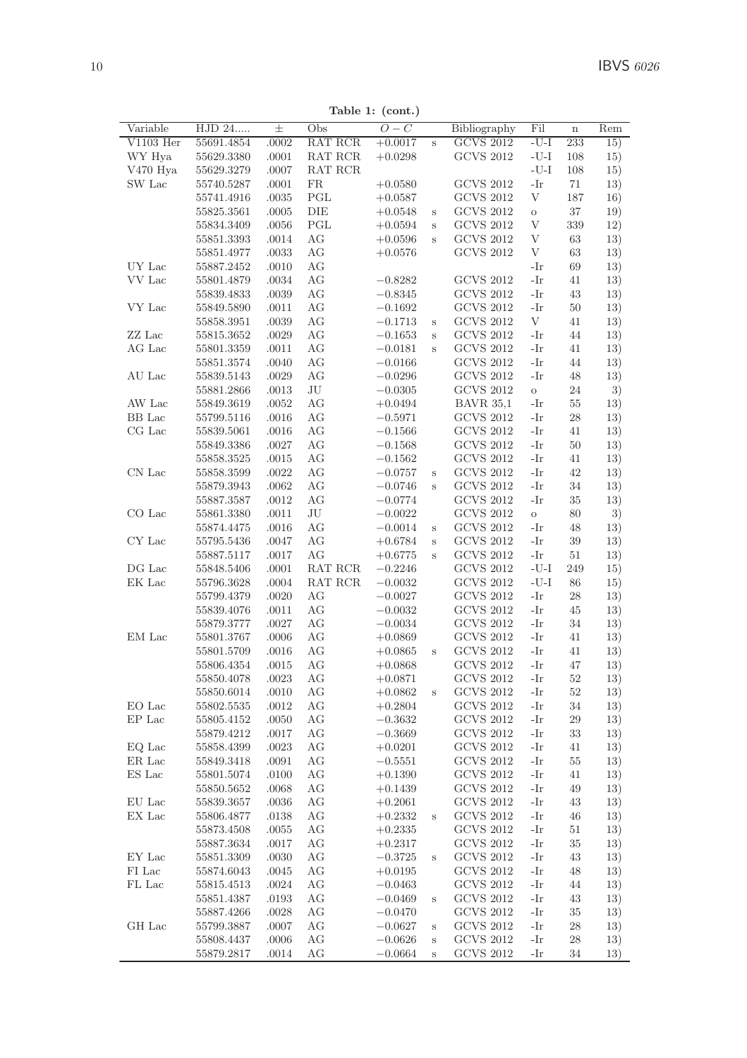**Table 1: (cont.)**

| Variable | HJD 24..... | ± | Obs | $O-C$ | | Bibliography | Fil | n | Rem |
|---|---|---|---|---|---|---|---|---|---|
| V1103 Her | 55691.4854 | .0002 | RAT RCR | +0.0017 | s | GCVS 2012 | -U-I | 233 | 15) |
| WY Hya | 55629.3380 | .0001 | RAT RCR | +0.0298 | | GCVS 2012 | -U-I | 108 | 15) |
| V470 Hya | 55629.3279 | .0007 | RAT RCR | | | | -U-I | 108 | 15) |
| SW Lac | 55740.5287 | .0001 | FR | +0.0580 | | GCVS 2012 | -Ir | 71 | 13) |
| | 55741.4916 | .0035 | PGL | +0.0587 | | GCVS 2012 | V | 187 | 16) |
| | 55825.3561 | .0005 | DIE | +0.0548 | s | GCVS 2012 | o | 37 | 19) |
| | 55834.3409 | .0056 | PGL | +0.0594 | s | GCVS 2012 | V | 339 | 12) |
| | 55851.3393 | .0014 | AG | +0.0596 | s | GCVS 2012 | V | 63 | 13) |
| | 55851.4977 | .0033 | AG | +0.0576 | | GCVS 2012 | V | 63 | 13) |
| UY Lac | 55887.2452 | .0010 | AG | | | | -Ir | 69 | 13) |
| VV Lac | 55801.4879 | .0034 | AG | −0.8282 | | GCVS 2012 | -Ir | 41 | 13) |
| | 55839.4833 | .0039 | AG | −0.8345 | | GCVS 2012 | -Ir | 43 | 13) |
| VY Lac | 55849.5890 | .0011 | AG | −0.1692 | | GCVS 2012 | -Ir | 50 | 13) |
| | 55858.3951 | .0039 | AG | −0.1713 | s | GCVS 2012 | V | 41 | 13) |
| ZZ Lac | 55815.3652 | .0029 | AG | −0.1653 | s | GCVS 2012 | -Ir | 44 | 13) |
| AG Lac | 55801.3359 | .0011 | AG | −0.0181 | s | GCVS 2012 | -Ir | 41 | 13) |
| | 55851.3574 | .0040 | AG | −0.0166 | | GCVS 2012 | -Ir | 44 | 13) |
| AU Lac | 55839.5143 | .0029 | AG | −0.0296 | | GCVS 2012 | -Ir | 48 | 13) |
| | 55881.2866 | .0013 | JU | −0.0305 | | GCVS 2012 | o | 24 | 3) |
| AW Lac | 55849.3619 | .0052 | AG | +0.0494 | | BAVR 35,1 | -Ir | 55 | 13) |
| BB Lac | 55799.5116 | .0016 | AG | −0.5971 | | GCVS 2012 | -Ir | 28 | 13) |
| CG Lac | 55839.5061 | .0016 | AG | −0.1566 | | GCVS 2012 | -Ir | 41 | 13) |
| | 55849.3386 | .0027 | AG | −0.1568 | | GCVS 2012 | -Ir | 50 | 13) |
| | 55858.3525 | .0015 | AG | −0.1562 | | GCVS 2012 | -Ir | 41 | 13) |
| CN Lac | 55858.3599 | .0022 | AG | −0.0757 | s | GCVS 2012 | -Ir | 42 | 13) |
| | 55879.3943 | .0062 | AG | −0.0746 | s | GCVS 2012 | -Ir | 34 | 13) |
| | 55887.3587 | .0012 | AG | −0.0774 | | GCVS 2012 | -Ir | 35 | 13) |
| CO Lac | 55861.3380 | .0011 | JU | −0.0022 | | GCVS 2012 | o | 80 | 3) |
| | 55874.4475 | .0016 | AG | −0.0014 | s | GCVS 2012 | -Ir | 48 | 13) |
| CY Lac | 55795.5436 | .0047 | AG | +0.6784 | s | GCVS 2012 | -Ir | 39 | 13) |
| | 55887.5117 | .0017 | AG | +0.6775 | s | GCVS 2012 | -Ir | 51 | 13) |
| DG Lac | 55848.5406 | .0001 | RAT RCR | −0.2246 | | GCVS 2012 | -U-I | 249 | 15) |
| EK Lac | 55796.3628 | .0004 | RAT RCR | −0.0032 | | GCVS 2012 | -U-I | 86 | 15) |
| | 55799.4379 | .0020 | AG | −0.0027 | | GCVS 2012 | -Ir | 28 | 13) |
| | 55839.4076 | .0011 | AG | −0.0032 | | GCVS 2012 | -Ir | 45 | 13) |
| | 55879.3777 | .0027 | AG | −0.0034 | | GCVS 2012 | -Ir | 34 | 13) |
| EM Lac | 55801.3767 | .0006 | AG | +0.0869 | | GCVS 2012 | -Ir | 41 | 13) |
| | 55801.5709 | .0016 | AG | +0.0865 | s | GCVS 2012 | -Ir | 41 | 13) |
| | 55806.4354 | .0015 | AG | +0.0868 | | GCVS 2012 | -Ir | 47 | 13) |
| | 55850.4078 | .0023 | AG | +0.0871 | | GCVS 2012 | -Ir | 52 | 13) |
| | 55850.6014 | .0010 | AG | +0.0862 | s | GCVS 2012 | -Ir | 52 | 13) |
| EO Lac | 55802.5535 | .0012 | AG | +0.2804 | | GCVS 2012 | -Ir | 34 | 13) |
| EP Lac | 55805.4152 | .0050 | AG | −0.3632 | | GCVS 2012 | -Ir | 29 | 13) |
| | 55879.4212 | .0017 | AG | −0.3669 | | GCVS 2012 | -Ir | 33 | 13) |
| EQ Lac | 55858.4399 | .0023 | AG | +0.0201 | | GCVS 2012 | -Ir | 41 | 13) |
| ER Lac | 55849.3418 | .0091 | AG | −0.5551 | | GCVS 2012 | -Ir | 55 | 13) |
| ES Lac | 55801.5074 | .0100 | AG | +0.1390 | | GCVS 2012 | -Ir | 41 | 13) |
| | 55850.5652 | .0068 | AG | +0.1439 | | GCVS 2012 | -Ir | 49 | 13) |
| EU Lac | 55839.3657 | .0036 | AG | +0.2061 | | GCVS 2012 | -Ir | 43 | 13) |
| EX Lac | 55806.4877 | .0138 | AG | +0.2332 | s | GCVS 2012 | -Ir | 46 | 13) |
| | 55873.4508 | .0055 | AG | +0.2335 | | GCVS 2012 | -Ir | 51 | 13) |
| | 55887.3634 | .0017 | AG | +0.2317 | | GCVS 2012 | -Ir | 35 | 13) |
| EY Lac | 55851.3309 | .0030 | AG | −0.3725 | s | GCVS 2012 | -Ir | 43 | 13) |
| FI Lac | 55874.6043 | .0045 | AG | +0.0195 | | GCVS 2012 | -Ir | 48 | 13) |
| FL Lac | 55815.4513 | .0024 | AG | −0.0463 | | GCVS 2012 | -Ir | 44 | 13) |
| | 55851.4387 | .0193 | AG | −0.0469 | s | GCVS 2012 | -Ir | 43 | 13) |
| | 55887.4266 | .0028 | AG | −0.0470 | | GCVS 2012 | -Ir | 35 | 13) |
| GH Lac | 55799.3887 | .0007 | AG | −0.0627 | s | GCVS 2012 | -Ir | 28 | 13) |
| | 55808.4437 | .0006 | AG | −0.0626 | s | GCVS 2012 | -Ir | 28 | 13) |
| | 55879.2817 | .0014 | AG | −0.0664 | s | GCVS 2012 | -Ir | 34 | 13) |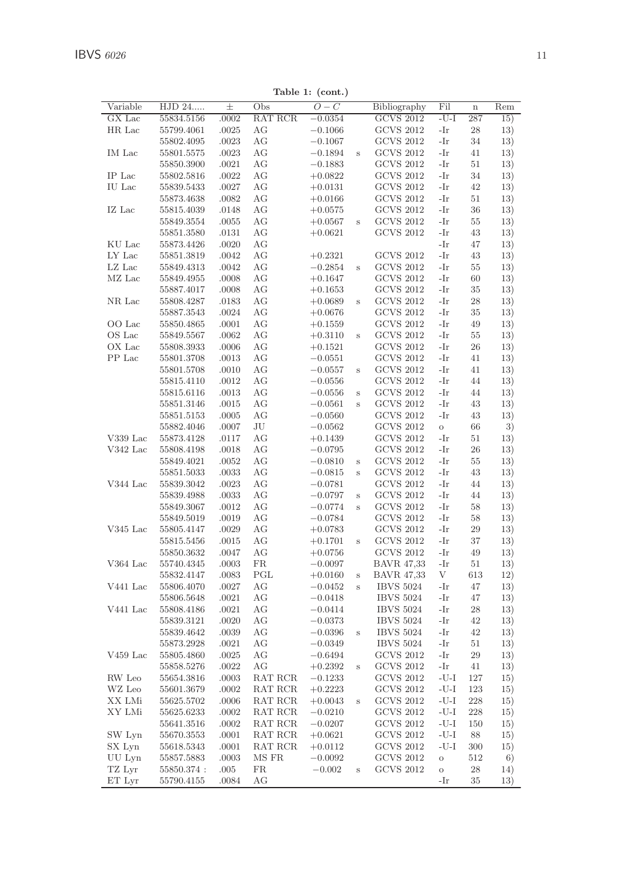**Table 1: (cont.)**

| Variable | HJD 24..... | ± | Obs | $O-C$ | | Bibliography | Fil | n | Rem |
|---|---|---|---|---|---|---|---|---|---|
| GX Lac | 55834.5156 | .0002 | RAT RCR | −0.0354 | | GCVS 2012 | -U-I | 287 | 15) |
| HR Lac | 55799.4061 | .0025 | AG | −0.1066 | | GCVS 2012 | -Ir | 28 | 13) |
| | 55802.4095 | .0023 | AG | −0.1067 | | GCVS 2012 | -Ir | 34 | 13) |
| IM Lac | 55801.5575 | .0023 | AG | −0.1894 | s | GCVS 2012 | -Ir | 41 | 13) |
| | 55850.3900 | .0021 | AG | −0.1883 | | GCVS 2012 | -Ir | 51 | 13) |
| IP Lac | 55802.5816 | .0022 | AG | +0.0822 | | GCVS 2012 | -Ir | 34 | 13) |
| IU Lac | 55839.5433 | .0027 | AG | +0.0131 | | GCVS 2012 | -Ir | 42 | 13) |
| | 55873.4638 | .0082 | AG | +0.0166 | | GCVS 2012 | -Ir | 51 | 13) |
| IZ Lac | 55815.4039 | .0148 | AG | +0.0575 | | GCVS 2012 | -Ir | 36 | 13) |
| | 55849.3554 | .0055 | AG | +0.0567 | s | GCVS 2012 | -Ir | 55 | 13) |
| | 55851.3580 | .0131 | AG | +0.0621 | | GCVS 2012 | -Ir | 43 | 13) |
| KU Lac | 55873.4426 | .0020 | AG | | | | -Ir | 47 | 13) |
| LY Lac | 55851.3819 | .0042 | AG | +0.2321 | | GCVS 2012 | -Ir | 43 | 13) |
| LZ Lac | 55849.4313 | .0042 | AG | −0.2854 | s | GCVS 2012 | -Ir | 55 | 13) |
| MZ Lac | 55849.4955 | .0008 | AG | +0.1647 | | GCVS 2012 | -Ir | 60 | 13) |
| | 55887.4017 | .0008 | AG | +0.1653 | | GCVS 2012 | -Ir | 35 | 13) |
| NR Lac | 55808.4287 | .0183 | AG | +0.0689 | s | GCVS 2012 | -Ir | 28 | 13) |
| | 55887.3543 | .0024 | AG | +0.0676 | | GCVS 2012 | -Ir | 35 | 13) |
| OO Lac | 55850.4865 | .0001 | AG | +0.1559 | | GCVS 2012 | -Ir | 49 | 13) |
| OS Lac | 55849.5567 | .0062 | AG | +0.3110 | s | GCVS 2012 | -Ir | 55 | 13) |
| OX Lac | 55808.3933 | .0006 | AG | +0.1521 | | GCVS 2012 | -Ir | 26 | 13) |
| PP Lac | 55801.3708 | .0013 | AG | −0.0551 | | GCVS 2012 | -Ir | 41 | 13) |
| | 55801.5708 | .0010 | AG | −0.0557 | s | GCVS 2012 | -Ir | 41 | 13) |
| | 55815.4110 | .0012 | AG | −0.0556 | | GCVS 2012 | -Ir | 44 | 13) |
| | 55815.6116 | .0013 | AG | −0.0556 | s | GCVS 2012 | -Ir | 44 | 13) |
| | 55851.3146 | .0015 | AG | −0.0561 | s | GCVS 2012 | -Ir | 43 | 13) |
| | 55851.5153 | .0005 | AG | −0.0560 | | GCVS 2012 | -Ir | 43 | 13) |
| | 55882.4046 | .0007 | JU | −0.0562 | | GCVS 2012 | o | 66 | 3) |
| V339 Lac | 55873.4128 | .0117 | AG | +0.1439 | | GCVS 2012 | -Ir | 51 | 13) |
| V342 Lac | 55808.4198 | .0018 | AG | −0.0795 | | GCVS 2012 | -Ir | 26 | 13) |
| | 55849.4021 | .0052 | AG | −0.0810 | s | GCVS 2012 | -Ir | 55 | 13) |
| | 55851.5033 | .0033 | AG | −0.0815 | s | GCVS 2012 | -Ir | 43 | 13) |
| V344 Lac | 55839.3042 | .0023 | AG | −0.0781 | | GCVS 2012 | -Ir | 44 | 13) |
| | 55839.4988 | .0033 | AG | −0.0797 | s | GCVS 2012 | -Ir | 44 | 13) |
| | 55849.3067 | .0012 | AG | −0.0774 | s | GCVS 2012 | -Ir | 58 | 13) |
| | 55849.5019 | .0019 | AG | −0.0784 | | GCVS 2012 | -Ir | 58 | 13) |
| V345 Lac | 55805.4147 | .0029 | AG | +0.0783 | | GCVS 2012 | -Ir | 29 | 13) |
| | 55815.5456 | .0015 | AG | +0.1701 | s | GCVS 2012 | -Ir | 37 | 13) |
| | 55850.3632 | .0047 | AG | +0.0756 | | GCVS 2012 | -Ir | 49 | 13) |
| V364 Lac | 55740.4345 | .0003 | FR | −0.0097 | | BAVR 47,33 | -Ir | 51 | 13) |
| | 55832.4147 | .0083 | PGL | +0.0160 | s | BAVR 47,33 | V | 613 | 12) |
| V441 Lac | 55806.4070 | .0027 | AG | −0.0452 | s | IBVS 5024 | -Ir | 47 | 13) |
| | 55806.5648 | .0021 | AG | −0.0418 | | IBVS 5024 | -Ir | 47 | 13) |
| V441 Lac | 55808.4186 | .0021 | AG | −0.0414 | | IBVS 5024 | -Ir | 28 | 13) |
| | 55839.3121 | .0020 | AG | −0.0373 | | IBVS 5024 | -Ir | 42 | 13) |
| | 55839.4642 | .0039 | AG | −0.0396 | s | IBVS 5024 | -Ir | 42 | 13) |
| | 55873.2928 | .0021 | AG | −0.0349 | | IBVS 5024 | -Ir | 51 | 13) |
| V459 Lac | 55805.4860 | .0025 | AG | −0.6494 | | GCVS 2012 | -Ir | 29 | 13) |
| | 55858.5276 | .0022 | AG | +0.2392 | s | GCVS 2012 | -Ir | 41 | 13) |
| RW Leo | 55654.3816 | .0003 | RAT RCR | −0.1233 | | GCVS 2012 | -U-I | 127 | 15) |
| WZ Leo | 55601.3679 | .0002 | RAT RCR | +0.2223 | | GCVS 2012 | -U-I | 123 | 15) |
| XX LMi | 55625.5702 | .0006 | RAT RCR | +0.0043 | s | GCVS 2012 | -U-I | 228 | 15) |
| XY LMi | 55625.6233 | .0002 | RAT RCR | −0.0210 | | GCVS 2012 | -U-I | 228 | 15) |
| | 55641.3516 | .0002 | RAT RCR | −0.0207 | | GCVS 2012 | -U-I | 150 | 15) |
| SW Lyn | 55670.3553 | .0001 | RAT RCR | +0.0621 | | GCVS 2012 | -U-I | 88 | 15) |
| SX Lyn | 55618.5343 | .0001 | RAT RCR | +0.0112 | | GCVS 2012 | -U-I | 300 | 15) |
| UU Lyn | 55857.5883 | .0003 | MS FR | −0.0092 | | GCVS 2012 | o | 512 | 6) |
| TZ Lyr | 55850.374 : | .005 | FR | −0.002 | s | GCVS 2012 | o | 28 | 14) |
| ET Lyr | 55790.4155 | .0084 | AG | | | | -Ir | 35 | 13) |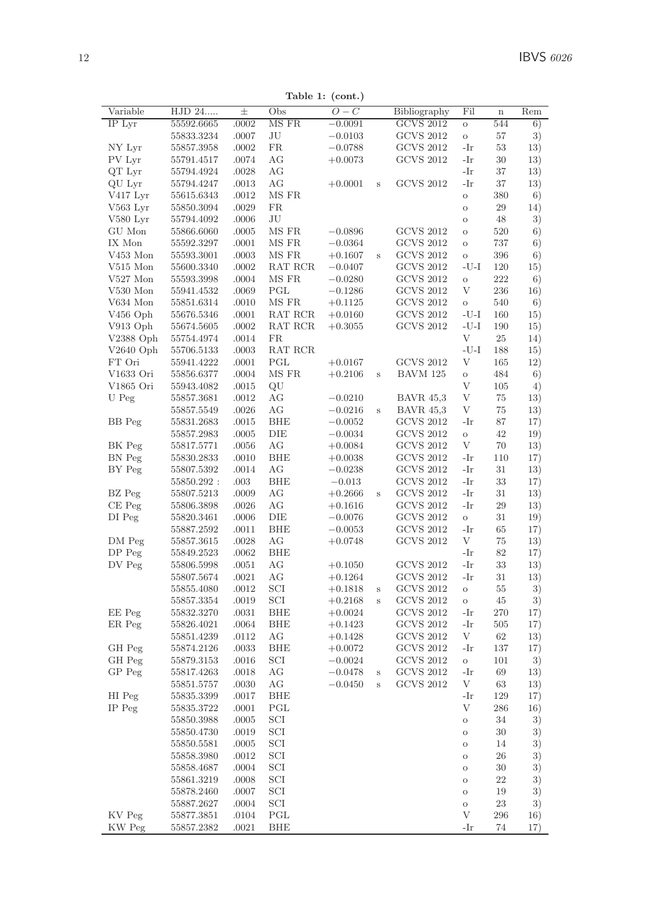**Table 1: (cont.)**

| Variable | HJD 24..... | ± | Obs | $O-C$ | | Bibliography | Fil | n | Rem |
|---|---|---|---|---|---|---|---|---|---|
| IP Lyr | 55592.6665 | .0002 | MS FR | −0.0091 | | GCVS 2012 | o | 544 | 6) |
| | 55833.3234 | .0007 | JU | −0.0103 | | GCVS 2012 | o | 57 | 3) |
| NY Lyr | 55857.3958 | .0002 | FR | −0.0788 | | GCVS 2012 | -Ir | 53 | 13) |
| PV Lyr | 55791.4517 | .0074 | AG | +0.0073 | | GCVS 2012 | -Ir | 30 | 13) |
| QT Lyr | 55794.4924 | .0028 | AG | | | | -Ir | 37 | 13) |
| QU Lyr | 55794.4247 | .0013 | AG | +0.0001 | s | GCVS 2012 | -Ir | 37 | 13) |
| V417 Lyr | 55615.6343 | .0012 | MS FR | | | | o | 380 | 6) |
| V563 Lyr | 55850.3094 | .0029 | FR | | | | o | 29 | 14) |
| V580 Lyr | 55794.4092 | .0006 | JU | | | | o | 48 | 3) |
| GU Mon | 55866.6060 | .0005 | MS FR | −0.0896 | | GCVS 2012 | o | 520 | 6) |
| IX Mon | 55592.3297 | .0001 | MS FR | −0.0364 | | GCVS 2012 | o | 737 | 6) |
| V453 Mon | 55593.3001 | .0003 | MS FR | +0.1607 | s | GCVS 2012 | o | 396 | 6) |
| V515 Mon | 55600.3340 | .0002 | RAT RCR | −0.0407 | | GCVS 2012 | -U-I | 120 | 15) |
| V527 Mon | 55593.3998 | .0004 | MS FR | −0.0280 | | GCVS 2012 | o | 222 | 6) |
| V530 Mon | 55941.4532 | .0069 | PGL | −0.1286 | | GCVS 2012 | V | 236 | 16) |
| V634 Mon | 55851.6314 | .0010 | MS FR | +0.1125 | | GCVS 2012 | o | 540 | 6) |
| V456 Oph | 55676.5346 | .0001 | RAT RCR | +0.0160 | | GCVS 2012 | -U-I | 160 | 15) |
| V913 Oph | 55674.5605 | .0002 | RAT RCR | +0.3055 | | GCVS 2012 | -U-I | 190 | 15) |
| V2388 Oph | 55754.4974 | .0014 | FR | | | | V | 25 | 14) |
| V2640 Oph | 55706.5133 | .0003 | RAT RCR | | | | -U-I | 188 | 15) |
| FT Ori | 55941.4222 | .0001 | PGL | +0.0167 | | GCVS 2012 | V | 165 | 12) |
| V1633 Ori | 55856.6377 | .0004 | MS FR | +0.2106 | s | BAVM 125 | o | 484 | 6) |
| V1865 Ori | 55943.4082 | .0015 | QU | | | | V | 105 | 4) |
| U Peg | 55857.3681 | .0012 | AG | −0.0210 | | BAVR 45,3 | V | 75 | 13) |
| | 55857.5549 | .0026 | AG | −0.0216 | s | BAVR 45,3 | V | 75 | 13) |
| BB Peg | 55831.2683 | .0015 | BHE | −0.0052 | | GCVS 2012 | -Ir | 87 | 17) |
| | 55857.2983 | .0005 | DIE | −0.0034 | | GCVS 2012 | o | 42 | 19) |
| BK Peg | 55817.5771 | .0056 | AG | +0.0084 | | GCVS 2012 | V | 70 | 13) |
| BN Peg | 55830.2833 | .0010 | BHE | +0.0038 | | GCVS 2012 | -Ir | 110 | 17) |
| BY Peg | 55807.5392 | .0014 | AG | −0.0238 | | GCVS 2012 | -Ir | 31 | 13) |
| | 55850.292 : | .003 | BHE | −0.013 | | GCVS 2012 | -Ir | 33 | 17) |
| BZ Peg | 55807.5213 | .0009 | AG | +0.2666 | s | GCVS 2012 | -Ir | 31 | 13) |
| CE Peg | 55806.3898 | .0026 | AG | +0.1616 | | GCVS 2012 | -Ir | 29 | 13) |
| DI Peg | 55820.3461 | .0006 | DIE | −0.0076 | | GCVS 2012 | o | 31 | 19) |
| | 55887.2592 | .0011 | BHE | −0.0053 | | GCVS 2012 | -Ir | 65 | 17) |
| DM Peg | 55857.3615 | .0028 | AG | +0.0748 | | GCVS 2012 | V | 75 | 13) |
| DP Peg | 55849.2523 | .0062 | BHE | | | | -Ir | 82 | 17) |
| DV Peg | 55806.5998 | .0051 | AG | +0.1050 | | GCVS 2012 | -Ir | 33 | 13) |
| | 55807.5674 | .0021 | AG | +0.1264 | | GCVS 2012 | -Ir | 31 | 13) |
| | 55855.4080 | .0012 | SCI | +0.1818 | s | GCVS 2012 | o | 55 | 3) |
| | 55857.3354 | .0019 | SCI | +0.2168 | s | GCVS 2012 | o | 45 | 3) |
| EE Peg | 55832.3270 | .0031 | BHE | +0.0024 | | GCVS 2012 | -Ir | 270 | 17) |
| ER Peg | 55826.4021 | .0064 | BHE | +0.1423 | | GCVS 2012 | -Ir | 505 | 17) |
| | 55851.4239 | .0112 | AG | +0.1428 | | GCVS 2012 | V | 62 | 13) |
| GH Peg | 55874.2126 | .0033 | BHE | +0.0072 | | GCVS 2012 | -Ir | 137 | 17) |
| GH Peg | 55879.3153 | .0016 | SCI | −0.0024 | | GCVS 2012 | o | 101 | 3) |
| GP Peg | 55817.4263 | .0018 | AG | −0.0478 | s | GCVS 2012 | -Ir | 69 | 13) |
| | 55851.5757 | .0030 | AG | −0.0450 | s | GCVS 2012 | V | 63 | 13) |
| HI Peg | 55835.3399 | .0017 | BHE | | | | -Ir | 129 | 17) |
| IP Peg | 55835.3722 | .0001 | PGL | | | | V | 286 | 16) |
| | 55850.3988 | .0005 | SCI | | | | o | 34 | 3) |
| | 55850.4730 | .0019 | SCI | | | | o | 30 | 3) |
| | 55850.5581 | .0005 | SCI | | | | o | 14 | 3) |
| | 55858.3980 | .0012 | SCI | | | | o | 26 | 3) |
| | 55858.4687 | .0004 | SCI | | | | o | 30 | 3) |
| | 55861.3219 | .0008 | SCI | | | | o | 22 | 3) |
| | 55878.2460 | .0007 | SCI | | | | o | 19 | 3) |
| | 55887.2627 | .0004 | SCI | | | | o | 23 | 3) |
| KV Peg | 55877.3851 | .0104 | PGL | | | | V | 296 | 16) |
| KW Peg | 55857.2382 | .0021 | BHE | | | | -Ir | 74 | 17) |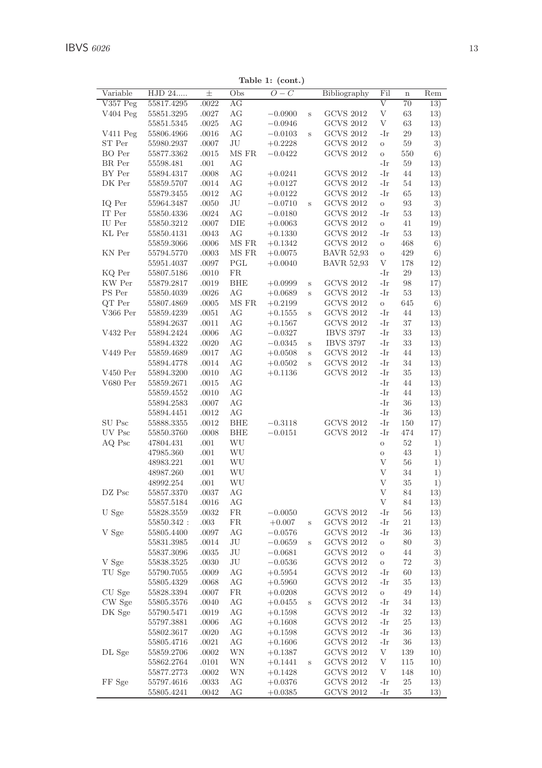**Table 1: (cont.)**

| Variable | HJD 24..... | ± | Obs | $O-C$ | | Bibliography | Fil | n | Rem |
|---|---|---|---|---|---|---|---|---|---|
| V357 Peg | 55817.4295 | .0022 | AG | | | | V | 70 | 13) |
| V404 Peg | 55851.3295 | .0027 | AG | −0.0900 | s | GCVS 2012 | V | 63 | 13) |
| | 55851.5345 | .0025 | AG | −0.0946 | | GCVS 2012 | V | 63 | 13) |
| V411 Peg | 55806.4966 | .0016 | AG | −0.0103 | s | GCVS 2012 | -Ir | 29 | 13) |
| ST Per | 55980.2937 | .0007 | JU | +0.2228 | | GCVS 2012 | o | 59 | 3) |
| BO Per | 55877.3362 | .0015 | MS FR | −0.0422 | | GCVS 2012 | o | 550 | 6) |
| BR Per | 55598.481 | .001 | AG | | | | -Ir | 59 | 13) |
| BY Per | 55894.4317 | .0008 | AG | +0.0241 | | GCVS 2012 | -Ir | 44 | 13) |
| DK Per | 55859.5707 | .0014 | AG | +0.0127 | | GCVS 2012 | -Ir | 54 | 13) |
| | 55879.3455 | .0012 | AG | +0.0122 | | GCVS 2012 | -Ir | 65 | 13) |
| IQ Per | 55964.3487 | .0050 | JU | −0.0710 | s | GCVS 2012 | o | 93 | 3) |
| IT Per | 55850.4336 | .0024 | AG | −0.0180 | | GCVS 2012 | -Ir | 53 | 13) |
| IU Per | 55850.3212 | .0007 | DIE | +0.0063 | | GCVS 2012 | o | 41 | 19) |
| KL Per | 55850.4131 | .0043 | AG | +0.1330 | | GCVS 2012 | -Ir | 53 | 13) |
| | 55859.3066 | .0006 | MS FR | +0.1342 | | GCVS 2012 | o | 468 | 6) |
| KN Per | 55794.5770 | .0003 | MS FR | +0.0075 | | BAVR 52,93 | o | 429 | 6) |
| | 55951.4037 | .0097 | PGL | +0.0040 | | BAVR 52,93 | V | 178 | 12) |
| KQ Per | 55807.5186 | .0010 | FR | | | | -Ir | 29 | 13) |
| KW Per | 55879.2817 | .0019 | BHE | +0.0999 | s | GCVS 2012 | -Ir | 98 | 17) |
| PS Per | 55850.4039 | .0026 | AG | +0.0689 | s | GCVS 2012 | -Ir | 53 | 13) |
| QT Per | 55807.4869 | .0005 | MS FR | +0.2199 | | GCVS 2012 | o | 645 | 6) |
| V366 Per | 55859.4239 | .0051 | AG | +0.1555 | s | GCVS 2012 | -Ir | 44 | 13) |
| | 55894.2637 | .0011 | AG | +0.1567 | | GCVS 2012 | -Ir | 37 | 13) |
| V432 Per | 55894.2424 | .0006 | AG | −0.0327 | | IBVS 3797 | -Ir | 33 | 13) |
| | 55894.4322 | .0020 | AG | −0.0345 | s | IBVS 3797 | -Ir | 33 | 13) |
| V449 Per | 55859.4689 | .0017 | AG | +0.0508 | s | GCVS 2012 | -Ir | 44 | 13) |
| | 55894.4778 | .0014 | AG | +0.0502 | s | GCVS 2012 | -Ir | 34 | 13) |
| V450 Per | 55894.3200 | .0010 | AG | +0.1136 | | GCVS 2012 | -Ir | 35 | 13) |
| V680 Per | 55859.2671 | .0015 | AG | | | | -Ir | 44 | 13) |
| | 55859.4552 | .0010 | AG | | | | -Ir | 44 | 13) |
| | 55894.2583 | .0007 | AG | | | | -Ir | 36 | 13) |
| | 55894.4451 | .0012 | AG | | | | -Ir | 36 | 13) |
| SU Psc | 55888.3355 | .0012 | BHE | −0.3118 | | GCVS 2012 | -Ir | 150 | 17) |
| UV Psc | 55850.3760 | .0008 | BHE | −0.0151 | | GCVS 2012 | -Ir | 474 | 17) |
| AQ Psc | 47804.431 | .001 | WU | | | | o | 52 | 1) |
| | 47985.360 | .001 | WU | | | | o | 43 | 1) |
| | 48983.221 | .001 | WU | | | | V | 56 | 1) |
| | 48987.260 | .001 | WU | | | | V | 34 | 1) |
| | 48992.254 | .001 | WU | | | | V | 35 | 1) |
| DZ Psc | 55857.3370 | .0037 | AG | | | | V | 84 | 13) |
| | 55857.5184 | .0016 | AG | | | | V | 84 | 13) |
| U Sge | 55828.3559 | .0032 | FR | −0.0050 | | GCVS 2012 | -Ir | 56 | 13) |
| | 55850.342 : | .003 | FR | +0.007 | s | GCVS 2012 | -Ir | 21 | 13) |
| V Sge | 55805.4400 | .0097 | AG | −0.0576 | | GCVS 2012 | -Ir | 36 | 13) |
| | 55831.3985 | .0014 | JU | −0.0659 | s | GCVS 2012 | o | 80 | 3) |
| | 55837.3096 | .0035 | JU | −0.0681 | | GCVS 2012 | o | 44 | 3) |
| V Sge | 55838.3525 | .0030 | JU | −0.0536 | | GCVS 2012 | o | 72 | 3) |
| TU Sge | 55790.7055 | .0009 | AG | +0.5954 | | GCVS 2012 | -Ir | 60 | 13) |
| | 55805.4329 | .0068 | AG | +0.5960 | | GCVS 2012 | -Ir | 35 | 13) |
| CU Sge | 55828.3394 | .0007 | FR | +0.0208 | | GCVS 2012 | o | 49 | 14) |
| CW Sge | 55805.3576 | .0040 | AG | +0.0455 | s | GCVS 2012 | -Ir | 34 | 13) |
| DK Sge | 55790.5471 | .0019 | AG | +0.1598 | | GCVS 2012 | -Ir | 32 | 13) |
| | 55797.3881 | .0006 | AG | +0.1608 | | GCVS 2012 | -Ir | 25 | 13) |
| | 55802.3617 | .0020 | AG | +0.1598 | | GCVS 2012 | -Ir | 36 | 13) |
| | 55805.4716 | .0021 | AG | +0.1606 | | GCVS 2012 | -Ir | 36 | 13) |
| DL Sge | 55859.2706 | .0002 | WN | +0.1387 | | GCVS 2012 | V | 139 | 10) |
| | 55862.2764 | .0101 | WN | +0.1441 | s | GCVS 2012 | V | 115 | 10) |
| | 55877.2773 | .0002 | WN | +0.1428 | | GCVS 2012 | V | 148 | 10) |
| FF Sge | 55797.4616 | .0033 | AG | +0.0376 | | GCVS 2012 | -Ir | 25 | 13) |
| | 55805.4241 | .0042 | AG | +0.0385 | | GCVS 2012 | -Ir | 35 | 13) |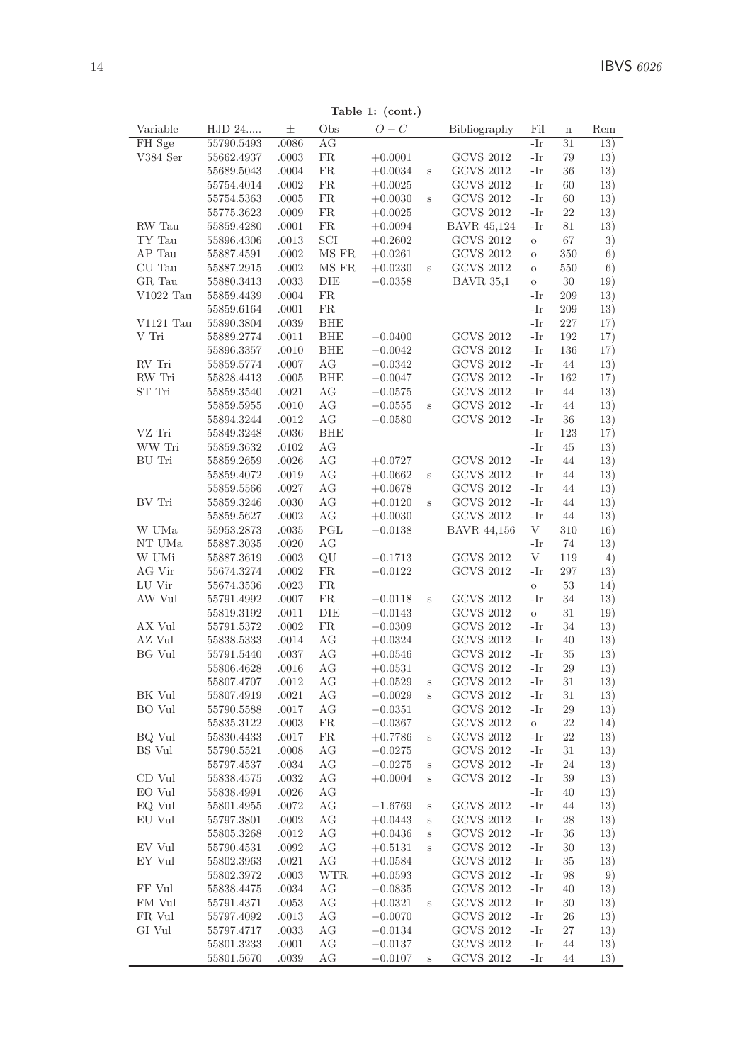**Table 1: (cont.)**

| Variable | HJD 24..... | ± | Obs | $O-C$ | | Bibliography | Fil | n | Rem |
|---|---|---|---|---|---|---|---|---|---|
| FH Sge | 55790.5493 | .0086 | AG | | | | -Ir | 31 | 13) |
| V384 Ser | 55662.4937 | .0003 | FR | +0.0001 | | GCVS 2012 | -Ir | 79 | 13) |
| | 55689.5043 | .0004 | FR | +0.0034 | s | GCVS 2012 | -Ir | 36 | 13) |
| | 55754.4014 | .0002 | FR | +0.0025 | | GCVS 2012 | -Ir | 60 | 13) |
| | 55754.5363 | .0005 | FR | +0.0030 | s | GCVS 2012 | -Ir | 60 | 13) |
| | 55775.3623 | .0009 | FR | +0.0025 | | GCVS 2012 | -Ir | 22 | 13) |
| RW Tau | 55859.4280 | .0001 | FR | +0.0094 | | BAVR 45,124 | -Ir | 81 | 13) |
| TY Tau | 55896.4306 | .0013 | SCI | +0.2602 | | GCVS 2012 | o | 67 | 3) |
| AP Tau | 55887.4591 | .0002 | MS FR | +0.0261 | | GCVS 2012 | o | 350 | 6) |
| CU Tau | 55887.2915 | .0002 | MS FR | +0.0230 | s | GCVS 2012 | o | 550 | 6) |
| GR Tau | 55880.3413 | .0033 | DIE | −0.0358 | | BAVR 35,1 | o | 30 | 19) |
| V1022 Tau | 55859.4439 | .0004 | FR | | | | -Ir | 209 | 13) |
| | 55859.6164 | .0001 | FR | | | | -Ir | 209 | 13) |
| V1121 Tau | 55890.3804 | .0039 | BHE | | | | -Ir | 227 | 17) |
| V Tri | 55889.2774 | .0011 | BHE | −0.0400 | | GCVS 2012 | -Ir | 192 | 17) |
| | 55896.3357 | .0010 | BHE | −0.0042 | | GCVS 2012 | -Ir | 136 | 17) |
| RV Tri | 55859.5774 | .0007 | AG | −0.0342 | | GCVS 2012 | -Ir | 44 | 13) |
| RW Tri | 55828.4413 | .0005 | BHE | −0.0047 | | GCVS 2012 | -Ir | 162 | 17) |
| ST Tri | 55859.3540 | .0021 | AG | −0.0575 | | GCVS 2012 | -Ir | 44 | 13) |
| | 55859.5955 | .0010 | AG | −0.0555 | s | GCVS 2012 | -Ir | 44 | 13) |
| | 55894.3244 | .0012 | AG | −0.0580 | | GCVS 2012 | -Ir | 36 | 13) |
| VZ Tri | 55849.3248 | .0036 | BHE | | | | -Ir | 123 | 17) |
| WW Tri | 55859.3632 | .0102 | AG | | | | -Ir | 45 | 13) |
| BU Tri | 55859.2659 | .0026 | AG | +0.0727 | | GCVS 2012 | -Ir | 44 | 13) |
| | 55859.4072 | .0019 | AG | +0.0662 | s | GCVS 2012 | -Ir | 44 | 13) |
| | 55859.5566 | .0027 | AG | +0.0678 | | GCVS 2012 | -Ir | 44 | 13) |
| BV Tri | 55859.3246 | .0030 | AG | +0.0120 | s | GCVS 2012 | -Ir | 44 | 13) |
| | 55859.5627 | .0002 | AG | +0.0030 | | GCVS 2012 | -Ir | 44 | 13) |
| W UMa | 55953.2873 | .0035 | PGL | −0.0138 | | BAVR 44,156 | V | 310 | 16) |
| NT UMa | 55887.3035 | .0020 | AG | | | | -Ir | 74 | 13) |
| W UMi | 55887.3619 | .0003 | QU | −0.1713 | | GCVS 2012 | V | 119 | 4) |
| AG Vir | 55674.3274 | .0002 | FR | −0.0122 | | GCVS 2012 | -Ir | 297 | 13) |
| LU Vir | 55674.3536 | .0023 | FR | | | | o | 53 | 14) |
| AW Vul | 55791.4992 | .0007 | FR | −0.0118 | s | GCVS 2012 | -Ir | 34 | 13) |
| | 55819.3192 | .0011 | DIE | −0.0143 | | GCVS 2012 | o | 31 | 19) |
| AX Vul | 55791.5372 | .0002 | FR | −0.0309 | | GCVS 2012 | -Ir | 34 | 13) |
| AZ Vul | 55838.5333 | .0014 | AG | +0.0324 | | GCVS 2012 | -Ir | 40 | 13) |
| BG Vul | 55791.5440 | .0037 | AG | +0.0546 | | GCVS 2012 | -Ir | 35 | 13) |
| | 55806.4628 | .0016 | AG | +0.0531 | | GCVS 2012 | -Ir | 29 | 13) |
| | 55807.4707 | .0012 | AG | +0.0529 | s | GCVS 2012 | -Ir | 31 | 13) |
| BK Vul | 55807.4919 | .0021 | AG | −0.0029 | s | GCVS 2012 | -Ir | 31 | 13) |
| BO Vul | 55790.5588 | .0017 | AG | −0.0351 | | GCVS 2012 | -Ir | 29 | 13) |
| | 55835.3122 | .0003 | FR | −0.0367 | | GCVS 2012 | o | 22 | 14) |
| BQ Vul | 55830.4433 | .0017 | FR | +0.7786 | s | GCVS 2012 | -Ir | 22 | 13) |
| BS Vul | 55790.5521 | .0008 | AG | −0.0275 | | GCVS 2012 | -Ir | 31 | 13) |
| | 55797.4537 | .0034 | AG | −0.0275 | s | GCVS 2012 | -Ir | 24 | 13) |
| CD Vul | 55838.4575 | .0032 | AG | +0.0004 | s | GCVS 2012 | -Ir | 39 | 13) |
| EO Vul | 55838.4991 | .0026 | AG | | | | -Ir | 40 | 13) |
| EQ Vul | 55801.4955 | .0072 | AG | −1.6769 | s | GCVS 2012 | -Ir | 44 | 13) |
| EU Vul | 55797.3801 | .0002 | AG | +0.0443 | s | GCVS 2012 | -Ir | 28 | 13) |
| | 55805.3268 | .0012 | AG | +0.0436 | s | GCVS 2012 | -Ir | 36 | 13) |
| EV Vul | 55790.4531 | .0092 | AG | +0.5131 | s | GCVS 2012 | -Ir | 30 | 13) |
| EY Vul | 55802.3963 | .0021 | AG | +0.0584 | | GCVS 2012 | -Ir | 35 | 13) |
| | 55802.3972 | .0003 | WTR | +0.0593 | | GCVS 2012 | -Ir | 98 | 9) |
| FF Vul | 55838.4475 | .0034 | AG | −0.0835 | | GCVS 2012 | -Ir | 40 | 13) |
| FM Vul | 55791.4371 | .0053 | AG | +0.0321 | s | GCVS 2012 | -Ir | 30 | 13) |
| FR Vul | 55797.4092 | .0013 | AG | −0.0070 | | GCVS 2012 | -Ir | 26 | 13) |
| GI Vul | 55797.4717 | .0033 | AG | −0.0134 | | GCVS 2012 | -Ir | 27 | 13) |
| | 55801.3233 | .0001 | AG | −0.0137 | | GCVS 2012 | -Ir | 44 | 13) |
| | 55801.5670 | .0039 | AG | −0.0107 | s | GCVS 2012 | -Ir | 44 | 13) |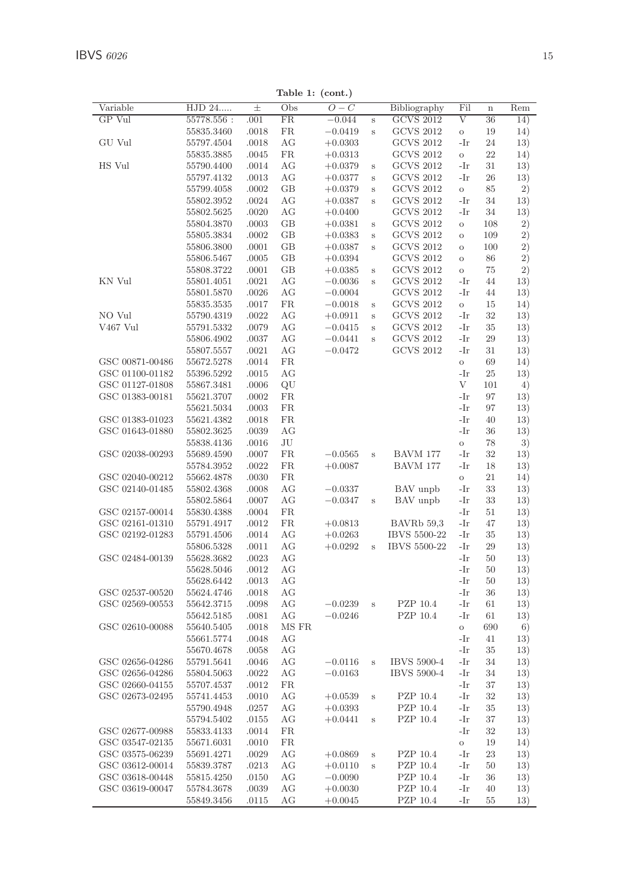**Table 1: (cont.)**

| Variable | HJD 24..... | ± | Obs | $O-C$ | | Bibliography | Fil | n | Rem |
|---|---|---|---|---|---|---|---|---|---|
| GP Vul | 55778.556 : | .001 | FR | −0.044 | s | GCVS 2012 | V | 36 | 14) |
| | 55835.3460 | .0018 | FR | −0.0419 | s | GCVS 2012 | o | 19 | 14) |
| GU Vul | 55797.4504 | .0018 | AG | +0.0303 | | GCVS 2012 | -Ir | 24 | 13) |
| | 55835.3885 | .0045 | FR | +0.0313 | | GCVS 2012 | o | 22 | 14) |
| HS Vul | 55790.4400 | .0014 | AG | +0.0379 | s | GCVS 2012 | -Ir | 31 | 13) |
| | 55797.4132 | .0013 | AG | +0.0377 | s | GCVS 2012 | -Ir | 26 | 13) |
| | 55799.4058 | .0002 | GB | +0.0379 | s | GCVS 2012 | o | 85 | 2) |
| | 55802.3952 | .0024 | AG | +0.0387 | s | GCVS 2012 | -Ir | 34 | 13) |
| | 55802.5625 | .0020 | AG | +0.0400 | | GCVS 2012 | -Ir | 34 | 13) |
| | 55804.3870 | .0003 | GB | +0.0381 | s | GCVS 2012 | o | 108 | 2) |
| | 55805.3834 | .0002 | GB | +0.0383 | s | GCVS 2012 | o | 109 | 2) |
| | 55806.3800 | .0001 | GB | +0.0387 | s | GCVS 2012 | o | 100 | 2) |
| | 55806.5467 | .0005 | GB | +0.0394 | | GCVS 2012 | o | 86 | 2) |
| | 55808.3722 | .0001 | GB | +0.0385 | s | GCVS 2012 | o | 75 | 2) |
| KN Vul | 55801.4051 | .0021 | AG | −0.0036 | s | GCVS 2012 | -Ir | 44 | 13) |
| | 55801.5870 | .0026 | AG | −0.0004 | | GCVS 2012 | -Ir | 44 | 13) |
| | 55835.3535 | .0017 | FR | −0.0018 | s | GCVS 2012 | o | 15 | 14) |
| NO Vul | 55790.4319 | .0022 | AG | +0.0911 | s | GCVS 2012 | -Ir | 32 | 13) |
| V467 Vul | 55791.5332 | .0079 | AG | −0.0415 | s | GCVS 2012 | -Ir | 35 | 13) |
| | 55806.4902 | .0037 | AG | −0.0441 | s | GCVS 2012 | -Ir | 29 | 13) |
| | 55807.5557 | .0021 | AG | −0.0472 | | GCVS 2012 | -Ir | 31 | 13) |
| GSC 00871-00486 | 55672.5278 | .0014 | FR | | | | o | 69 | 14) |
| GSC 01100-01182 | 55396.5292 | .0015 | AG | | | | -Ir | 25 | 13) |
| GSC 01127-01808 | 55867.3481 | .0006 | QU | | | | V | 101 | 4) |
| GSC 01383-00181 | 55621.3707 | .0002 | FR | | | | -Ir | 97 | 13) |
| | 55621.5034 | .0003 | FR | | | | -Ir | 97 | 13) |
| GSC 01383-01023 | 55621.4382 | .0018 | FR | | | | -Ir | 40 | 13) |
| GSC 01643-01880 | 55802.3625 | .0039 | AG | | | | -Ir | 36 | 13) |
| | 55838.4136 | .0016 | JU | | | | o | 78 | 3) |
| GSC 02038-00293 | 55689.4590 | .0007 | FR | −0.0565 | s | BAVM 177 | -Ir | 32 | 13) |
| | 55784.3952 | .0022 | FR | +0.0087 | | BAVM 177 | -Ir | 18 | 13) |
| GSC 02040-00212 | 55662.4878 | .0030 | FR | | | | o | 21 | 14) |
| GSC 02140-01485 | 55802.4368 | .0008 | AG | −0.0337 | | BAV unpb | -Ir | 33 | 13) |
| | 55802.5864 | .0007 | AG | −0.0347 | s | BAV unpb | -Ir | 33 | 13) |
| GSC 02157-00014 | 55830.4388 | .0004 | FR | | | | -Ir | 51 | 13) |
| GSC 02161-01310 | 55791.4917 | .0012 | FR | +0.0813 | | BAVRb 59,3 | -Ir | 47 | 13) |
| GSC 02192-01283 | 55791.4506 | .0014 | AG | +0.0263 | | IBVS 5500-22 | -Ir | 35 | 13) |
| | 55806.5328 | .0011 | AG | +0.0292 | s | IBVS 5500-22 | -Ir | 29 | 13) |
| GSC 02484-00139 | 55628.3682 | .0023 | AG | | | | -Ir | 50 | 13) |
| | 55628.5046 | .0012 | AG | | | | -Ir | 50 | 13) |
| | 55628.6442 | .0013 | AG | | | | -Ir | 50 | 13) |
| GSC 02537-00520 | 55624.4746 | .0018 | AG | | | | -Ir | 36 | 13) |
| GSC 02569-00553 | 55642.3715 | .0098 | AG | −0.0239 | s | PZP 10.4 | -Ir | 61 | 13) |
| | 55642.5185 | .0081 | AG | −0.0246 | | PZP 10.4 | -Ir | 61 | 13) |
| GSC 02610-00088 | 55640.5405 | .0018 | MS FR | | | | o | 690 | 6) |
| | 55661.5774 | .0048 | AG | | | | -Ir | 41 | 13) |
| | 55670.4678 | .0058 | AG | | | | -Ir | 35 | 13) |
| GSC 02656-04286 | 55791.5641 | .0046 | AG | −0.0116 | s | IBVS 5900-4 | -Ir | 34 | 13) |
| GSC 02656-04286 | 55804.5063 | .0022 | AG | −0.0163 | | IBVS 5900-4 | -Ir | 34 | 13) |
| GSC 02660-04155 | 55707.4537 | .0012 | FR | | | | -Ir | 37 | 13) |
| GSC 02673-02495 | 55741.4453 | .0010 | AG | +0.0539 | s | PZP 10.4 | -Ir | 32 | 13) |
| | 55790.4948 | .0257 | AG | +0.0393 | | PZP 10.4 | -Ir | 35 | 13) |
| | 55794.5402 | .0155 | AG | +0.0441 | s | PZP 10.4 | -Ir | 37 | 13) |
| GSC 02677-00988 | 55833.4133 | .0014 | FR | | | | -Ir | 32 | 13) |
| GSC 03547-02135 | 55671.6031 | .0010 | FR | | | | o | 19 | 14) |
| GSC 03575-06239 | 55691.4271 | .0029 | AG | +0.0869 | s | PZP 10.4 | -Ir | 23 | 13) |
| GSC 03612-00014 | 55839.3787 | .0213 | AG | +0.0110 | s | PZP 10.4 | -Ir | 50 | 13) |
| GSC 03618-00448 | 55815.4250 | .0150 | AG | −0.0090 | | PZP 10.4 | -Ir | 36 | 13) |
| GSC 03619-00047 | 55784.3678 | .0039 | AG | +0.0030 | | PZP 10.4 | -Ir | 40 | 13) |
| | 55849.3456 | .0115 | AG | +0.0045 | | PZP 10.4 | -Ir | 55 | 13) |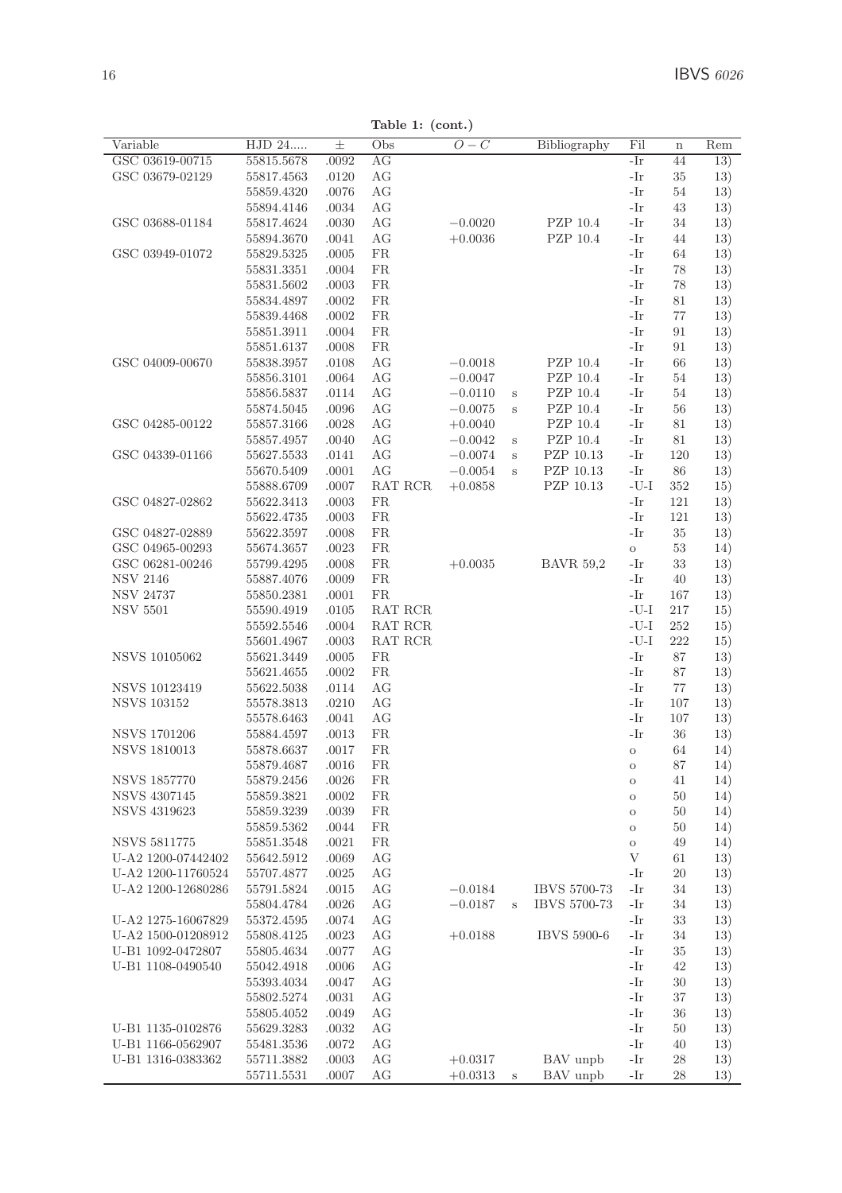**Table 1: (cont.)**

| Variable | HJD 24..... | ± | Obs | $O-C$ | | Bibliography | Fil | n | Rem |
|---|---|---|---|---|---|---|---|---|---|
| GSC 03619-00715 | 55815.5678 | .0092 | AG | | | | -Ir | 44 | 13) |
| GSC 03679-02129 | 55817.4563 | .0120 | AG | | | | -Ir | 35 | 13) |
| | 55859.4320 | .0076 | AG | | | | -Ir | 54 | 13) |
| | 55894.4146 | .0034 | AG | | | | -Ir | 43 | 13) |
| GSC 03688-01184 | 55817.4624 | .0030 | AG | $-0.0020$ | | PZP 10.4 | -Ir | 34 | 13) |
| | 55894.3670 | .0041 | AG | $+0.0036$ | | PZP 10.4 | -Ir | 44 | 13) |
| GSC 03949-01072 | 55829.5325 | .0005 | FR | | | | -Ir | 64 | 13) |
| | 55831.3351 | .0004 | FR | | | | -Ir | 78 | 13) |
| | 55831.5602 | .0003 | FR | | | | -Ir | 78 | 13) |
| | 55834.4897 | .0002 | FR | | | | -Ir | 81 | 13) |
| | 55839.4468 | .0002 | FR | | | | -Ir | 77 | 13) |
| | 55851.3911 | .0004 | FR | | | | -Ir | 91 | 13) |
| | 55851.6137 | .0008 | FR | | | | -Ir | 91 | 13) |
| GSC 04009-00670 | 55838.3957 | .0108 | AG | $-0.0018$ | | PZP 10.4 | -Ir | 66 | 13) |
| | 55856.3101 | .0064 | AG | $-0.0047$ | | PZP 10.4 | -Ir | 54 | 13) |
| | 55856.5837 | .0114 | AG | $-0.0110$ | s | PZP 10.4 | -Ir | 54 | 13) |
| | 55874.5045 | .0096 | AG | $-0.0075$ | s | PZP 10.4 | -Ir | 56 | 13) |
| GSC 04285-00122 | 55857.3166 | .0028 | AG | $+0.0040$ | | PZP 10.4 | -Ir | 81 | 13) |
| | 55857.4957 | .0040 | AG | $-0.0042$ | s | PZP 10.4 | -Ir | 81 | 13) |
| GSC 04339-01166 | 55627.5533 | .0141 | AG | $-0.0074$ | s | PZP 10.13 | -Ir | 120 | 13) |
| | 55670.5409 | .0001 | AG | $-0.0054$ | s | PZP 10.13 | -Ir | 86 | 13) |
| | 55888.6709 | .0007 | RAT RCR | $+0.0858$ | | PZP 10.13 | -U-I | 352 | 15) |
| GSC 04827-02862 | 55622.3413 | .0003 | FR | | | | -Ir | 121 | 13) |
| | 55622.4735 | .0003 | FR | | | | -Ir | 121 | 13) |
| GSC 04827-02889 | 55622.3597 | .0008 | FR | | | | -Ir | 35 | 13) |
| GSC 04965-00293 | 55674.3657 | .0023 | FR | | | | o | 53 | 14) |
| GSC 06281-00246 | 55799.4295 | .0008 | FR | $+0.0035$ | | BAVR 59,2 | -Ir | 33 | 13) |
| NSV 2146 | 55887.4076 | .0009 | FR | | | | -Ir | 40 | 13) |
| NSV 24737 | 55850.2381 | .0001 | FR | | | | -Ir | 167 | 13) |
| NSV 5501 | 55590.4919 | .0105 | RAT RCR | | | | -U-I | 217 | 15) |
| | 55592.5546 | .0004 | RAT RCR | | | | -U-I | 252 | 15) |
| | 55601.4967 | .0003 | RAT RCR | | | | -U-I | 222 | 15) |
| NSVS 10105062 | 55621.3449 | .0005 | FR | | | | -Ir | 87 | 13) |
| | 55621.4655 | .0002 | FR | | | | -Ir | 87 | 13) |
| NSVS 10123419 | 55622.5038 | .0114 | AG | | | | -Ir | 77 | 13) |
| NSVS 103152 | 55578.3813 | .0210 | AG | | | | -Ir | 107 | 13) |
| | 55578.6463 | .0041 | AG | | | | -Ir | 107 | 13) |
| NSVS 1701206 | 55884.4597 | .0013 | FR | | | | -Ir | 36 | 13) |
| NSVS 1810013 | 55878.6637 | .0017 | FR | | | | o | 64 | 14) |
| | 55879.4687 | .0016 | FR | | | | o | 87 | 14) |
| NSVS 1857770 | 55879.2456 | .0026 | FR | | | | o | 41 | 14) |
| NSVS 4307145 | 55859.3821 | .0002 | FR | | | | o | 50 | 14) |
| NSVS 4319623 | 55859.3239 | .0039 | FR | | | | o | 50 | 14) |
| | 55859.5362 | .0044 | FR | | | | o | 50 | 14) |
| NSVS 5811775 | 55851.3548 | .0021 | FR | | | | o | 49 | 14) |
| U-A2 1200-07442402 | 55642.5912 | .0069 | AG | | | | V | 61 | 13) |
| U-A2 1200-11760524 | 55707.4877 | .0025 | AG | | | | -Ir | 20 | 13) |
| U-A2 1200-12680286 | 55791.5824 | .0015 | AG | $-0.0184$ | | IBVS 5700-73 | -Ir | 34 | 13) |
| | 55804.4784 | .0026 | AG | $-0.0187$ | s | IBVS 5700-73 | -Ir | 34 | 13) |
| U-A2 1275-16067829 | 55372.4595 | .0074 | AG | | | | -Ir | 33 | 13) |
| U-A2 1500-01208912 | 55808.4125 | .0023 | AG | $+0.0188$ | | IBVS 5900-6 | -Ir | 34 | 13) |
| U-B1 1092-0472807 | 55805.4634 | .0077 | AG | | | | -Ir | 35 | 13) |
| U-B1 1108-0490540 | 55042.4918 | .0006 | AG | | | | -Ir | 42 | 13) |
| | 55393.4034 | .0047 | AG | | | | -Ir | 30 | 13) |
| | 55802.5274 | .0031 | AG | | | | -Ir | 37 | 13) |
| | 55805.4052 | .0049 | AG | | | | -Ir | 36 | 13) |
| U-B1 1135-0102876 | 55629.3283 | .0032 | AG | | | | -Ir | 50 | 13) |
| U-B1 1166-0562907 | 55481.3536 | .0072 | AG | | | | -Ir | 40 | 13) |
| U-B1 1316-0383362 | 55711.3882 | .0003 | AG | $+0.0317$ | | BAV unpb | -Ir | 28 | 13) |
| | 55711.5531 | .0007 | AG | $+0.0313$ | s | BAV unpb | -Ir | 28 | 13) |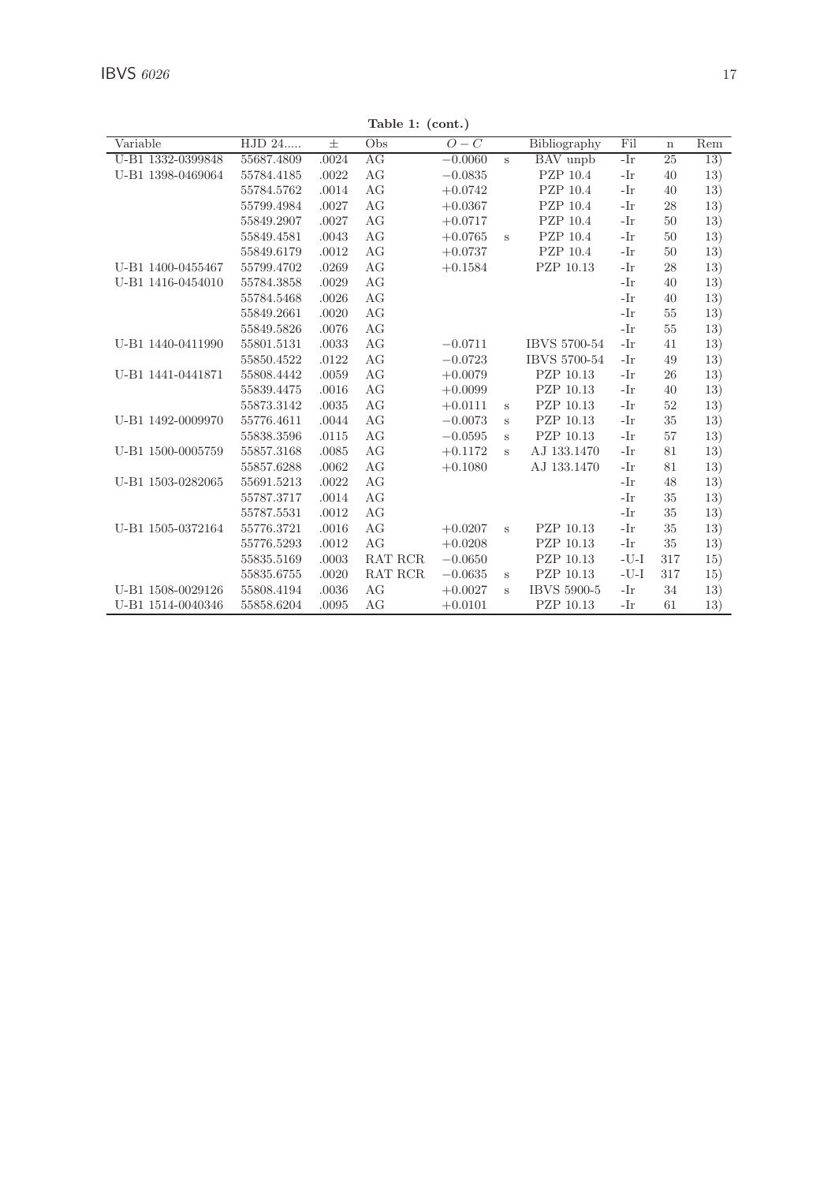**Table 1: (cont.)**

| Variable | HJD 24..... | ± | Obs | $O-C$ | | Bibliography | Fil | n | Rem |
|---|---|---|---|---|---|---|---|---|---|
| U-B1 1332-0399848 | 55687.4809 | .0024 | AG | −0.0060 | s | BAV unpb | -Ir | 25 | 13) |
| U-B1 1398-0469064 | 55784.4185 | .0022 | AG | −0.0835 | | PZP 10.4 | -Ir | 40 | 13) |
| | 55784.5762 | .0014 | AG | +0.0742 | | PZP 10.4 | -Ir | 40 | 13) |
| | 55799.4984 | .0027 | AG | +0.0367 | | PZP 10.4 | -Ir | 28 | 13) |
| | 55849.2907 | .0027 | AG | +0.0717 | | PZP 10.4 | -Ir | 50 | 13) |
| | 55849.4581 | .0043 | AG | +0.0765 | s | PZP 10.4 | -Ir | 50 | 13) |
| | 55849.6179 | .0012 | AG | +0.0737 | | PZP 10.4 | -Ir | 50 | 13) |
| U-B1 1400-0455467 | 55799.4702 | .0269 | AG | +0.1584 | | PZP 10.13 | -Ir | 28 | 13) |
| U-B1 1416-0454010 | 55784.3858 | .0029 | AG | | | | -Ir | 40 | 13) |
| | 55784.5468 | .0026 | AG | | | | -Ir | 40 | 13) |
| | 55849.2661 | .0020 | AG | | | | -Ir | 55 | 13) |
| | 55849.5826 | .0076 | AG | | | | -Ir | 55 | 13) |
| U-B1 1440-0411990 | 55801.5131 | .0033 | AG | −0.0711 | | IBVS 5700-54 | -Ir | 41 | 13) |
| | 55850.4522 | .0122 | AG | −0.0723 | | IBVS 5700-54 | -Ir | 49 | 13) |
| U-B1 1441-0441871 | 55808.4442 | .0059 | AG | +0.0079 | | PZP 10.13 | -Ir | 26 | 13) |
| | 55839.4475 | .0016 | AG | +0.0099 | | PZP 10.13 | -Ir | 40 | 13) |
| | 55873.3142 | .0035 | AG | +0.0111 | s | PZP 10.13 | -Ir | 52 | 13) |
| U-B1 1492-0009970 | 55776.4611 | .0044 | AG | −0.0073 | s | PZP 10.13 | -Ir | 35 | 13) |
| | 55838.3596 | .0115 | AG | −0.0595 | s | PZP 10.13 | -Ir | 57 | 13) |
| U-B1 1500-0005759 | 55857.3168 | .0085 | AG | +0.1172 | s | AJ 133.1470 | -Ir | 81 | 13) |
| | 55857.6288 | .0062 | AG | +0.1080 | | AJ 133.1470 | -Ir | 81 | 13) |
| U-B1 1503-0282065 | 55691.5213 | .0022 | AG | | | | -Ir | 48 | 13) |
| | 55787.3717 | .0014 | AG | | | | -Ir | 35 | 13) |
| | 55787.5531 | .0012 | AG | | | | -Ir | 35 | 13) |
| U-B1 1505-0372164 | 55776.3721 | .0016 | AG | +0.0207 | s | PZP 10.13 | -Ir | 35 | 13) |
| | 55776.5293 | .0012 | AG | +0.0208 | | PZP 10.13 | -Ir | 35 | 13) |
| | 55835.5169 | .0003 | RAT RCR | −0.0650 | | PZP 10.13 | -U-I | 317 | 15) |
| | 55835.6755 | .0020 | RAT RCR | −0.0635 | s | PZP 10.13 | -U-I | 317 | 15) |
| U-B1 1508-0029126 | 55808.4194 | .0036 | AG | +0.0027 | s | IBVS 5900-5 | -Ir | 34 | 13) |
| U-B1 1514-0040346 | 55858.6204 | .0095 | AG | +0.0101 | | PZP 10.13 | -Ir | 61 | 13) |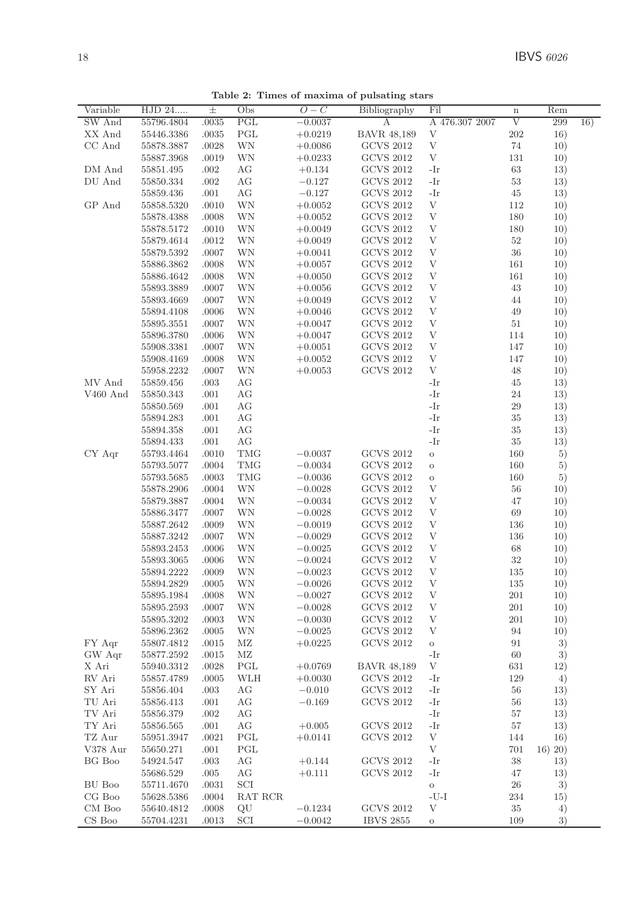**Table 2: Times of maxima of pulsating stars**

| Variable | HJD 24..... | ± | Obs | $O-C$ | Bibliography | Fil | n | Rem |
|---|---|---|---|---|---|---|---|---|
| SW And | 55796.4804 | .0035 | PGL | −0.0037 | A | A 476.307 2007 | V | 299 16) |
| XX And | 55446.3386 | .0035 | PGL | +0.0219 | BAVR 48,189 | V | 202 | 16) |
| CC And | 55878.3887 | .0028 | WN | +0.0086 | GCVS 2012 | V | 74 | 10) |
| | 55887.3968 | .0019 | WN | +0.0233 | GCVS 2012 | V | 131 | 10) |
| DM And | 55851.495 | .002 | AG | +0.134 | GCVS 2012 | -Ir | 63 | 13) |
| DU And | 55850.334 | .002 | AG | −0.127 | GCVS 2012 | -Ir | 53 | 13) |
| | 55859.436 | .001 | AG | −0.127 | GCVS 2012 | -Ir | 45 | 13) |
| GP And | 55858.5320 | .0010 | WN | +0.0052 | GCVS 2012 | V | 112 | 10) |
| | 55878.4388 | .0008 | WN | +0.0052 | GCVS 2012 | V | 180 | 10) |
| | 55878.5172 | .0010 | WN | +0.0049 | GCVS 2012 | V | 180 | 10) |
| | 55879.4614 | .0012 | WN | +0.0049 | GCVS 2012 | V | 52 | 10) |
| | 55879.5392 | .0007 | WN | +0.0041 | GCVS 2012 | V | 36 | 10) |
| | 55886.3862 | .0008 | WN | +0.0057 | GCVS 2012 | V | 161 | 10) |
| | 55886.4642 | .0008 | WN | +0.0050 | GCVS 2012 | V | 161 | 10) |
| | 55893.3889 | .0007 | WN | +0.0056 | GCVS 2012 | V | 43 | 10) |
| | 55893.4669 | .0007 | WN | +0.0049 | GCVS 2012 | V | 44 | 10) |
| | 55894.4108 | .0006 | WN | +0.0046 | GCVS 2012 | V | 49 | 10) |
| | 55895.3551 | .0007 | WN | +0.0047 | GCVS 2012 | V | 51 | 10) |
| | 55896.3780 | .0006 | WN | +0.0047 | GCVS 2012 | V | 114 | 10) |
| | 55908.3381 | .0007 | WN | +0.0051 | GCVS 2012 | V | 147 | 10) |
| | 55908.4169 | .0008 | WN | +0.0052 | GCVS 2012 | V | 147 | 10) |
| | 55958.2232 | .0007 | WN | +0.0053 | GCVS 2012 | V | 48 | 10) |
| MV And | 55859.456 | .003 | AG | | | -Ir | 45 | 13) |
| V460 And | 55850.343 | .001 | AG | | | -Ir | 24 | 13) |
| | 55850.569 | .001 | AG | | | -Ir | 29 | 13) |
| | 55894.283 | .001 | AG | | | -Ir | 35 | 13) |
| | 55894.358 | .001 | AG | | | -Ir | 35 | 13) |
| | 55894.433 | .001 | AG | | | -Ir | 35 | 13) |
| CY Aqr | 55793.4464 | .0010 | TMG | −0.0037 | GCVS 2012 | o | 160 | 5) |
| | 55793.5077 | .0004 | TMG | −0.0034 | GCVS 2012 | o | 160 | 5) |
| | 55793.5685 | .0003 | TMG | −0.0036 | GCVS 2012 | o | 160 | 5) |
| | 55878.2906 | .0004 | WN | −0.0028 | GCVS 2012 | V | 56 | 10) |
| | 55879.3887 | .0004 | WN | −0.0034 | GCVS 2012 | V | 47 | 10) |
| | 55886.3477 | .0007 | WN | −0.0028 | GCVS 2012 | V | 69 | 10) |
| | 55887.2642 | .0009 | WN | −0.0019 | GCVS 2012 | V | 136 | 10) |
| | 55887.3242 | .0007 | WN | −0.0029 | GCVS 2012 | V | 136 | 10) |
| | 55893.2453 | .0006 | WN | −0.0025 | GCVS 2012 | V | 68 | 10) |
| | 55893.3065 | .0006 | WN | −0.0024 | GCVS 2012 | V | 32 | 10) |
| | 55894.2222 | .0009 | WN | −0.0023 | GCVS 2012 | V | 135 | 10) |
| | 55894.2829 | .0005 | WN | −0.0026 | GCVS 2012 | V | 135 | 10) |
| | 55895.1984 | .0008 | WN | −0.0027 | GCVS 2012 | V | 201 | 10) |
| | 55895.2593 | .0007 | WN | −0.0028 | GCVS 2012 | V | 201 | 10) |
| | 55895.3202 | .0003 | WN | −0.0030 | GCVS 2012 | V | 201 | 10) |
| | 55896.2362 | .0005 | WN | −0.0025 | GCVS 2012 | V | 94 | 10) |
| FY Aqr | 55807.4812 | .0015 | MZ | +0.0225 | GCVS 2012 | o | 91 | 3) |
| GW Aqr | 55877.2592 | .0015 | MZ | | | -Ir | 60 | 3) |
| X Ari | 55940.3312 | .0028 | PGL | +0.0769 | BAVR 48,189 | V | 631 | 12) |
| RV Ari | 55857.4789 | .0005 | WLH | +0.0030 | GCVS 2012 | -Ir | 129 | 4) |
| SY Ari | 55856.404 | .003 | AG | −0.010 | GCVS 2012 | -Ir | 56 | 13) |
| TU Ari | 55856.413 | .001 | AG | −0.169 | GCVS 2012 | -Ir | 56 | 13) |
| TV Ari | 55856.379 | .002 | AG | | | -Ir | 57 | 13) |
| TY Ari | 55856.565 | .001 | AG | +0.005 | GCVS 2012 | -Ir | 57 | 13) |
| TZ Aur | 55951.3947 | .0021 | PGL | +0.0141 | GCVS 2012 | V | 144 | 16) |
| V378 Aur | 55650.271 | .001 | PGL | | | V | 701 | 16) 20) |
| BG Boo | 54924.547 | .003 | AG | +0.144 | GCVS 2012 | -Ir | 38 | 13) |
| | 55686.529 | .005 | AG | +0.111 | GCVS 2012 | -Ir | 47 | 13) |
| BU Boo | 55711.4670 | .0031 | SCI | | | o | 26 | 3) |
| CG Boo | 55628.5386 | .0004 | RAT RCR | | | -U-I | 234 | 15) |
| CM Boo | 55640.4812 | .0008 | QU | −0.1234 | GCVS 2012 | V | 35 | 4) |
| CS Boo | 55704.4231 | .0013 | SCI | −0.0042 | IBVS 2855 | o | 109 | 3) |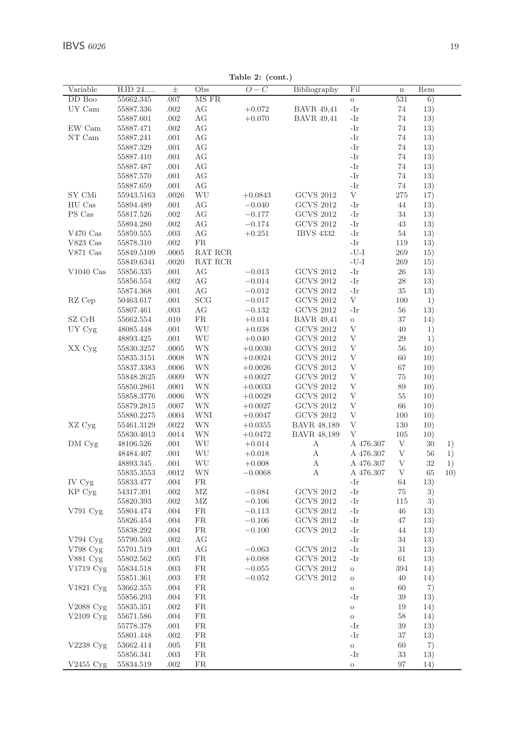**Table 2: (cont.)**

| Variable | HJD 24..... | ± | Obs | $O-C$ | Bibliography | Fil | n | Rem | |
|---|---|---|---|---|---|---|---|---|---|
| DD Boo | 55662.345 | .007 | MS FR | | | o | 531 | 6) | |
| UY Cam | 55887.336 | .002 | AG | +0.072 | BAVR 49,41 | -Ir | 74 | 13) | |
| | 55887.601 | .002 | AG | +0.070 | BAVR 49,41 | -Ir | 74 | 13) | |
| EW Cam | 55887.471 | .002 | AG | | | -Ir | 74 | 13) | |
| NT Cam | 55887.241 | .001 | AG | | | -Ir | 74 | 13) | |
| | 55887.329 | .001 | AG | | | -Ir | 74 | 13) | |
| | 55887.410 | .001 | AG | | | -Ir | 74 | 13) | |
| | 55887.487 | .001 | AG | | | -Ir | 74 | 13) | |
| | 55887.570 | .001 | AG | | | -Ir | 74 | 13) | |
| | 55887.659 | .001 | AG | | | -Ir | 74 | 13) | |
| SY CMi | 55943.5163 | .0026 | WU | +0.0843 | GCVS 2012 | V | 275 | 17) | |
| HU Cas | 55894.489 | .001 | AG | −0.040 | GCVS 2012 | -Ir | 44 | 13) | |
| PS Cas | 55817.526 | .002 | AG | −0.177 | GCVS 2012 | -Ir | 34 | 13) | |
| | 55894.280 | .002 | AG | −0.174 | GCVS 2012 | -Ir | 43 | 13) | |
| V470 Cas | 55859.555 | .003 | AG | +0.251 | IBVS 4332 | -Ir | 54 | 13) | |
| V823 Cas | 55878.310 | .002 | FR | | | -Ir | 119 | 13) | |
| V871 Cas | 55849.5109 | .0005 | RAT RCR | | | -U-I | 269 | 15) | |
| | 55849.6341 | .0020 | RAT RCR | | | -U-I | 269 | 15) | |
| V1040 Cas | 55856.335 | .001 | AG | −0.013 | GCVS 2012 | -Ir | 26 | 13) | |
| | 55856.554 | .002 | AG | −0.014 | GCVS 2012 | -Ir | 28 | 13) | |
| | 55874.368 | .001 | AG | −0.012 | GCVS 2012 | -Ir | 35 | 13) | |
| RZ Cep | 50463.617 | .001 | SCG | −0.017 | GCVS 2012 | V | 100 | 1) | |
| | 55807.461 | .003 | AG | −0.132 | GCVS 2012 | -Ir | 56 | 13) | |
| SZ CrB | 55662.554 | .010 | FR | +0.014 | BAVR 49,41 | o | 37 | 14) | |
| UY Cyg | 48085.448 | .001 | WU | +0.038 | GCVS 2012 | V | 40 | 1) | |
| | 48893.425 | .001 | WU | +0.040 | GCVS 2012 | V | 29 | 1) | |
| XX Cyg | 55830.3257 | .0005 | WN | +0.0030 | GCVS 2012 | V | 56 | 10) | |
| | 55835.3151 | .0008 | WN | +0.0024 | GCVS 2012 | V | 60 | 10) | |
| | 55837.3383 | .0006 | WN | +0.0026 | GCVS 2012 | V | 67 | 10) | |
| | 55848.2625 | .0009 | WN | +0.0027 | GCVS 2012 | V | 75 | 10) | |
| | 55850.2861 | .0001 | WN | +0.0033 | GCVS 2012 | V | 89 | 10) | |
| | 55858.3776 | .0006 | WN | +0.0029 | GCVS 2012 | V | 55 | 10) | |
| | 55879.2815 | .0007 | WN | +0.0027 | GCVS 2012 | V | 66 | 10) | |
| | 55880.2275 | .0004 | WNI | +0.0047 | GCVS 2012 | V | 100 | 10) | |
| XZ Cyg | 55461.3129 | .0022 | WN | +0.0355 | BAVR 48,189 | V | 130 | 10) | |
| | 55830.4013 | .0014 | WN | +0.0472 | BAVR 48,189 | V | 105 | 10) | |
| DM Cyg | 48106.526 | .001 | WU | +0.014 | A | A 476.307 | V | 30 | 1) |
| | 48484.407 | .001 | WU | +0.018 | A | A 476.307 | V | 56 | 1) |
| | 48893.345 | .001 | WU | +0.008 | A | A 476.307 | V | 32 | 1) |
| | 55835.3553 | .0012 | WN | −0.0068 | A | A 476.307 | V | 65 | 10) |
| IV Cyg | 55833.477 | .004 | FR | | | -Ir | 64 | 13) | |
| KP Cyg | 54317.391 | .002 | MZ | −0.084 | GCVS 2012 | -Ir | 75 | 3) | |
| | 55820.393 | .002 | MZ | −0.106 | GCVS 2012 | -Ir | 115 | 3) | |
| V791 Cyg | 55804.474 | .004 | FR | −0.113 | GCVS 2012 | -Ir | 46 | 13) | |
| | 55826.454 | .004 | FR | −0.106 | GCVS 2012 | -Ir | 47 | 13) | |
| | 55838.292 | .004 | FR | −0.100 | GCVS 2012 | -Ir | 44 | 13) | |
| V794 Cyg | 55790.503 | .002 | AG | | | -Ir | 34 | 13) | |
| V798 Cyg | 55791.519 | .001 | AG | −0.063 | GCVS 2012 | -Ir | 31 | 13) | |
| V881 Cyg | 55802.562 | .005 | FR | +0.088 | GCVS 2012 | -Ir | 61 | 13) | |
| V1719 Cyg | 55834.518 | .003 | FR | −0.055 | GCVS 2012 | o | 394 | 14) | |
| | 55851.361 | .003 | FR | −0.052 | GCVS 2012 | o | 40 | 14) | |
| V1821 Cyg | 53662.355 | .004 | FR | | | o | 60 | 7) | |
| | 55856.293 | .004 | FR | | | -Ir | 39 | 13) | |
| V2088 Cyg | 55835.351 | .002 | FR | | | o | 19 | 14) | |
| V2109 Cyg | 55671.586 | .004 | FR | | | o | 58 | 14) | |
| | 55778.378 | .001 | FR | | | -Ir | 39 | 13) | |
| | 55801.448 | .002 | FR | | | -Ir | 37 | 13) | |
| V2238 Cyg | 53662.414 | .005 | FR | | | o | 60 | 7) | |
| | 55856.341 | .003 | FR | | | -Ir | 33 | 13) | |
| V2455 Cyg | 55834.519 | .002 | FR | | | o | 97 | 14) | |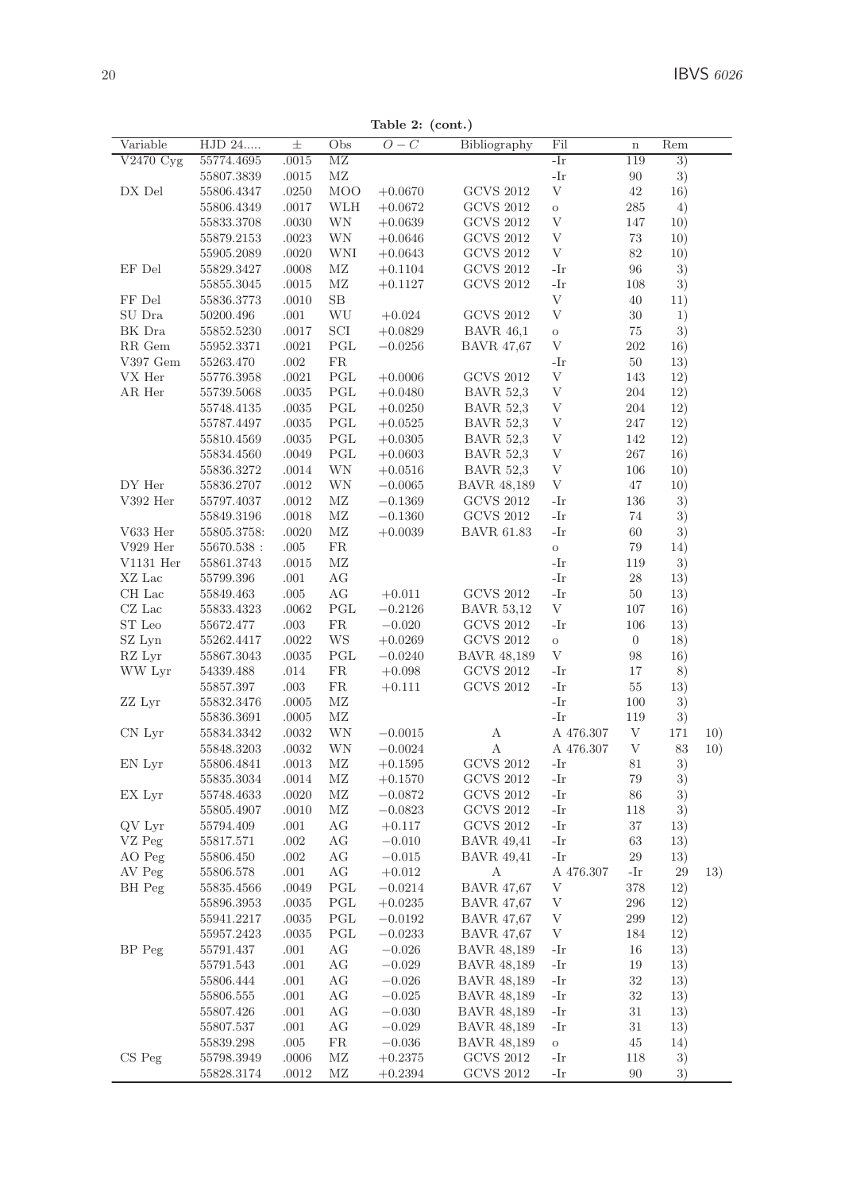**Table 2: (cont.)**

| Variable | HJD 24..... | ± | Obs | $O-C$ | Bibliography | Fil | n | Rem | |
|---|---|---|---|---|---|---|---|---|---|
| V2470 Cyg | 55774.4695 | .0015 | MZ | | | -Ir | 119 | 3) | |
| | 55807.3839 | .0015 | MZ | | | -Ir | 90 | 3) | |
| DX Del | 55806.4347 | .0250 | MOO | $+0.0670$ | GCVS 2012 | V | 42 | 16) | |
| | 55806.4349 | .0017 | WLH | $+0.0672$ | GCVS 2012 | o | 285 | 4) | |
| | 55833.3708 | .0030 | WN | $+0.0639$ | GCVS 2012 | V | 147 | 10) | |
| | 55879.2153 | .0023 | WN | $+0.0646$ | GCVS 2012 | V | 73 | 10) | |
| | 55905.2089 | .0020 | WNI | $+0.0643$ | GCVS 2012 | V | 82 | 10) | |
| EF Del | 55829.3427 | .0008 | MZ | $+0.1104$ | GCVS 2012 | -Ir | 96 | 3) | |
| | 55855.3045 | .0015 | MZ | $+0.1127$ | GCVS 2012 | -Ir | 108 | 3) | |
| FF Del | 55836.3773 | .0010 | SB | | | V | 40 | 11) | |
| SU Dra | 50200.496 | .001 | WU | $+0.024$ | GCVS 2012 | V | 30 | 1) | |
| BK Dra | 55852.5230 | .0017 | SCI | $+0.0829$ | BAVR 46,1 | o | 75 | 3) | |
| RR Gem | 55952.3371 | .0021 | PGL | $-0.0256$ | BAVR 47,67 | V | 202 | 16) | |
| V397 Gem | 55263.470 | .002 | FR | | | -Ir | 50 | 13) | |
| VX Her | 55776.3958 | .0021 | PGL | $+0.0006$ | GCVS 2012 | V | 143 | 12) | |
| AR Her | 55739.5068 | .0035 | PGL | $+0.0480$ | BAVR 52,3 | V | 204 | 12) | |
| | 55748.4135 | .0035 | PGL | $+0.0250$ | BAVR 52,3 | V | 204 | 12) | |
| | 55787.4497 | .0035 | PGL | $+0.0525$ | BAVR 52,3 | V | 247 | 12) | |
| | 55810.4569 | .0035 | PGL | $+0.0305$ | BAVR 52,3 | V | 142 | 12) | |
| | 55834.4560 | .0049 | PGL | $+0.0603$ | BAVR 52,3 | V | 267 | 16) | |
| | 55836.3272 | .0014 | WN | $+0.0516$ | BAVR 52,3 | V | 106 | 10) | |
| DY Her | 55836.2707 | .0012 | WN | $-0.0065$ | BAVR 48,189 | V | 47 | 10) | |
| V392 Her | 55797.4037 | .0012 | MZ | $-0.1369$ | GCVS 2012 | -Ir | 136 | 3) | |
| | 55849.3196 | .0018 | MZ | $-0.1360$ | GCVS 2012 | -Ir | 74 | 3) | |
| V633 Her | 55805.3758: | .0020 | MZ | $+0.0039$ | BAVR 61.83 | -Ir | 60 | 3) | |
| V929 Her | 55670.538 : | .005 | FR | | | o | 79 | 14) | |
| V1131 Her | 55861.3743 | .0015 | MZ | | | -Ir | 119 | 3) | |
| XZ Lac | 55799.396 | .001 | AG | | | -Ir | 28 | 13) | |
| CH Lac | 55849.463 | .005 | AG | $+0.011$ | GCVS 2012 | -Ir | 50 | 13) | |
| CZ Lac | 55833.4323 | .0062 | PGL | $-0.2126$ | BAVR 53,12 | V | 107 | 16) | |
| ST Leo | 55672.477 | .003 | FR | $-0.020$ | GCVS 2012 | -Ir | 106 | 13) | |
| SZ Lyn | 55262.4417 | .0022 | WS | $+0.0269$ | GCVS 2012 | o | 0 | 18) | |
| RZ Lyr | 55867.3043 | .0035 | PGL | $-0.0240$ | BAVR 48,189 | V | 98 | 16) | |
| WW Lyr | 54339.488 | .014 | FR | $+0.098$ | GCVS 2012 | -Ir | 17 | 8) | |
| | 55857.397 | .003 | FR | $+0.111$ | GCVS 2012 | -Ir | 55 | 13) | |
| ZZ Lyr | 55832.3476 | .0005 | MZ | | | -Ir | 100 | 3) | |
| | 55836.3691 | .0005 | MZ | | | -Ir | 119 | 3) | |
| CN Lyr | 55834.3342 | .0032 | WN | $-0.0015$ | A | A 476.307 | V | 171 | 10) |
| | 55848.3203 | .0032 | WN | $-0.0024$ | A | A 476.307 | V | 83 | 10) |
| EN Lyr | 55806.4841 | .0013 | MZ | $+0.1595$ | GCVS 2012 | -Ir | 81 | 3) | |
| | 55835.3034 | .0014 | MZ | $+0.1570$ | GCVS 2012 | -Ir | 79 | 3) | |
| EX Lyr | 55748.4633 | .0020 | MZ | $-0.0872$ | GCVS 2012 | -Ir | 86 | 3) | |
| | 55805.4907 | .0010 | MZ | $-0.0823$ | GCVS 2012 | -Ir | 118 | 3) | |
| QV Lyr | 55794.409 | .001 | AG | $+0.117$ | GCVS 2012 | -Ir | 37 | 13) | |
| VZ Peg | 55817.571 | .002 | AG | $-0.010$ | BAVR 49,41 | -Ir | 63 | 13) | |
| AO Peg | 55806.450 | .002 | AG | $-0.015$ | BAVR 49,41 | -Ir | 29 | 13) | |
| AV Peg | 55806.578 | .001 | AG | $+0.012$ | A | A 476.307 | -Ir | 29 | 13) |
| BH Peg | 55835.4566 | .0049 | PGL | $-0.0214$ | BAVR 47,67 | V | 378 | 12) | |
| | 55896.3953 | .0035 | PGL | $+0.0235$ | BAVR 47,67 | V | 296 | 12) | |
| | 55941.2217 | .0035 | PGL | $-0.0192$ | BAVR 47,67 | V | 299 | 12) | |
| | 55957.2423 | .0035 | PGL | $-0.0233$ | BAVR 47,67 | V | 184 | 12) | |
| BP Peg | 55791.437 | .001 | AG | $-0.026$ | BAVR 48,189 | -Ir | 16 | 13) | |
| | 55791.543 | .001 | AG | $-0.029$ | BAVR 48,189 | -Ir | 19 | 13) | |
| | 55806.444 | .001 | AG | $-0.026$ | BAVR 48,189 | -Ir | 32 | 13) | |
| | 55806.555 | .001 | AG | $-0.025$ | BAVR 48,189 | -Ir | 32 | 13) | |
| | 55807.426 | .001 | AG | $-0.030$ | BAVR 48,189 | -Ir | 31 | 13) | |
| | 55807.537 | .001 | AG | $-0.029$ | BAVR 48,189 | -Ir | 31 | 13) | |
| | 55839.298 | .005 | FR | $-0.036$ | BAVR 48,189 | o | 45 | 14) | |
| CS Peg | 55798.3949 | .0006 | MZ | $+0.2375$ | GCVS 2012 | -Ir | 118 | 3) | |
| | 55828.3174 | .0012 | MZ | $+0.2394$ | GCVS 2012 | -Ir | 90 | 3) | |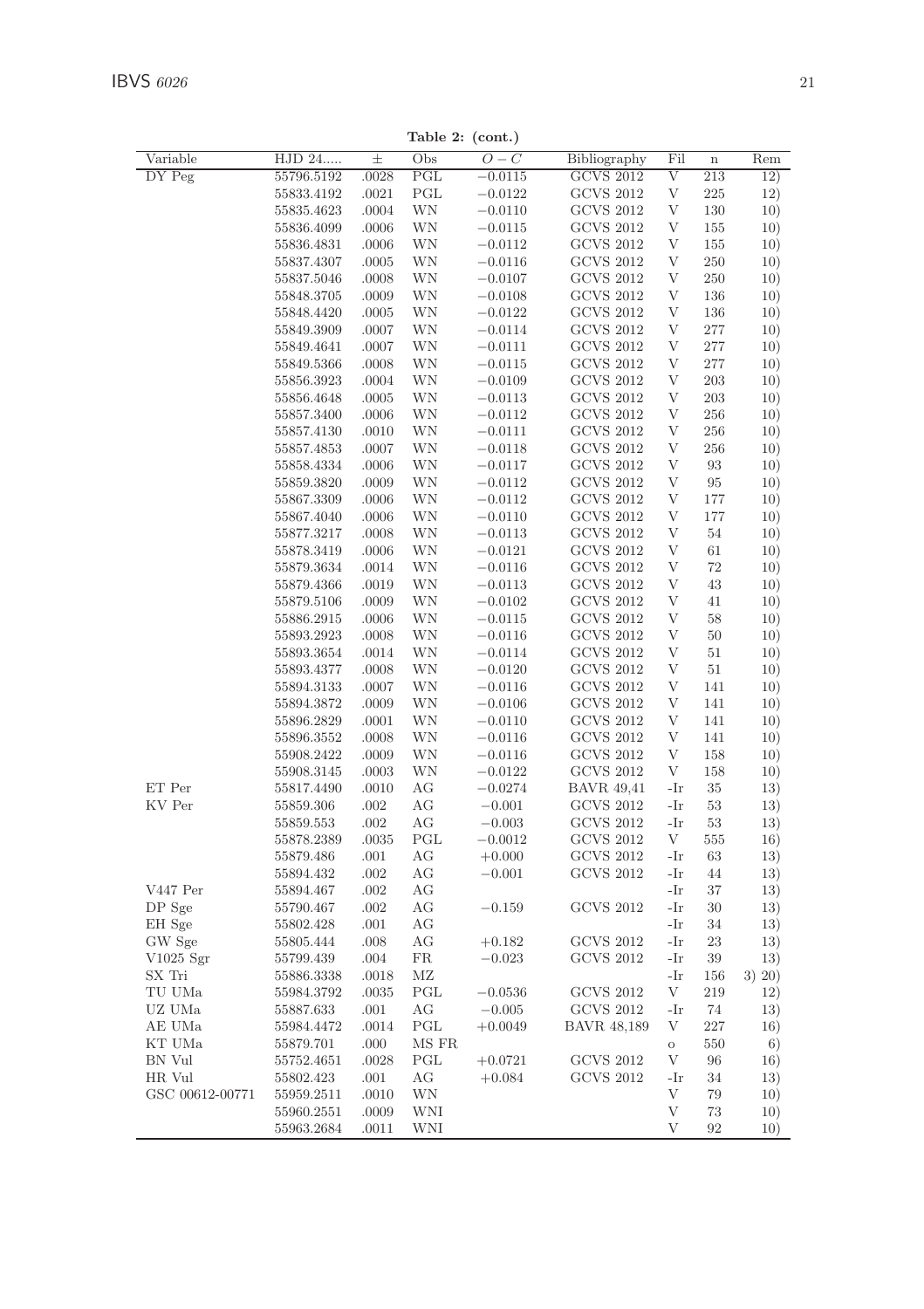**Table 2: (cont.)**

| Variable | HJD 24..... | ± | Obs | $O-C$ | Bibliography | Fil | n | Rem |
|---|---|---|---|---|---|---|---|---|
| DY Peg | 55796.5192 | .0028 | PGL | −0.0115 | GCVS 2012 | V | 213 | 12) |
| | 55833.4192 | .0021 | PGL | −0.0122 | GCVS 2012 | V | 225 | 12) |
| | 55835.4623 | .0004 | WN | −0.0110 | GCVS 2012 | V | 130 | 10) |
| | 55836.4099 | .0006 | WN | −0.0115 | GCVS 2012 | V | 155 | 10) |
| | 55836.4831 | .0006 | WN | −0.0112 | GCVS 2012 | V | 155 | 10) |
| | 55837.4307 | .0005 | WN | −0.0116 | GCVS 2012 | V | 250 | 10) |
| | 55837.5046 | .0008 | WN | −0.0107 | GCVS 2012 | V | 250 | 10) |
| | 55848.3705 | .0009 | WN | −0.0108 | GCVS 2012 | V | 136 | 10) |
| | 55848.4420 | .0005 | WN | −0.0122 | GCVS 2012 | V | 136 | 10) |
| | 55849.3909 | .0007 | WN | −0.0114 | GCVS 2012 | V | 277 | 10) |
| | 55849.4641 | .0007 | WN | −0.0111 | GCVS 2012 | V | 277 | 10) |
| | 55849.5366 | .0008 | WN | −0.0115 | GCVS 2012 | V | 277 | 10) |
| | 55856.3923 | .0004 | WN | −0.0109 | GCVS 2012 | V | 203 | 10) |
| | 55856.4648 | .0005 | WN | −0.0113 | GCVS 2012 | V | 203 | 10) |
| | 55857.3400 | .0006 | WN | −0.0112 | GCVS 2012 | V | 256 | 10) |
| | 55857.4130 | .0010 | WN | −0.0111 | GCVS 2012 | V | 256 | 10) |
| | 55857.4853 | .0007 | WN | −0.0118 | GCVS 2012 | V | 256 | 10) |
| | 55858.4334 | .0006 | WN | −0.0117 | GCVS 2012 | V | 93 | 10) |
| | 55859.3820 | .0009 | WN | −0.0112 | GCVS 2012 | V | 95 | 10) |
| | 55867.3309 | .0006 | WN | −0.0112 | GCVS 2012 | V | 177 | 10) |
| | 55867.4040 | .0006 | WN | −0.0110 | GCVS 2012 | V | 177 | 10) |
| | 55877.3217 | .0008 | WN | −0.0113 | GCVS 2012 | V | 54 | 10) |
| | 55878.3419 | .0006 | WN | −0.0121 | GCVS 2012 | V | 61 | 10) |
| | 55879.3634 | .0014 | WN | −0.0116 | GCVS 2012 | V | 72 | 10) |
| | 55879.4366 | .0019 | WN | −0.0113 | GCVS 2012 | V | 43 | 10) |
| | 55879.5106 | .0009 | WN | −0.0102 | GCVS 2012 | V | 41 | 10) |
| | 55886.2915 | .0006 | WN | −0.0115 | GCVS 2012 | V | 58 | 10) |
| | 55893.2923 | .0008 | WN | −0.0116 | GCVS 2012 | V | 50 | 10) |
| | 55893.3654 | .0014 | WN | −0.0114 | GCVS 2012 | V | 51 | 10) |
| | 55893.4377 | .0008 | WN | −0.0120 | GCVS 2012 | V | 51 | 10) |
| | 55894.3133 | .0007 | WN | −0.0116 | GCVS 2012 | V | 141 | 10) |
| | 55894.3872 | .0009 | WN | −0.0106 | GCVS 2012 | V | 141 | 10) |
| | 55896.2829 | .0001 | WN | −0.0110 | GCVS 2012 | V | 141 | 10) |
| | 55896.3552 | .0008 | WN | −0.0116 | GCVS 2012 | V | 141 | 10) |
| | 55908.2422 | .0009 | WN | −0.0116 | GCVS 2012 | V | 158 | 10) |
| | 55908.3145 | .0003 | WN | −0.0122 | GCVS 2012 | V | 158 | 10) |
| ET Per | 55817.4490 | .0010 | AG | −0.0274 | BAVR 49,41 | -Ir | 35 | 13) |
| KV Per | 55859.306 | .002 | AG | −0.001 | GCVS 2012 | -Ir | 53 | 13) |
| | 55859.553 | .002 | AG | −0.003 | GCVS 2012 | -Ir | 53 | 13) |
| | 55878.2389 | .0035 | PGL | −0.0012 | GCVS 2012 | V | 555 | 16) |
| | 55879.486 | .001 | AG | +0.000 | GCVS 2012 | -Ir | 63 | 13) |
| | 55894.432 | .002 | AG | −0.001 | GCVS 2012 | -Ir | 44 | 13) |
| V447 Per | 55894.467 | .002 | AG | | | -Ir | 37 | 13) |
| DP Sge | 55790.467 | .002 | AG | −0.159 | GCVS 2012 | -Ir | 30 | 13) |
| EH Sge | 55802.428 | .001 | AG | | | -Ir | 34 | 13) |
| GW Sge | 55805.444 | .008 | AG | +0.182 | GCVS 2012 | -Ir | 23 | 13) |
| V1025 Sgr | 55799.439 | .004 | FR | −0.023 | GCVS 2012 | -Ir | 39 | 13) |
| SX Tri | 55886.3338 | .0018 | MZ | | | -Ir | 156 | 3) 20) |
| TU UMa | 55984.3792 | .0035 | PGL | −0.0536 | GCVS 2012 | V | 219 | 12) |
| UZ UMa | 55887.633 | .001 | AG | −0.005 | GCVS 2012 | -Ir | 74 | 13) |
| AE UMa | 55984.4472 | .0014 | PGL | +0.0049 | BAVR 48,189 | V | 227 | 16) |
| KT UMa | 55879.701 | .000 | MS FR | | | o | 550 | 6) |
| BN Vul | 55752.4651 | .0028 | PGL | +0.0721 | GCVS 2012 | V | 96 | 16) |
| HR Vul | 55802.423 | .001 | AG | +0.084 | GCVS 2012 | -Ir | 34 | 13) |
| GSC 00612-00771 | 55959.2511 | .0010 | WN | | | V | 79 | 10) |
| | 55960.2551 | .0009 | WNI | | | V | 73 | 10) |
| | 55963.2684 | .0011 | WNI | | | V | 92 | 10) |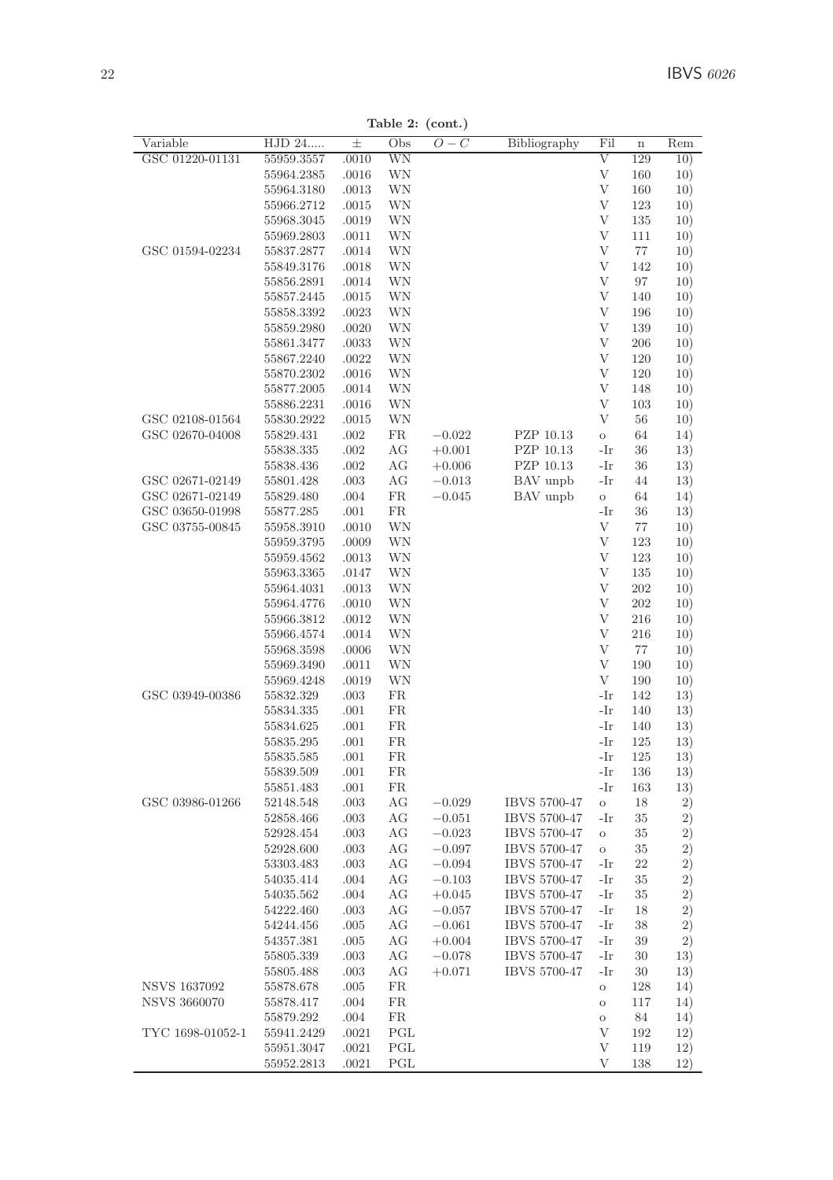**Table 2: (cont.)**

| Variable | HJD 24..... | ± | Obs | $O-C$ | Bibliography | Fil | n | Rem |
|---|---|---|---|---|---|---|---|---|
| GSC 01220-01131 | 55959.3557 | .0010 | WN | | | V | 129 | 10) |
| | 55964.2385 | .0016 | WN | | | V | 160 | 10) |
| | 55964.3180 | .0013 | WN | | | V | 160 | 10) |
| | 55966.2712 | .0015 | WN | | | V | 123 | 10) |
| | 55968.3045 | .0019 | WN | | | V | 135 | 10) |
| | 55969.2803 | .0011 | WN | | | V | 111 | 10) |
| GSC 01594-02234 | 55837.2877 | .0014 | WN | | | V | 77 | 10) |
| | 55849.3176 | .0018 | WN | | | V | 142 | 10) |
| | 55856.2891 | .0014 | WN | | | V | 97 | 10) |
| | 55857.2445 | .0015 | WN | | | V | 140 | 10) |
| | 55858.3392 | .0023 | WN | | | V | 196 | 10) |
| | 55859.2980 | .0020 | WN | | | V | 139 | 10) |
| | 55861.3477 | .0033 | WN | | | V | 206 | 10) |
| | 55867.2240 | .0022 | WN | | | V | 120 | 10) |
| | 55870.2302 | .0016 | WN | | | V | 120 | 10) |
| | 55877.2005 | .0014 | WN | | | V | 148 | 10) |
| | 55886.2231 | .0016 | WN | | | V | 103 | 10) |
| GSC 02108-01564 | 55830.2922 | .0015 | WN | | | V | 56 | 10) |
| GSC 02670-04008 | 55829.431 | .002 | FR | $-0.022$ | PZP 10.13 | o | 64 | 14) |
| | 55838.335 | .002 | AG | $+0.001$ | PZP 10.13 | -Ir | 36 | 13) |
| | 55838.436 | .002 | AG | $+0.006$ | PZP 10.13 | -Ir | 36 | 13) |
| GSC 02671-02149 | 55801.428 | .003 | AG | $-0.013$ | BAV unpb | -Ir | 44 | 13) |
| GSC 02671-02149 | 55829.480 | .004 | FR | $-0.045$ | BAV unpb | o | 64 | 14) |
| GSC 03650-01998 | 55877.285 | .001 | FR | | | -Ir | 36 | 13) |
| GSC 03755-00845 | 55958.3910 | .0010 | WN | | | V | 77 | 10) |
| | 55959.3795 | .0009 | WN | | | V | 123 | 10) |
| | 55959.4562 | .0013 | WN | | | V | 123 | 10) |
| | 55963.3365 | .0147 | WN | | | V | 135 | 10) |
| | 55964.4031 | .0013 | WN | | | V | 202 | 10) |
| | 55964.4776 | .0010 | WN | | | V | 202 | 10) |
| | 55966.3812 | .0012 | WN | | | V | 216 | 10) |
| | 55966.4574 | .0014 | WN | | | V | 216 | 10) |
| | 55968.3598 | .0006 | WN | | | V | 77 | 10) |
| | 55969.3490 | .0011 | WN | | | V | 190 | 10) |
| | 55969.4248 | .0019 | WN | | | V | 190 | 10) |
| GSC 03949-00386 | 55832.329 | .003 | FR | | | -Ir | 142 | 13) |
| | 55834.335 | .001 | FR | | | -Ir | 140 | 13) |
| | 55834.625 | .001 | FR | | | -Ir | 140 | 13) |
| | 55835.295 | .001 | FR | | | -Ir | 125 | 13) |
| | 55835.585 | .001 | FR | | | -Ir | 125 | 13) |
| | 55839.509 | .001 | FR | | | -Ir | 136 | 13) |
| | 55851.483 | .001 | FR | | | -Ir | 163 | 13) |
| GSC 03986-01266 | 52148.548 | .003 | AG | $-0.029$ | IBVS 5700-47 | o | 18 | 2) |
| | 52858.466 | .003 | AG | $-0.051$ | IBVS 5700-47 | -Ir | 35 | 2) |
| | 52928.454 | .003 | AG | $-0.023$ | IBVS 5700-47 | o | 35 | 2) |
| | 52928.600 | .003 | AG | $-0.097$ | IBVS 5700-47 | o | 35 | 2) |
| | 53303.483 | .003 | AG | $-0.094$ | IBVS 5700-47 | -Ir | 22 | 2) |
| | 54035.414 | .004 | AG | $-0.103$ | IBVS 5700-47 | -Ir | 35 | 2) |
| | 54035.562 | .004 | AG | $+0.045$ | IBVS 5700-47 | -Ir | 35 | 2) |
| | 54222.460 | .003 | AG | $-0.057$ | IBVS 5700-47 | -Ir | 18 | 2) |
| | 54244.456 | .005 | AG | $-0.061$ | IBVS 5700-47 | -Ir | 38 | 2) |
| | 54357.381 | .005 | AG | $+0.004$ | IBVS 5700-47 | -Ir | 39 | 2) |
| | 55805.339 | .003 | AG | $-0.078$ | IBVS 5700-47 | -Ir | 30 | 13) |
| | 55805.488 | .003 | AG | $+0.071$ | IBVS 5700-47 | -Ir | 30 | 13) |
| NSVS 1637092 | 55878.678 | .005 | FR | | | o | 128 | 14) |
| NSVS 3660070 | 55878.417 | .004 | FR | | | o | 117 | 14) |
| | 55879.292 | .004 | FR | | | o | 84 | 14) |
| TYC 1698-01052-1 | 55941.2429 | .0021 | PGL | | | V | 192 | 12) |
| | 55951.3047 | .0021 | PGL | | | V | 119 | 12) |
| | 55952.2813 | .0021 | PGL | | | V | 138 | 12) |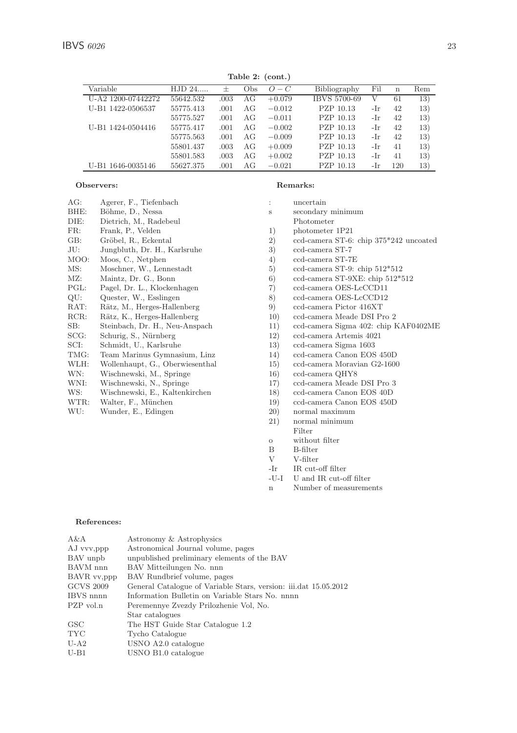**Table 2: (cont.)**

| Variable | HJD 24..... | ± | Obs | $O-C$ | Bibliography | Fil | n | Rem |
|---|---|---|---|---|---|---|---|---|
| U-A2 1200-07442272 | 55642.532 | .003 | AG | +0.079 | IBVS 5700-69 | V | 61 | 13) |
| U-B1 1422-0506537 | 55775.413 | .001 | AG | −0.012 | PZP 10.13 | -Ir | 42 | 13) |
| | 55775.527 | .001 | AG | −0.011 | PZP 10.13 | -Ir | 42 | 13) |
| U-B1 1424-0504416 | 55775.417 | .001 | AG | −0.002 | PZP 10.13 | -Ir | 42 | 13) |
| | 55775.563 | .001 | AG | −0.009 | PZP 10.13 | -Ir | 42 | 13) |
| | 55801.437 | .003 | AG | +0.009 | PZP 10.13 | -Ir | 41 | 13) |
| | 55801.583 | .003 | AG | +0.002 | PZP 10.13 | -Ir | 41 | 13) |
| U-B1 1646-0035146 | 55627.375 | .001 | AG | −0.021 | PZP 10.13 | -Ir | 120 | 13) |

**Observers:**

| | |
|---|---|
| AG: | Agerer, F., Tiefenbach |
| BHE: | Böhme, D., Nessa |
| DIE: | Dietrich, M., Radebeul |
| FR: | Frank, P., Velden |
| GB: | Gröbel, R., Eckental |
| JU: | Jungbluth, Dr. H., Karlsruhe |
| MOO: | Moos, C., Netphen |
| MS: | Moschner, W., Lennestadt |
| MZ: | Maintz, Dr. G., Bonn |
| PGL: | Pagel, Dr. L., Klockenhagen |
| QU: | Quester, W., Esslingen |
| RAT: | Rätz, M., Herges-Hallenberg |
| RCR: | Rätz, K., Herges-Hallenberg |
| SB: | Steinbach, Dr. H., Neu-Anspach |
| SCG: | Schurig, S., Nürnberg |
| SCI: | Schmidt, U., Karlsruhe |
| TMG: | Team Marinus Gymnasium, Linz |
| WLH: | Wollenhaupt, G., Oberwiesenthal |
| WN: | Wischnewski, M., Springe |
| WNI: | Wischnewski, N., Springe |
| WS: | Wischnewski, E., Kaltenkirchen |
| WTR: | Walter, F., München |
| WU: | Wunder, E., Edingen |

**Remarks:**

| | |
|---|---|
| : | uncertain |
| s | secondary minimum |
| | Photometer |
| 1) | photometer 1P21 |
| 2) | ccd-camera ST-6: chip 375*242 uncoated |
| 3) | ccd-camera ST-7 |
| 4) | ccd-camera ST-7E |
| 5) | ccd-camera ST-9: chip 512*512 |
| 6) | ccd-camera ST-9XE: chip 512*512 |
| 7) | ccd-camera OES-LcCCD11 |
| 8) | ccd-camera OES-LcCCD12 |
| 9) | ccd-camera Pictor 416XT |
| 10) | ccd-camera Meade DSI Pro 2 |
| 11) | ccd-camera Sigma 402: chip KAF0402ME |
| 12) | ccd-camera Artemis 4021 |
| 13) | ccd-camera Sigma 1603 |
| 14) | ccd-camera Canon EOS 450D |
| 15) | ccd-camera Moravian G2-1600 |
| 16) | ccd-camera QHY8 |
| 17) | ccd-camera Meade DSI Pro 3 |
| 18) | ccd-camera Canon EOS 40D |
| 19) | ccd-camera Canon EOS 450D |
| 20) | normal maximum |
| 21) | normal minimum |
| | Filter |
| o | without filter |
| B | B-filter |
| V | V-filter |
| -Ir | IR cut-off filter |
| -U-I | U and IR cut-off filter |
| n | Number of measurements |

**References:**

| | |
|---|---|
| A&A | Astronomy & Astrophysics |
| AJ vvv,ppp | Astronomical Journal volume, pages |
| BAV unpb | unpublished preliminary elements of the BAV |
| BAVM nnn | BAV Mitteilungen No. nnn |
| BAVR vv,ppp | BAV Rundbrief volume, pages |
| GCVS 2009 | General Catalogue of Variable Stars, version: iii.dat 15.05.2012 |
| IBVS nnnn | Information Bulletin on Variable Stars No. nnnn |
| PZP vol.n | Peremennye Zvezdy Prilozhenie Vol, No. |
| | Star catalogues |
| GSC | The HST Guide Star Catalogue 1.2 |
| TYC | Tycho Catalogue |
| U-A2 | USNO A2.0 catalogue |
| U-B1 | USNO B1.0 catalogue |